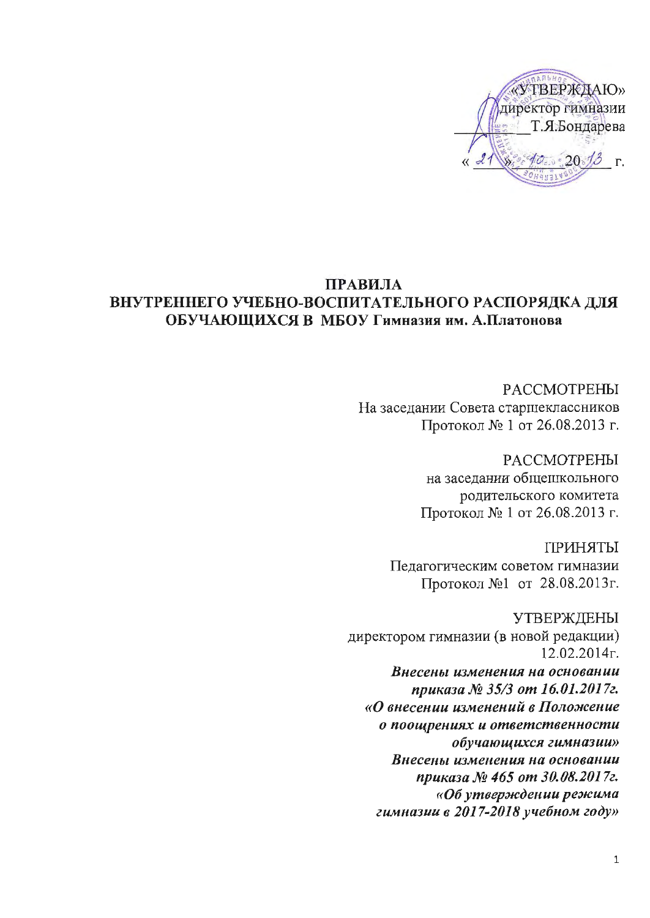«УТВЕРЖДАЮ»
директор гимназии
________Т.Я.Бондарева
« 21 » 10 20 13 г.

# ПРАВИЛА
# ВНУТРЕННЕГО УЧЕБНО-ВОСПИТАТЕЛЬНОГО РАСПОРЯДКА ДЛЯ ОБУЧАЮЩИХСЯ В МБОУ Гимназия им. А.Платонова

РАССМОТРЕНЫ
На заседании Совета старшеклассников
Протокол № 1 от 26.08.2013 г.

РАССМОТРЕНЫ
на заседании общешкольного
родительского комитета
Протокол № 1 от 26.08.2013 г.

ПРИНЯТЫ
Педагогическим советом гимназии
Протокол №1 от 28.08.2013г.

УТВЕРЖДЕНЫ
директором гимназии (в новой редакции)
12.02.2014г.

***Внесены изменения на основании приказа № 35/3 от 16.01.2017г. «О внесении изменений в Положение о поощрениях и ответственности обучающихся гимназии»***

***Внесены изменения на основании приказа № 465 от 30.08.2017г. «Об утверждении режима гимназии в 2017-2018 учебном году»***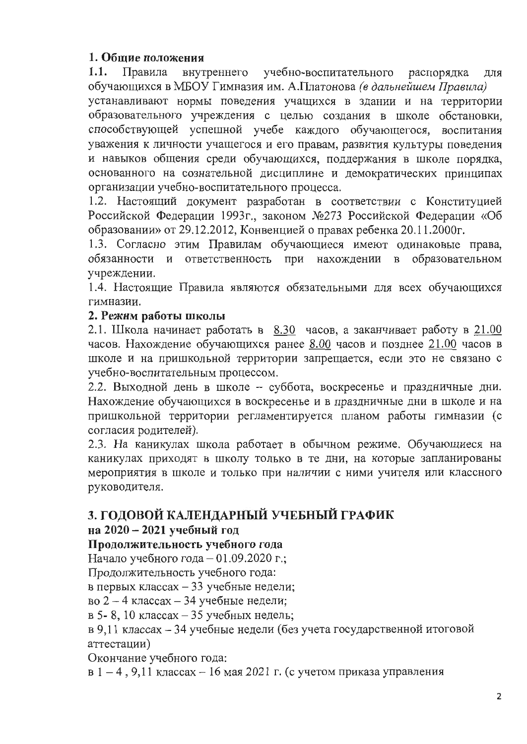**1. Общие положения**

**1.1.** Правила внутреннего учебно-воспитательного распорядка для обучающихся в МБОУ Гимназия им. А.Платонова *(в дальнейшем Правила)* устанавливают нормы поведения учащихся в здании и на территории образовательного учреждения с целью создания в школе обстановки, способствующей успешной учебе каждого обучающегося, воспитания уважения к личности учащегося и его правам, развития культуры поведения и навыков общения среди обучающихся, поддержания в школе порядка, основанного на сознательной дисциплине и демократических принципах организации учебно-воспитательного процесса.

1.2. Настоящий документ разработан в соответствии с Конституцией Российской Федерации 1993г., законом №273 Российской Федерации «Об образовании» от 29.12.2012, Конвенцией о правах ребенка 20.11.2000г.

1.3. Согласно этим Правилам обучающиеся имеют одинаковые права, обязанности и ответственность при нахождении в образовательном учреждении.

1.4. Настоящие Правила являются обязательными для всех обучающихся гимназии.

**2. Режим работы школы**

2.1. Школа начинает работать в 8.30 часов, а заканчивает работу в 21.00 часов. Нахождение обучающихся ранее 8.00 часов и позднее 21.00 часов в школе и на пришкольной территории запрещается, если это не связано с учебно-воспитательным процессом.

2.2. Выходной день в школе – суббота, воскресенье и праздничные дни. Нахождение обучающихся в воскресенье и в праздничные дни в школе и на пришкольной территории регламентируется планом работы гимназии (с согласия родителей).

2.3. На каникулах школа работает в обычном режиме. Обучающиеся на каникулах приходят в школу только в те дни, на которые запланированы мероприятия в школе и только при наличии с ними учителя или классного руководителя.

## 3. ГОДОВОЙ КАЛЕНДАРНЫЙ УЧЕБНЫЙ ГРАФИК

**на 2020 – 2021 учебный год**

**Продолжительность учебного года**

Начало учебного года – 01.09.2020 г.;

Продолжительность учебного года:

в первых классах – 33 учебные недели;

во 2 – 4 классах – 34 учебные недели;

в 5- 8, 10 классах – 35 учебных недель;

в 9,11 классах – 34 учебные недели (без учета государственной итоговой аттестации)

Окончание учебного года:

в 1 – 4 , 9,11 классах – 16 мая 2021 г. (с учетом приказа управления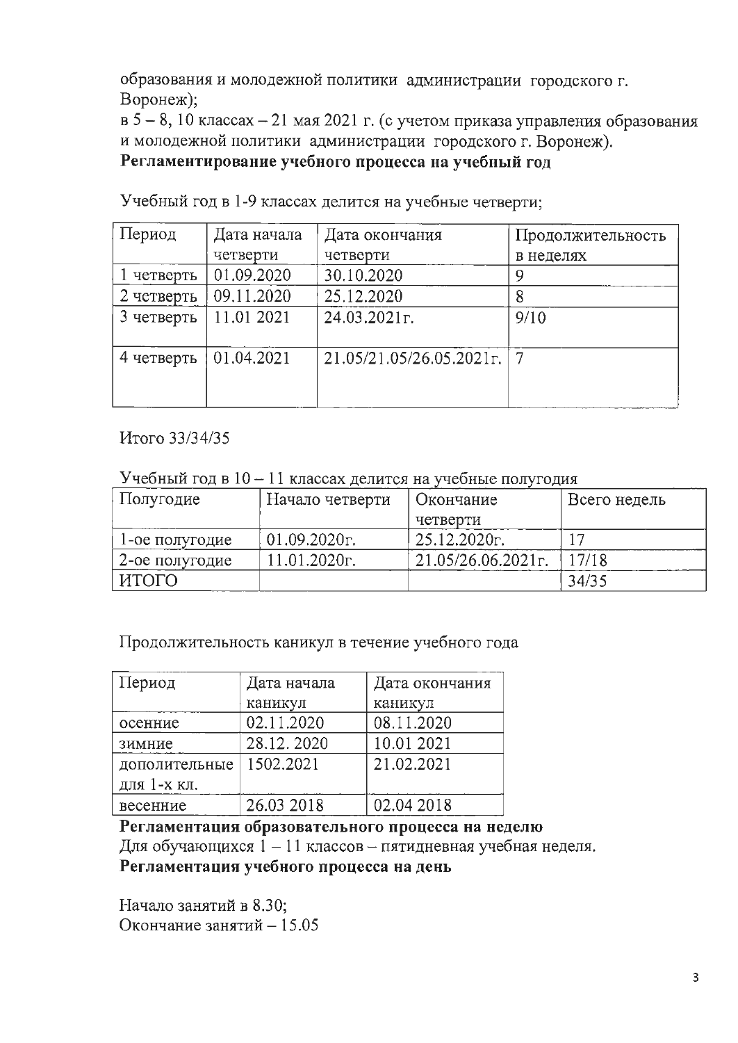образования и молодежной политики администрации городского г. Воронеж);
в 5 – 8, 10 классах – 21 мая 2021 г. (с учетом приказа управления образования и молодежной политики администрации городского г. Воронеж).

**Регламентирование учебного процесса на учебный год**

Учебный год в 1-9 классах делится на учебные четверти;

| Период | Дата начала четверти | Дата окончания четверти | Продолжительность в неделях |
|---|---|---|---|
| 1 четверть | 01.09.2020 | 30.10.2020 | 9 |
| 2 четверть | 09.11.2020 | 25.12.2020 | 8 |
| 3 четверть | 11.01 2021 | 24.03.2021г. | 9/10 |
| 4 четверть | 01.04.2021 | 21.05/21.05/26.05.2021г. | 7 |

Итого 33/34/35

Учебный год в 10 – 11 классах делится на учебные полугодия

| Полугодие | Начало четверти | Окончание четверти | Всего недель |
|---|---|---|---|
| 1-ое полугодие | 01.09.2020г. | 25.12.2020г. | 17 |
| 2-ое полугодие | 11.01.2020г. | 21.05/26.06.2021г. | 17/18 |
| ИТОГО | | | 34/35 |

Продолжительность каникул в течение учебного года

| Период | Дата начала каникул | Дата окончания каникул |
|---|---|---|
| осенние | 02.11.2020 | 08.11.2020 |
| зимние | 28.12. 2020 | 10.01 2021 |
| дополительные для 1-х кл. | 1502.2021 | 21.02.2021 |
| весенние | 26.03 2018 | 02.04 2018 |

**Регламентация образовательного процесса на неделю**

Для обучающихся 1 – 11 классов – пятидневная учебная неделя.

**Регламентация учебного процесса на день**

Начало занятий в 8.30;
Окончание занятий – 15.05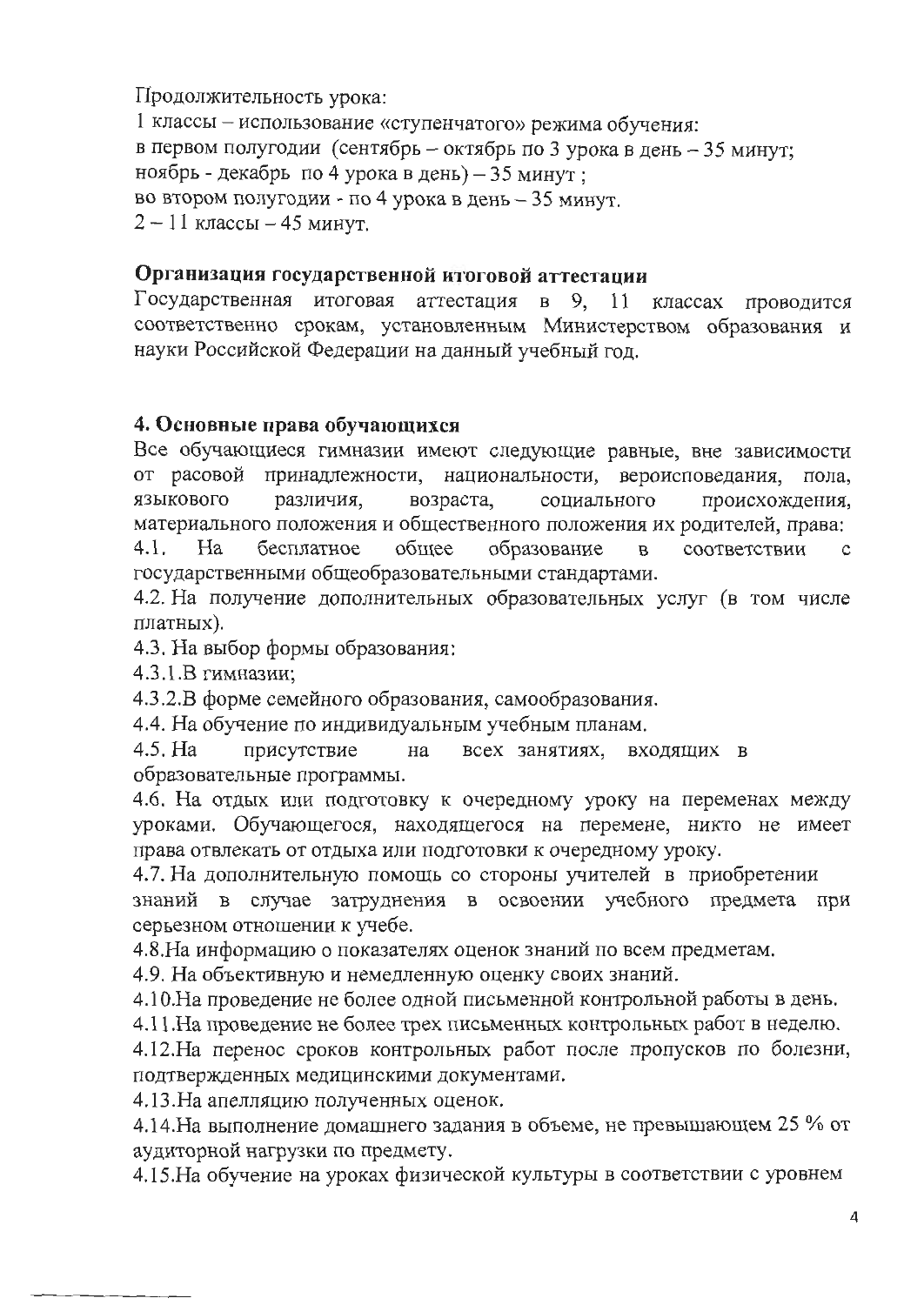Продолжительность урока:

1 классы – использование «ступенчатого» режима обучения:
в первом полугодии (сентябрь – октябрь по 3 урока в день – 35 минут;
ноябрь - декабрь по 4 урока в день) – 35 минут ;
во втором полугодии - по 4 урока в день – 35 минут.
2 – 11 классы – 45 минут.

**Организация государственной итоговой аттестации**

Государственная итоговая аттестация в 9, 11 классах проводится соответственно срокам, установленным Министерством образования и науки Российской Федерации на данный учебный год.

**4. Основные права обучающихся**

Все обучающиеся гимназии имеют следующие равные, вне зависимости от расовой принадлежности, национальности, вероисповедания, пола, языкового различия, возраста, социального происхождения, материального положения и общественного положения их родителей, права:

4.1. На бесплатное общее образование в соответствии с государственными общеобразовательными стандартами.

4.2. На получение дополнительных образовательных услуг (в том числе платных).

4.3. На выбор формы образования:

4.3.1.В гимназии;

4.3.2.В форме семейного образования, самообразования.

4.4. На обучение по индивидуальным учебным планам.

4.5. На присутствие на всех занятиях, входящих в образовательные программы.

4.6. На отдых или подготовку к очередному уроку на переменах между уроками. Обучающегося, находящегося на перемене, никто не имеет права отвлекать от отдыха или подготовки к очередному уроку.

4.7. На дополнительную помощь со стороны учителей в приобретении знаний в случае затруднения в освоении учебного предмета при серьезном отношении к учебе.

4.8.На информацию о показателях оценок знаний по всем предметам.

4.9. На объективную и немедленную оценку своих знаний.

4.10.На проведение не более одной письменной контрольной работы в день.

4.11.На проведение не более трех письменных контрольных работ в неделю.

4.12.На перенос сроков контрольных работ после пропусков по болезни, подтвержденных медицинскими документами.

4.13.На апелляцию полученных оценок.

4.14.На выполнение домашнего задания в объеме, не превышающем 25 % от аудиторной нагрузки по предмету.

4.15.На обучение на уроках физической культуры в соответствии с уровнем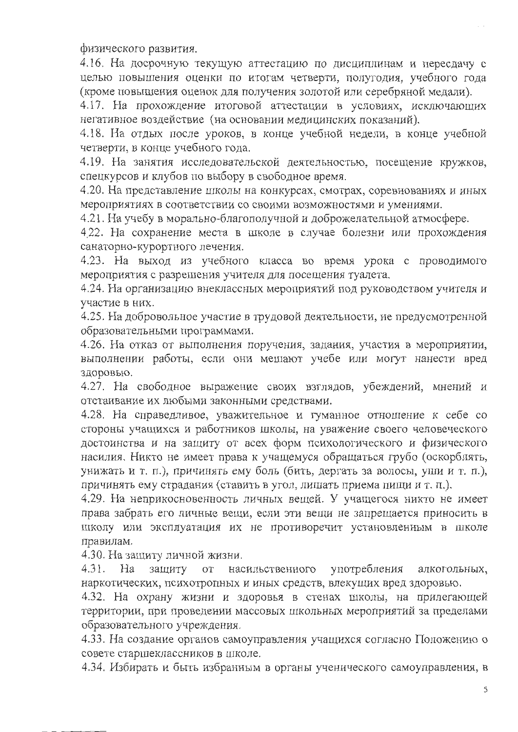физического развития.

4.16. На досрочную текущую аттестацию по дисциплинам и пересдачу с целью повышения оценки по итогам четверти, полугодия, учебного года (кроме повышения оценок для получения золотой или серебряной медали).

4.17. На прохождение итоговой аттестации в условиях, исключающих негативное воздействие (на основании медицинских показаний).

4.18. На отдых после уроков, в конце учебной недели, в конце учебной четверти, в конце учебного года.

4.19. На занятия исследовательской деятельностью, посещение кружков, спецкурсов и клубов по выбору в свободное время.

4.20. На представление школы на конкурсах, смотрах, соревнованиях и иных мероприятиях в соответствии со своими возможностями и умениями.

4.21. На учебу в морально-благополучной и доброжелательной атмосфере.

4.22. На сохранение места в школе в случае болезни или прохождения санаторно-курортного лечения.

4.23. На выход из учебного класса во время урока с проводимого мероприятия с разрешения учителя для посещения туалета.

4.24. На организацию внеклассных мероприятий под руководством учителя и участие в них.

4.25. На добровольное участие в трудовой деятельности, не предусмотренной образовательными программами.

4.26. На отказ от выполнения поручения, задания, участия в мероприятии, выполнении работы, если они мешают учебе или могут нанести вред здоровью.

4.27. На свободное выражение своих взглядов, убеждений, мнений и отстаивание их любыми законными средствами.

4.28. На справедливое, уважительное и гуманное отношение к себе со стороны учащихся и работников школы, на уважение своего человеческого достоинства и на защиту от всех форм психологического и физического насилия. Никто не имеет права к учащемуся обращаться грубо (оскорблять, унижать и т. п.), причинять ему боль (бить, дергать за волосы, уши и т. п.), причинять ему страдания (ставить в угол, лишать приема пищи и т. п.).

4.29. На неприкосновенность личных вещей. У учащегося никто не имеет права забрать его личные вещи, если эти вещи не запрещается приносить в школу или эксплуатация их не противоречит установленным в школе правилам.

4.30. На защиту личной жизни.

4.31. На защиту от насильственного употребления алкогольных, наркотических, психотропных и иных средств, влекущих вред здоровью.

4.32. На охрану жизни и здоровья в стенах школы, на прилегающей территории, при проведении массовых школьных мероприятий за пределами образовательного учреждения.

4.33. На создание органов самоуправления учащихся согласно Положению о совете старшеклассников в школе.

4.34. Избирать и быть избранным в органы ученического самоуправления, в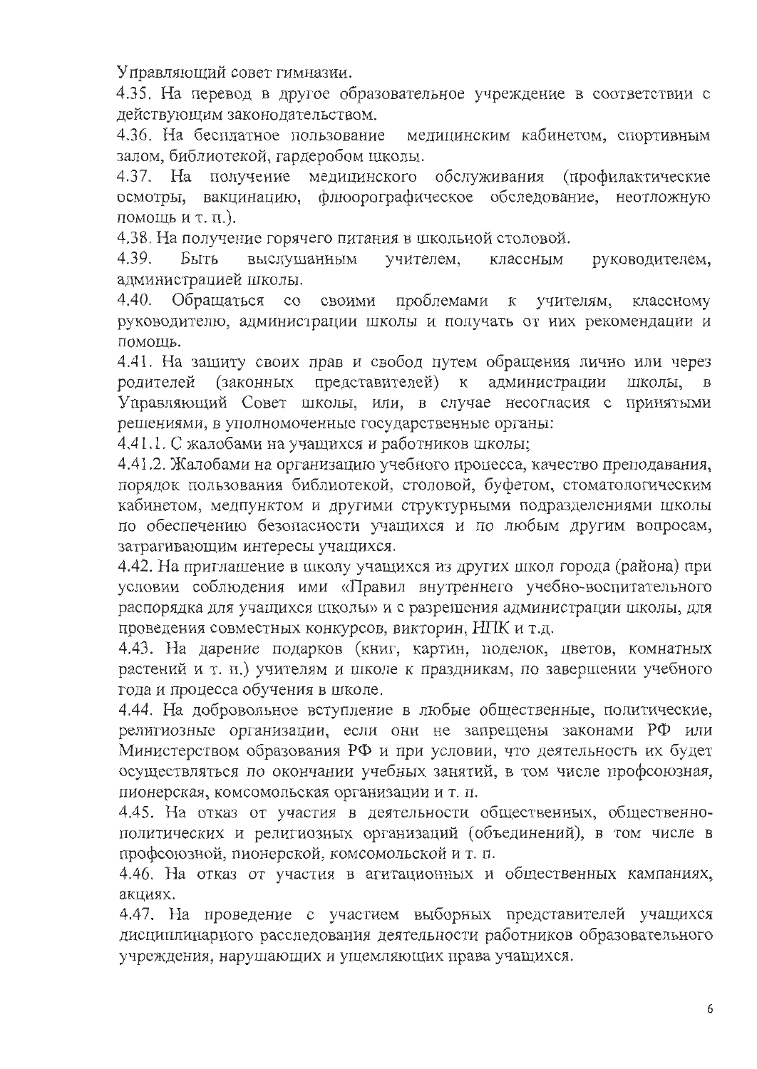Управляющий совет гимназии.

4.35. На перевод в другое образовательное учреждение в соответствии с действующим законодательством.

4.36. На бесплатное пользование медицинским кабинетом, спортивным залом, библиотекой, гардеробом школы.

4.37. На получение медицинского обслуживания (профилактические осмотры, вакцинацию, флюорографическое обследование, неотложную помощь и т. п.).

4.38. На получение горячего питания в школьной столовой.

4.39. Быть выслушанным учителем, классным руководителем, администрацией школы.

4.40. Обращаться со своими проблемами к учителям, классному руководителю, администрации школы и получать от них рекомендации и помощь.

4.41. На защиту своих прав и свобод путем обращения лично или через родителей (законных представителей) к администрации школы, в Управляющий Совет школы, или, в случае несогласия с принятыми решениями, в уполномоченные государственные органы:

4.41.1. С жалобами на учащихся и работников школы;

4.41.2. Жалобами на организацию учебного процесса, качество преподавания, порядок пользования библиотекой, столовой, буфетом, стоматологическим кабинетом, медпунктом и другими структурными подразделениями школы по обеспечению безопасности учащихся и по любым другим вопросам, затрагивающим интересы учащихся.

4.42. На приглашение в школу учащихся из других школ города (района) при условии соблюдения ими «Правил внутреннего учебно-воспитательного распорядка для учащихся школы» и с разрешения администрации школы, для проведения совместных конкурсов, викторин, НПК и т.д.

4.43. На дарение подарков (книг, картин, поделок, цветов, комнатных растений и т. п.) учителям и школе к праздникам, по завершении учебного года и процесса обучения в школе.

4.44. На добровольное вступление в любые общественные, политические, религиозные организации, если они не запрещены законами РФ или Министерством образования РФ и при условии, что деятельность их будет осуществляться по окончании учебных занятий, в том числе профсоюзная, пионерская, комсомольская организации и т. п.

4.45. На отказ от участия в деятельности общественных, общественно-политических и религиозных организаций (объединений), в том числе в профсоюзной, пионерской, комсомольской и т. п.

4.46. На отказ от участия в агитационных и общественных кампаниях, акциях.

4.47. На проведение с участием выборных представителей учащихся дисциплинарного расследования деятельности работников образовательного учреждения, нарушающих и ущемляющих права учащихся.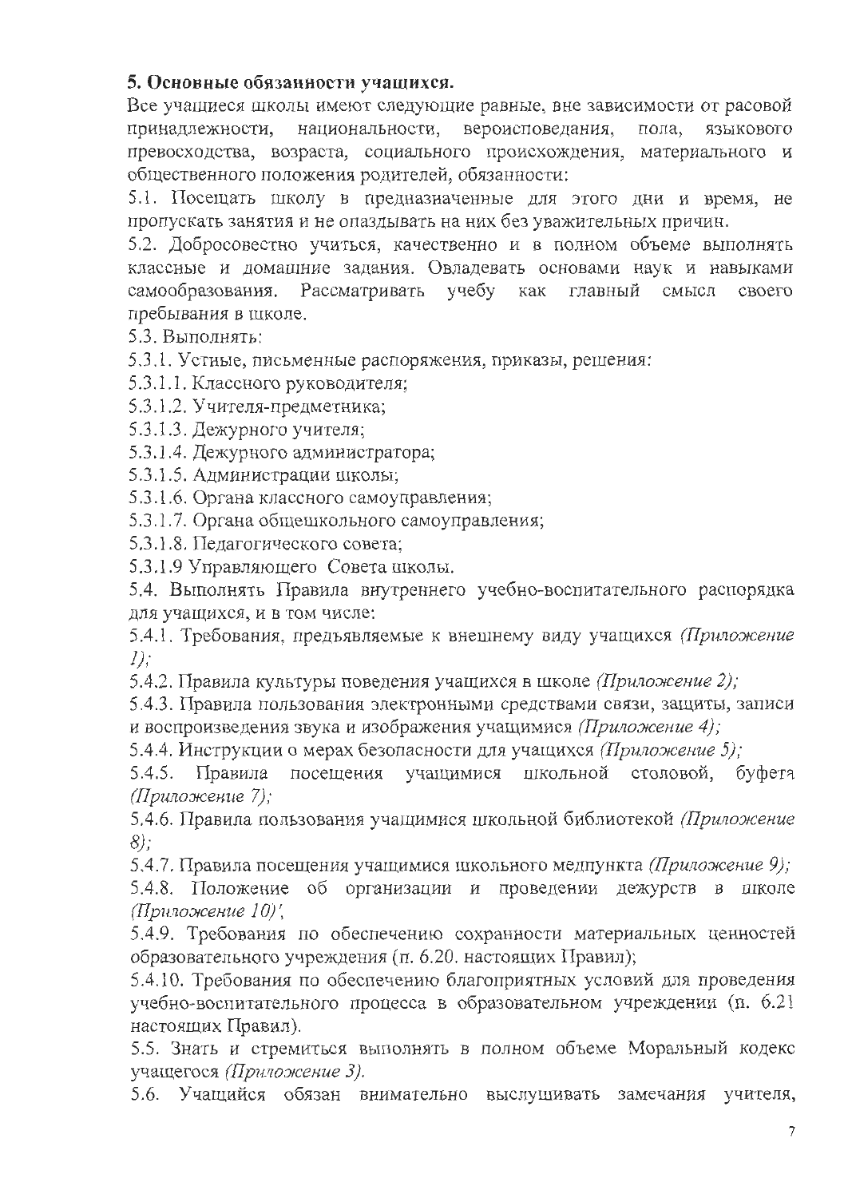**5. Основные обязанности учащихся.**

Все учащиеся школы имеют следующие равные, вне зависимости от расовой принадлежности, национальности, вероисповедания, пола, языкового превосходства, возраста, социального происхождения, материального и общественного положения родителей, обязанности:

5.1. Посещать школу в предназначенные для этого дни и время, не пропускать занятия и не опаздывать на них без уважительных причин.

5.2. Добросовестно учиться, качественно и в полном объеме выполнять классные и домашние задания. Овладевать основами наук и навыками самообразования. Рассматривать учебу как главный смысл своего пребывания в школе.

5.3. Выполнять:

5.3.1. Устные, письменные распоряжения, приказы, решения:

5.3.1.1. Классного руководителя;

5.3.1.2. Учителя-предметника;

5.3.1.3. Дежурного учителя;

5.3.1.4. Дежурного администратора;

5.3.1.5. Администрации школы;

5.3.1.6. Органа классного самоуправления;

5.3.1.7. Органа общешкольного самоуправления;

5.3.1.8. Педагогического совета;

5.3.1.9 Управляющего Совета школы.

5.4. Выполнять Правила внутреннего учебно-воспитательного распорядка для учащихся, и в том числе:

5.4.1. Требования, предъявляемые к внешнему виду учащихся *(Приложение 1);*

5.4.2. Правила культуры поведения учащихся в школе *(Приложение 2);*

5.4.3. Правила пользования электронными средствами связи, защиты, записи и воспроизведения звука и изображения учащимися *(Приложение 4);*

5.4.4. Инструкции о мерах безопасности для учащихся *(Приложение 5);*

5.4.5. Правила посещения учащимися школьной столовой, буфета *(Приложение 7);*

5.4.6. Правила пользования учащимися школьной библиотекой *(Приложение 8);*

5.4.7. Правила посещения учащимися школьного медпункта *(Приложение 9);*

5.4.8. Положение об организации и проведении дежурств в школе *(Приложение 10)*;

5.4.9. Требования по обеспечению сохранности материальных ценностей образовательного учреждения (п. 6.20. настоящих Правил);

5.4.10. Требования по обеспечению благоприятных условий для проведения учебно-воспитательного процесса в образовательном учреждении (п. 6.21 настоящих Правил).

5.5. Знать и стремиться выполнять в полном объеме Моральный кодекс учащегося *(Приложение 3).*

5.6. Учащийся обязан внимательно выслушивать замечания учителя,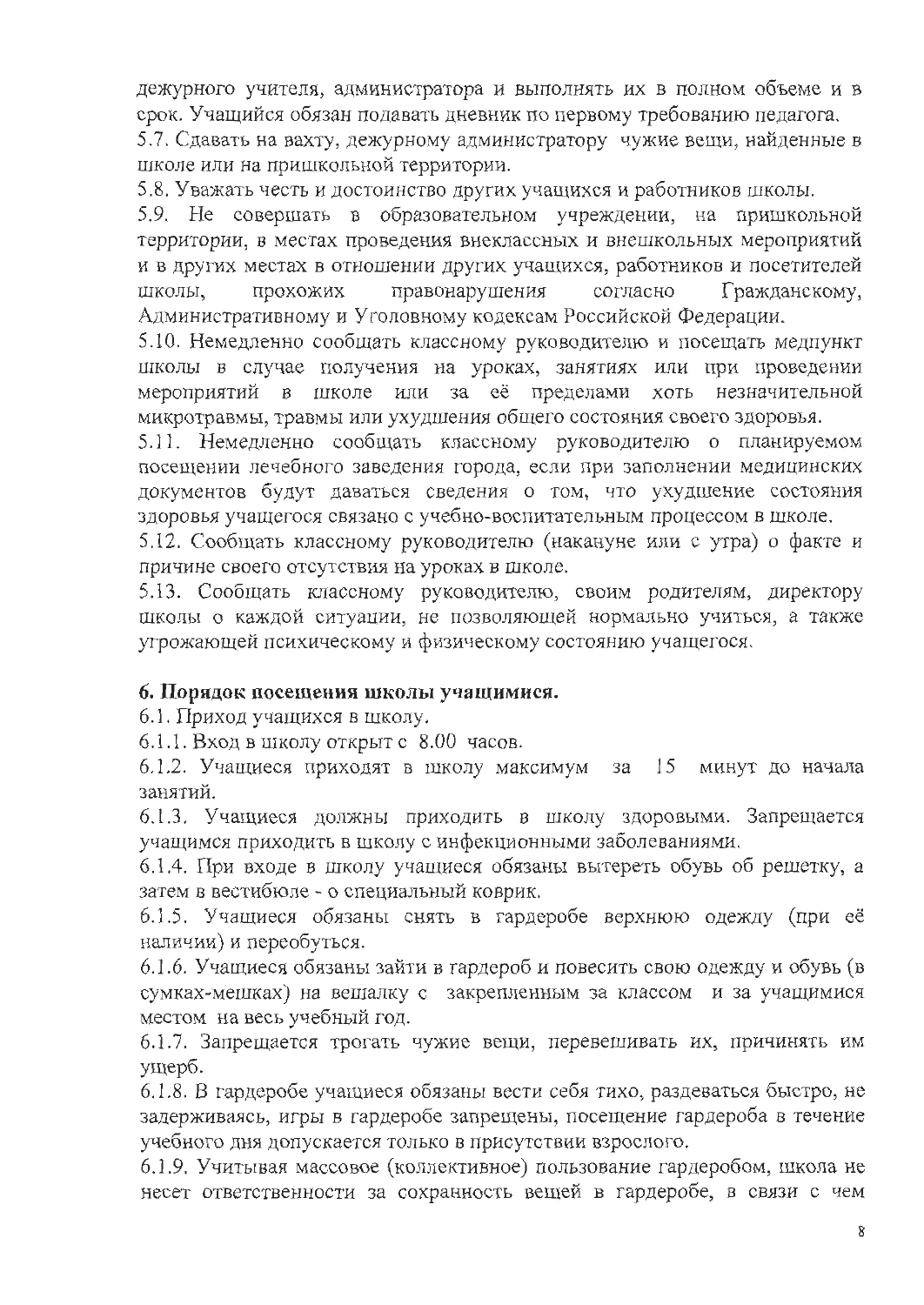дежурного учителя, администратора и выполнять их в полном объеме и в срок. Учащийся обязан подавать дневник по первому требованию педагога.

5.7. Сдавать на вахту, дежурному администратору чужие вещи, найденные в школе или на пришкольной территории.

5.8. Уважать честь и достоинство других учащихся и работников школы.

5.9. Не совершать в образовательном учреждении, на пришкольной территории, в местах проведения внеклассных и внешкольных мероприятий и в других местах в отношении других учащихся, работников и посетителей школы, прохожих правонарушения согласно Гражданскому, Административному и Уголовному кодексам Российской Федерации.

5.10. Немедленно сообщать классному руководителю и посещать медпункт школы в случае получения на уроках, занятиях или при проведении мероприятий в школе или за её пределами хоть незначительной микротравмы, травмы или ухудшения общего состояния своего здоровья.

5.11. Немедленно сообщать классному руководителю о планируемом посещении лечебного заведения города, если при заполнении медицинских документов будут даваться сведения о том, что ухудшение состояния здоровья учащегося связано с учебно-воспитательным процессом в школе.

5.12. Сообщать классному руководителю (накануне или с утра) о факте и причине своего отсутствия на уроках в школе.

5.13. Сообщать классному руководителю, своим родителям, директору школы о каждой ситуации, не позволяющей нормально учиться, а также угрожающей психическому и физическому состоянию учащегося.

**6. Порядок посещения школы учащимися.**

6.1. Приход учащихся в школу.

6.1.1. Вход в школу открыт с 8.00 часов.

6.1.2. Учащиеся приходят в школу максимум за 15 минут до начала занятий.

6.1.3. Учащиеся должны приходить в школу здоровыми. Запрещается учащимся приходить в школу с инфекционными заболеваниями.

6.1.4. При входе в школу учащиеся обязаны вытереть обувь об решетку, а затем в вестибюле - о специальный коврик.

6.1.5. Учащиеся обязаны снять в гардеробе верхнюю одежду (при её наличии) и переобуться.

6.1.6. Учащиеся обязаны зайти в гардероб и повесить свою одежду и обувь (в сумках-мешках) на вешалку с закрепленным за классом и за учащимися местом на весь учебный год.

6.1.7. Запрещается трогать чужие вещи, перевешивать их, причинять им ущерб.

6.1.8. В гардеробе учащиеся обязаны вести себя тихо, раздеваться быстро, не задерживаясь, игры в гардеробе запрещены, посещение гардероба в течение учебного дня допускается только в присутствии взрослого.

6.1.9. Учитывая массовое (коллективное) пользование гардеробом, школа не несет ответственности за сохранность вещей в гардеробе, в связи с чем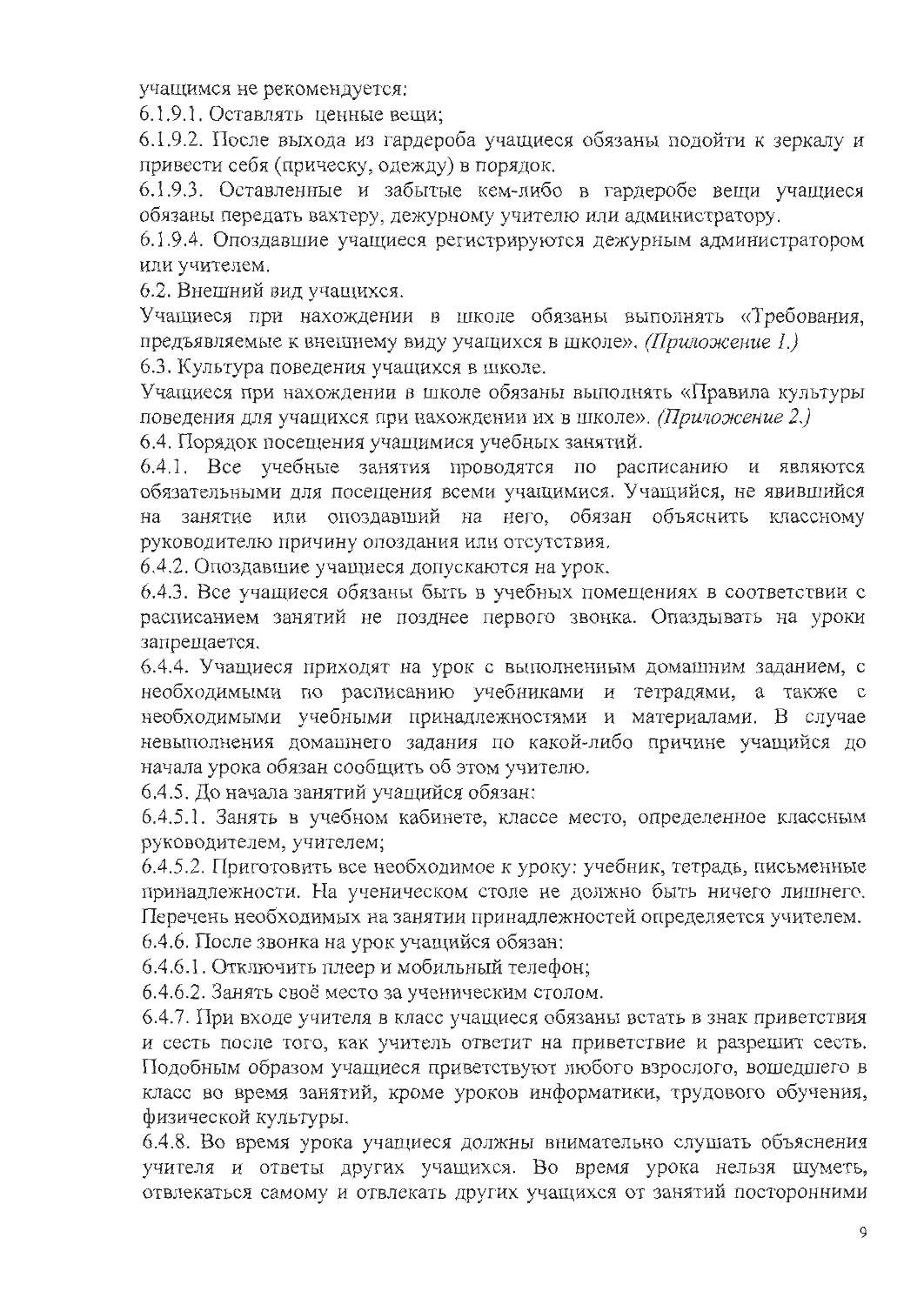учащимся не рекомендуется:

6.1.9.1. Оставлять ценные вещи;

6.1.9.2. После выхода из гардероба учащиеся обязаны подойти к зеркалу и привести себя (прическу, одежду) в порядок.

6.1.9.3. Оставленные и забытые кем-либо в гардеробе вещи учащиеся обязаны передать вахтеру, дежурному учителю или администратору.

6.1.9.4. Опоздавшие учащиеся регистрируются дежурным администратором или учителем.

6.2. Внешний вид учащихся.

Учащиеся при нахождении в школе обязаны выполнять «Требования, предъявляемые к внешнему виду учащихся в школе». *(Приложение 1.)*

6.3. Культура поведения учащихся в школе.

Учащиеся при нахождении в школе обязаны выполнять «Правила культуры поведения для учащихся при нахождении их в школе». *(Приложение 2.)*

6.4. Порядок посещения учащимися учебных занятий.

6.4.1. Все учебные занятия проводятся по расписанию и являются обязательными для посещения всеми учащимися. Учащийся, не явившийся на занятие или опоздавший на него, обязан объяснить классному руководителю причину опоздания или отсутствия.

6.4.2. Опоздавшие учащиеся допускаются на урок.

6.4.3. Все учащиеся обязаны быть в учебных помещениях в соответствии с расписанием занятий не позднее первого звонка. Опаздывать на уроки запрещается.

6.4.4. Учащиеся приходят на урок с выполненным домашним заданием, с необходимыми по расписанию учебниками и тетрадями, а также с необходимыми учебными принадлежностями и материалами. В случае невыполнения домашнего задания по какой-либо причине учащийся до начала урока обязан сообщить об этом учителю.

6.4.5. До начала занятий учащийся обязан:

6.4.5.1. Занять в учебном кабинете, классе место, определенное классным руководителем, учителем;

6.4.5.2. Приготовить все необходимое к уроку: учебник, тетрадь, письменные принадлежности. На ученическом столе не должно быть ничего лишнего. Перечень необходимых на занятии принадлежностей определяется учителем.

6.4.6. После звонка на урок учащийся обязан:

6.4.6.1. Отключить плеер и мобильный телефон;

6.4.6.2. Занять своё место за ученическим столом.

6.4.7. При входе учителя в класс учащиеся обязаны встать в знак приветствия и сесть после того, как учитель ответит на приветствие и разрешит сесть. Подобным образом учащиеся приветствуют любого взрослого, вошедшего в класс во время занятий, кроме уроков информатики, трудового обучения, физической культуры.

6.4.8. Во время урока учащиеся должны внимательно слушать объяснения учителя и ответы других учащихся. Во время урока нельзя шуметь, отвлекаться самому и отвлекать других учащихся от занятий посторонними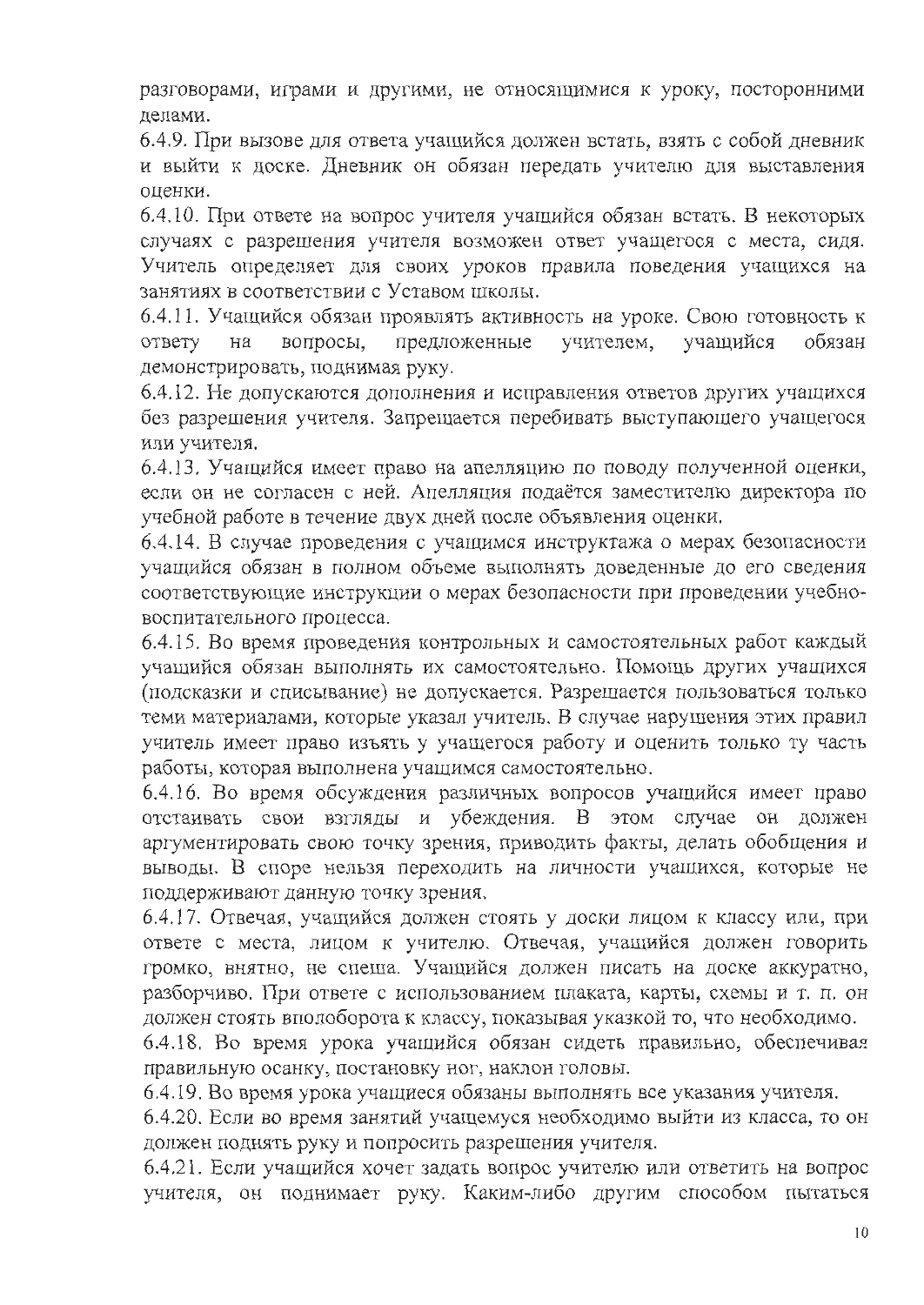разговорами, играми и другими, не относящимися к уроку, посторонними делами.

6.4.9. При вызове для ответа учащийся должен встать, взять с собой дневник и выйти к доске. Дневник он обязан передать учителю для выставления оценки.

6.4.10. При ответе на вопрос учителя учащийся обязан встать. В некоторых случаях с разрешения учителя возможен ответ учащегося с места, сидя. Учитель определяет для своих уроков правила поведения учащихся на занятиях в соответствии с Уставом школы.

6.4.11. Учащийся обязан проявлять активность на уроке. Свою готовность к ответу на вопросы, предложенные учителем, учащийся обязан демонстрировать, поднимая руку.

6.4.12. Не допускаются дополнения и исправления ответов других учащихся без разрешения учителя. Запрещается перебивать выступающего учащегося или учителя.

6.4.13. Учащийся имеет право на апелляцию по поводу полученной оценки, если он не согласен с ней. Апелляция подаётся заместителю директора по учебной работе в течение двух дней после объявления оценки.

6.4.14. В случае проведения с учащимся инструктажа о мерах безопасности учащийся обязан в полном объеме выполнять доведенные до его сведения соответствующие инструкции о мерах безопасности при проведении учебно-воспитательного процесса.

6.4.15. Во время проведения контрольных и самостоятельных работ каждый учащийся обязан выполнять их самостоятельно. Помощь других учащихся (подсказки и списывание) не допускается. Разрешается пользоваться только теми материалами, которые указал учитель. В случае нарушения этих правил учитель имеет право изъять у учащегося работу и оценить только ту часть работы, которая выполнена учащимся самостоятельно.

6.4.16. Во время обсуждения различных вопросов учащийся имеет право отстаивать свои взгляды и убеждения. В этом случае он должен аргументировать свою точку зрения, приводить факты, делать обобщения и выводы. В споре нельзя переходить на личности учащихся, которые не поддерживают данную точку зрения.

6.4.17. Отвечая, учащийся должен стоять у доски лицом к классу или, при ответе с места, лицом к учителю. Отвечая, учащийся должен говорить громко, внятно, не спеша. Учащийся должен писать на доске аккуратно, разборчиво. При ответе с использованием плаката, карты, схемы и т. п. он должен стоять вполоборота к классу, показывая указкой то, что необходимо.

6.4.18. Во время урока учащийся обязан сидеть правильно, обеспечивая правильную осанку, постановку ног, наклон головы.

6.4.19. Во время урока учащиеся обязаны выполнять все указания учителя.

6.4.20. Если во время занятий учащемуся необходимо выйти из класса, то он должен поднять руку и попросить разрешения учителя.

6.4.21. Если учащийся хочет задать вопрос учителю или ответить на вопрос учителя, он поднимает руку. Каким-либо другим способом пытаться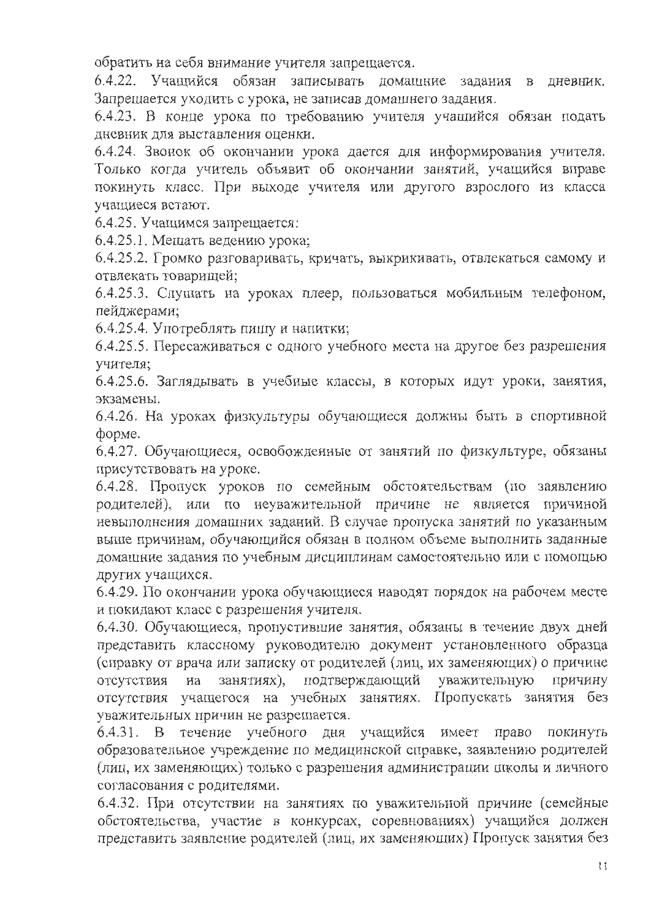обратить на себя внимание учителя запрещается.

6.4.22. Учащийся обязан записывать домашние задания в дневник. Запрещается уходить с урока, не записав домашнего задания.

6.4.23. В конце урока по требованию учителя учащийся обязан подать дневник для выставления оценки.

6.4.24. Звонок об окончании урока дается для информирования учителя. Только когда учитель объявит об окончании занятий, учащийся вправе покинуть класс. При выходе учителя или другого взрослого из класса учащиеся встают.

6.4.25. Учащимся запрещается:

6.4.25.1. Мешать ведению урока;

6.4.25.2. Громко разговаривать, кричать, выкрикивать, отвлекаться самому и отвлекать товарищей;

6.4.25.3. Слушать на уроках плеер, пользоваться мобильным телефоном, пейджерами;

6.4.25.4. Употреблять пищу и напитки;

6.4.25.5. Пересаживаться с одного учебного места на другое без разрешения учителя;

6.4.25.6. Заглядывать в учебные классы, в которых идут уроки, занятия, экзамены.

6.4.26. На уроках физкультуры обучающиеся должны быть в спортивной форме.

6.4.27. Обучающиеся, освобожденные от занятий по физкультуре, обязаны присутствовать на уроке.

6.4.28. Пропуск уроков по семейным обстоятельствам (по заявлению родителей), или по неуважительной причине не является причиной невыполнения домашних заданий. В случае пропуска занятий по указанным выше причинам, обучающийся обязан в полном объеме выполнить заданные домашние задания по учебным дисциплинам самостоятельно или с помощью других учащихся.

6.4.29. По окончании урока обучающиеся наводят порядок на рабочем месте и покидают класс с разрешения учителя.

6.4.30. Обучающиеся, пропустившие занятия, обязаны в течение двух дней представить классному руководителю документ установленного образца (справку от врача или записку от родителей (лиц, их заменяющих) о причине отсутствия на занятиях), подтверждающий уважительную причину отсутствия учащегося на учебных занятиях. Пропускать занятия без уважительных причин не разрешается.

6.4.31. В течение учебного дня учащийся имеет право покинуть образовательное учреждение по медицинской справке, заявлению родителей (лиц, их заменяющих) только с разрешения администрации школы и личного согласования с родителями.

6.4.32. При отсутствии на занятиях по уважительной причине (семейные обстоятельства, участие в конкурсах, соревнованиях) учащийся должен представить заявление родителей (лиц, их заменяющих) Пропуск занятия без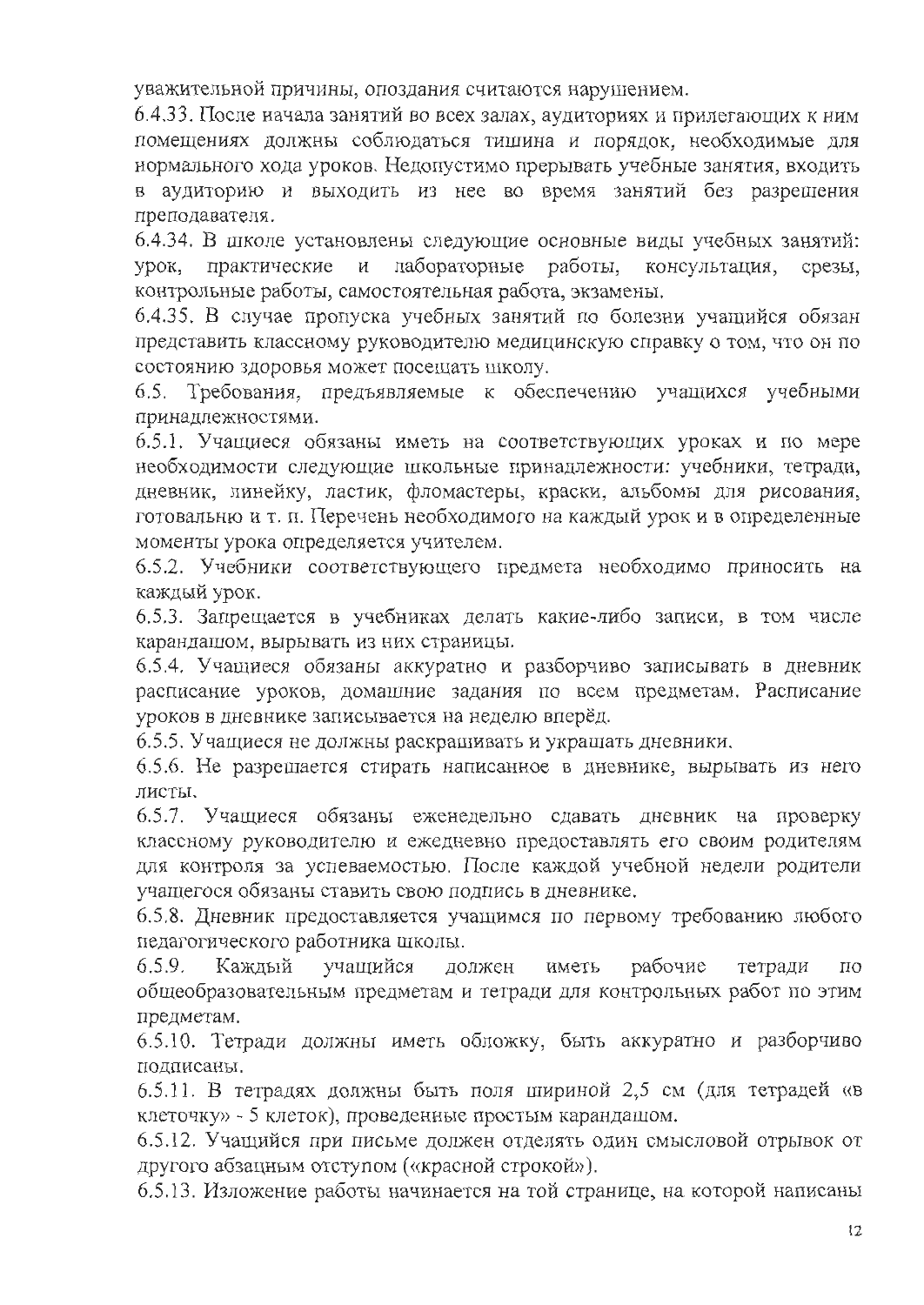уважительной причины, опоздания считаются нарушением.

6.4.33. После начала занятий во всех залах, аудиториях и прилегающих к ним помещениях должны соблюдаться тишина и порядок, необходимые для нормального хода уроков. Недопустимо прерывать учебные занятия, входить в аудиторию и выходить из нее во время занятий без разрешения преподавателя.

6.4.34. В школе установлены следующие основные виды учебных занятий: урок, практические и лабораторные работы, консультация, срезы, контрольные работы, самостоятельная работа, экзамены.

6.4.35. В случае пропуска учебных занятий по болезни учащийся обязан представить классному руководителю медицинскую справку о том, что он по состоянию здоровья может посещать школу.

6.5. Требования, предъявляемые к обеспечению учащихся учебными принадлежностями.

6.5.1. Учащиеся обязаны иметь на соответствующих уроках и по мере необходимости следующие школьные принадлежности: учебники, тетради, дневник, линейку, ластик, фломастеры, краски, альбомы для рисования, готовальню и т. п. Перечень необходимого на каждый урок и в определенные моменты урока определяется учителем.

6.5.2. Учебники соответствующего предмета необходимо приносить на каждый урок.

6.5.3. Запрещается в учебниках делать какие-либо записи, в том числе карандашом, вырывать из них страницы.

6.5.4. Учащиеся обязаны аккуратно и разборчиво записывать в дневник расписание уроков, домашние задания по всем предметам. Расписание уроков в дневнике записывается на неделю вперёд.

6.5.5. Учащиеся не должны раскрашивать и украшать дневники.

6.5.6. Не разрешается стирать написанное в дневнике, вырывать из него листы.

6.5.7. Учащиеся обязаны еженедельно сдавать дневник на проверку классному руководителю и ежедневно предоставлять его своим родителям для контроля за успеваемостью. После каждой учебной недели родители учащегося обязаны ставить свою подпись в дневнике.

6.5.8. Дневник предоставляется учащимся по первому требованию любого педагогического работника школы.

6.5.9. Каждый учащийся должен иметь рабочие тетради по общеобразовательным предметам и тетради для контрольных работ по этим предметам.

6.5.10. Тетради должны иметь обложку, быть аккуратно и разборчиво подписаны.

6.5.11. В тетрадях должны быть поля шириной 2,5 см (для тетрадей «в клеточку» - 5 клеток), проведенные простым карандашом.

6.5.12. Учащийся при письме должен отделять один смысловой отрывок от другого абзацным отступом («красной строкой»).

6.5.13. Изложение работы начинается на той странице, на которой написаны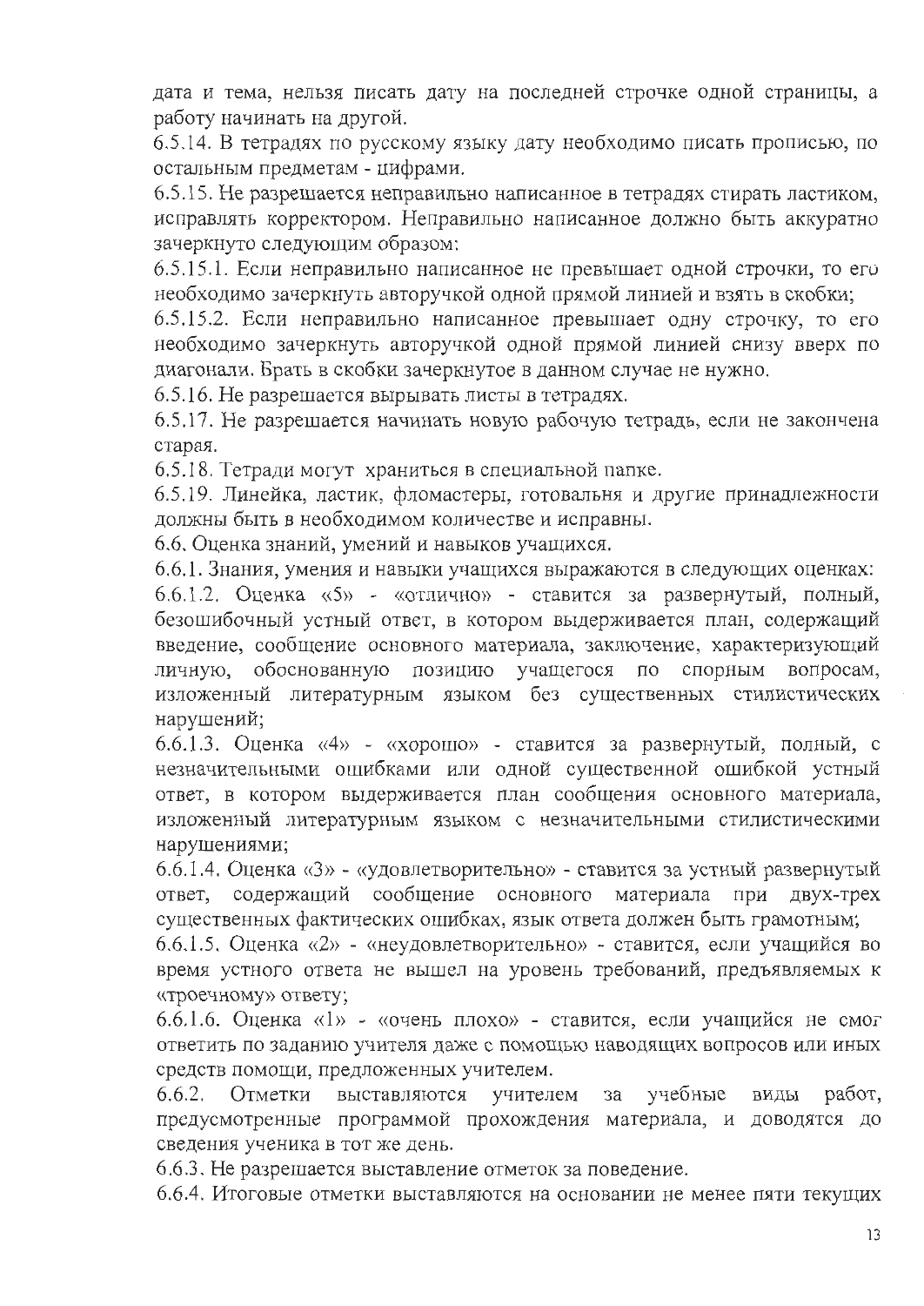дата и тема, нельзя писать дату на последней строчке одной страницы, а работу начинать на другой.

6.5.14. В тетрадях по русскому языку дату необходимо писать прописью, по остальным предметам - цифрами.

6.5.15. Не разрешается неправильно написанное в тетрадях стирать ластиком, исправлять корректором. Неправильно написанное должно быть аккуратно зачеркнуто следующим образом:

6.5.15.1. Если неправильно написанное не превышает одной строчки, то его необходимо зачеркнуть авторучкой одной прямой линией и взять в скобки;

6.5.15.2. Если неправильно написанное превышает одну строчку, то его необходимо зачеркнуть авторучкой одной прямой линией снизу вверх по диагонали. Брать в скобки зачеркнутое в данном случае не нужно.

6.5.16. Не разрешается вырывать листы в тетрадях.

6.5.17. Не разрешается начинать новую рабочую тетрадь, если не закончена старая.

6.5.18. Тетради могут храниться в специальной папке.

6.5.19. Линейка, ластик, фломастеры, готовальня и другие принадлежности должны быть в необходимом количестве и исправны.

6.6. Оценка знаний, умений и навыков учащихся.

6.6.1. Знания, умения и навыки учащихся выражаются в следующих оценках:

6.6.1.2. Оценка «5» - «отлично» - ставится за развернутый, полный, безошибочный устный ответ, в котором выдерживается план, содержащий введение, сообщение основного материала, заключение, характеризующий личную, обоснованную позицию учащегося по спорным вопросам, изложенный литературным языком без существенных стилистических нарушений;

6.6.1.3. Оценка «4» - «хорошо» - ставится за развернутый, полный, с незначительными ошибками или одной существенной ошибкой устный ответ, в котором выдерживается план сообщения основного материала, изложенный литературным языком с незначительными стилистическими нарушениями;

6.6.1.4. Оценка «3» - «удовлетворительно» - ставится за устный развернутый ответ, содержащий сообщение основного материала при двух-трех существенных фактических ошибках, язык ответа должен быть грамотным;

6.6.1.5. Оценка «2» - «неудовлетворительно» - ставится, если учащийся во время устного ответа не вышел на уровень требований, предъявляемых к «троечному» ответу;

6.6.1.6. Оценка «1» - «очень плохо» - ставится, если учащийся не смог ответить по заданию учителя даже с помощью наводящих вопросов или иных средств помощи, предложенных учителем.

6.6.2. Отметки выставляются учителем за учебные виды работ, предусмотренные программой прохождения материала, и доводятся до сведения ученика в тот же день.

6.6.3. Не разрешается выставление отметок за поведение.

6.6.4. Итоговые отметки выставляются на основании не менее пяти текущих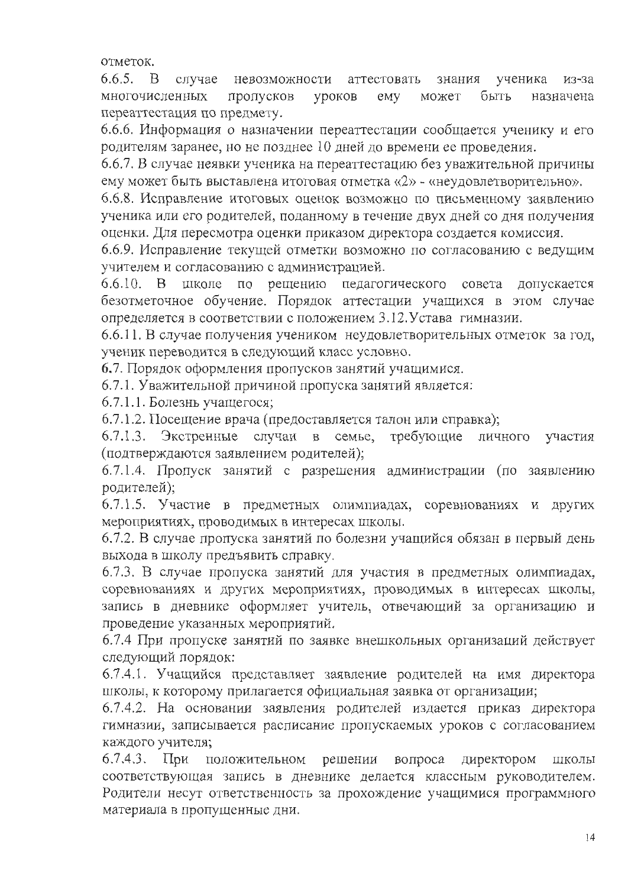отметок.

6.6.5. В случае невозможности аттестовать знания ученика из-за многочисленных пропусков уроков ему может быть назначена переаттестация по предмету.

6.6.6. Информация о назначении переаттестации сообщается ученику и его родителям заранее, но не позднее 10 дней до времени ее проведения.

6.6.7. В случае неявки ученика на переаттестацию без уважительной причины ему может быть выставлена итоговая отметка «2» - «неудовлетворительно».

6.6.8. Исправление итоговых оценок возможно по письменному заявлению ученика или его родителей, поданному в течение двух дней со дня получения оценки. Для пересмотра оценки приказом директора создается комиссия.

6.6.9. Исправление текущей отметки возможно по согласованию с ведущим учителем и согласованию с администрацией.

6.6.10. В школе по решению педагогического совета допускается безотметочное обучение. Порядок аттестации учащихся в этом случае определяется в соответствии с положением 3.12.Устава гимназии.

6.6.11. В случае получения учеником неудовлетворительных отметок за год, ученик переводится в следующий класс условно.

6.7. Порядок оформления пропусков занятий учащимися.

6.7.1. Уважительной причиной пропуска занятий является:

6.7.1.1. Болезнь учащегося;

6.7.1.2. Посещение врача (предоставляется талон или справка);

6.7.1.3. Экстренные случаи в семье, требующие личного участия (подтверждаются заявлением родителей);

6.7.1.4. Пропуск занятий с разрешения администрации (по заявлению родителей);

6.7.1.5. Участие в предметных олимпиадах, соревнованиях и других мероприятиях, проводимых в интересах школы.

6.7.2. В случае пропуска занятий по болезни учащийся обязан в первый день выхода в школу предъявить справку.

6.7.3. В случае пропуска занятий для участия в предметных олимпиадах, соревнованиях и других мероприятиях, проводимых в интересах школы, запись в дневнике оформляет учитель, отвечающий за организацию и проведение указанных мероприятий.

6.7.4 При пропуске занятий по заявке внешкольных организаций действует следующий порядок:

6.7.4.1. Учащийся представляет заявление родителей на имя директора школы, к которому прилагается официальная заявка от организации;

6.7.4.2. На основании заявления родителей издается приказ директора гимназии, записывается расписание пропускаемых уроков с согласованием каждого учителя;

6.7.4.3. При положительном решении вопроса директором школы соответствующая запись в дневнике делается классным руководителем. Родители несут ответственность за прохождение учащимися программного материала в пропущенные дни.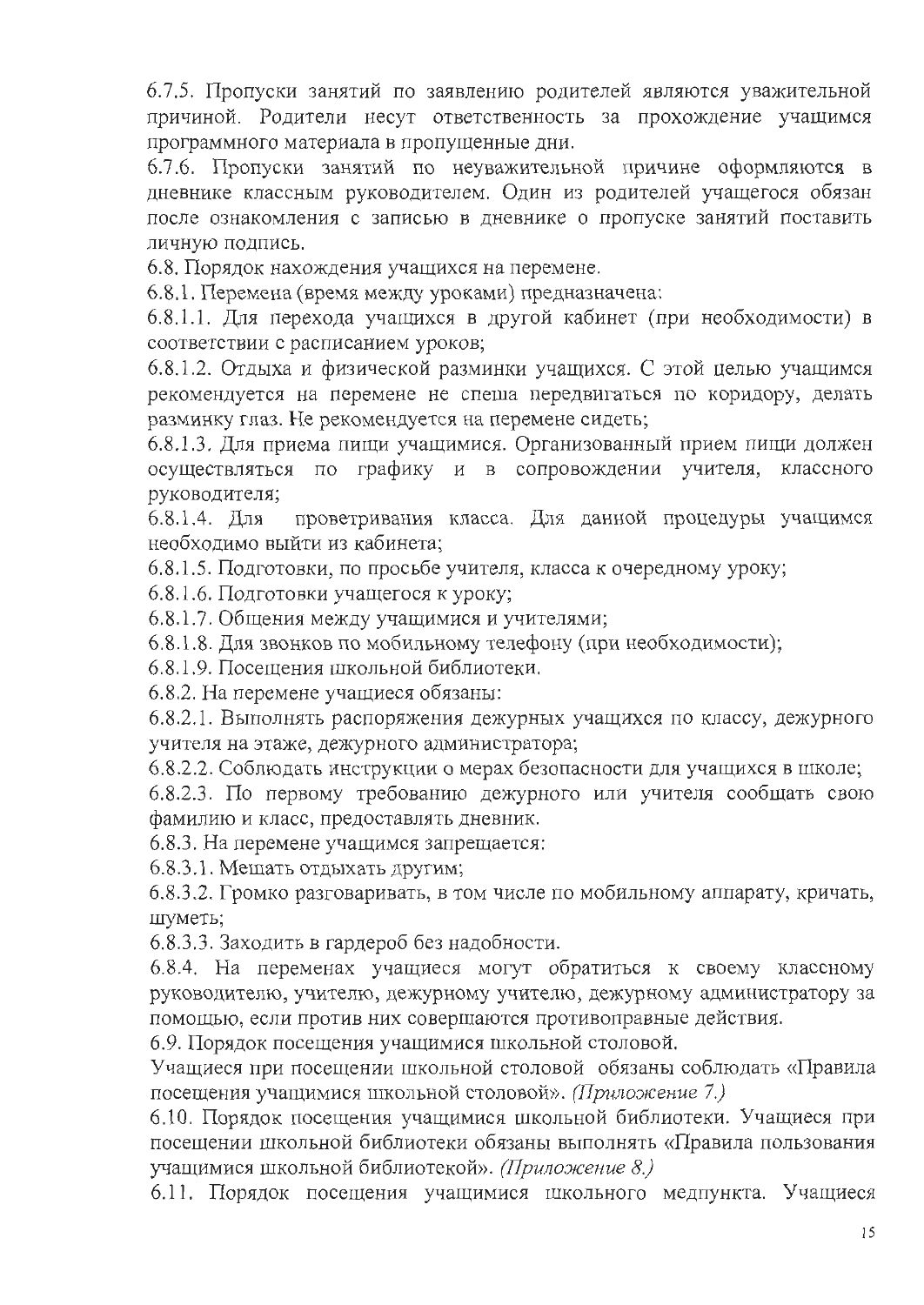6.7.5. Пропуски занятий по заявлению родителей являются уважительной причиной. Родители несут ответственность за прохождение учащимся программного материала в пропущенные дни.

6.7.6. Пропуски занятий по неуважительной причине оформляются в дневнике классным руководителем. Один из родителей учащегося обязан после ознакомления с записью в дневнике о пропуске занятий поставить личную подпись.

6.8. Порядок нахождения учащихся на перемене.

6.8.1. Перемена (время между уроками) предназначена:

6.8.1.1. Для перехода учащихся в другой кабинет (при необходимости) в соответствии с расписанием уроков;

6.8.1.2. Отдыха и физической разминки учащихся. С этой целью учащимся рекомендуется на перемене не спеша передвигаться по коридору, делать разминку глаз. Не рекомендуется на перемене сидеть;

6.8.1.3. Для приема пищи учащимися. Организованный прием пищи должен осуществляться по графику и в сопровождении учителя, классного руководителя;

6.8.1.4. Для проветривания класса. Для данной процедуры учащимся необходимо выйти из кабинета;

6.8.1.5. Подготовки, по просьбе учителя, класса к очередному уроку;

6.8.1.6. Подготовки учащегося к уроку;

6.8.1.7. Общения между учащимися и учителями;

6.8.1.8. Для звонков по мобильному телефону (при необходимости);

6.8.1.9. Посещения школьной библиотеки.

6.8.2. На перемене учащиеся обязаны:

6.8.2.1. Выполнять распоряжения дежурных учащихся по классу, дежурного учителя на этаже, дежурного администратора;

6.8.2.2. Соблюдать инструкции о мерах безопасности для учащихся в школе;

6.8.2.3. По первому требованию дежурного или учителя сообщать свою фамилию и класс, предоставлять дневник.

6.8.3. На перемене учащимся запрещается:

6.8.3.1. Мешать отдыхать другим;

6.8.3.2. Громко разговаривать, в том числе по мобильному аппарату, кричать, шуметь;

6.8.3.3. Заходить в гардероб без надобности.

6.8.4. На переменах учащиеся могут обратиться к своему классному руководителю, учителю, дежурному учителю, дежурному администратору за помощью, если против них совершаются противоправные действия.

6.9. Порядок посещения учащимися школьной столовой.

Учащиеся при посещении школьной столовой обязаны соблюдать «Правила посещения учащимися школьной столовой». *(Приложение 7.)*

6.10. Порядок посещения учащимися школьной библиотеки. Учащиеся при посещении школьной библиотеки обязаны выполнять «Правила пользования учащимися школьной библиотекой». *(Приложение 8.)*

6.11. Порядок посещения учащимися школьного медпункта. Учащиеся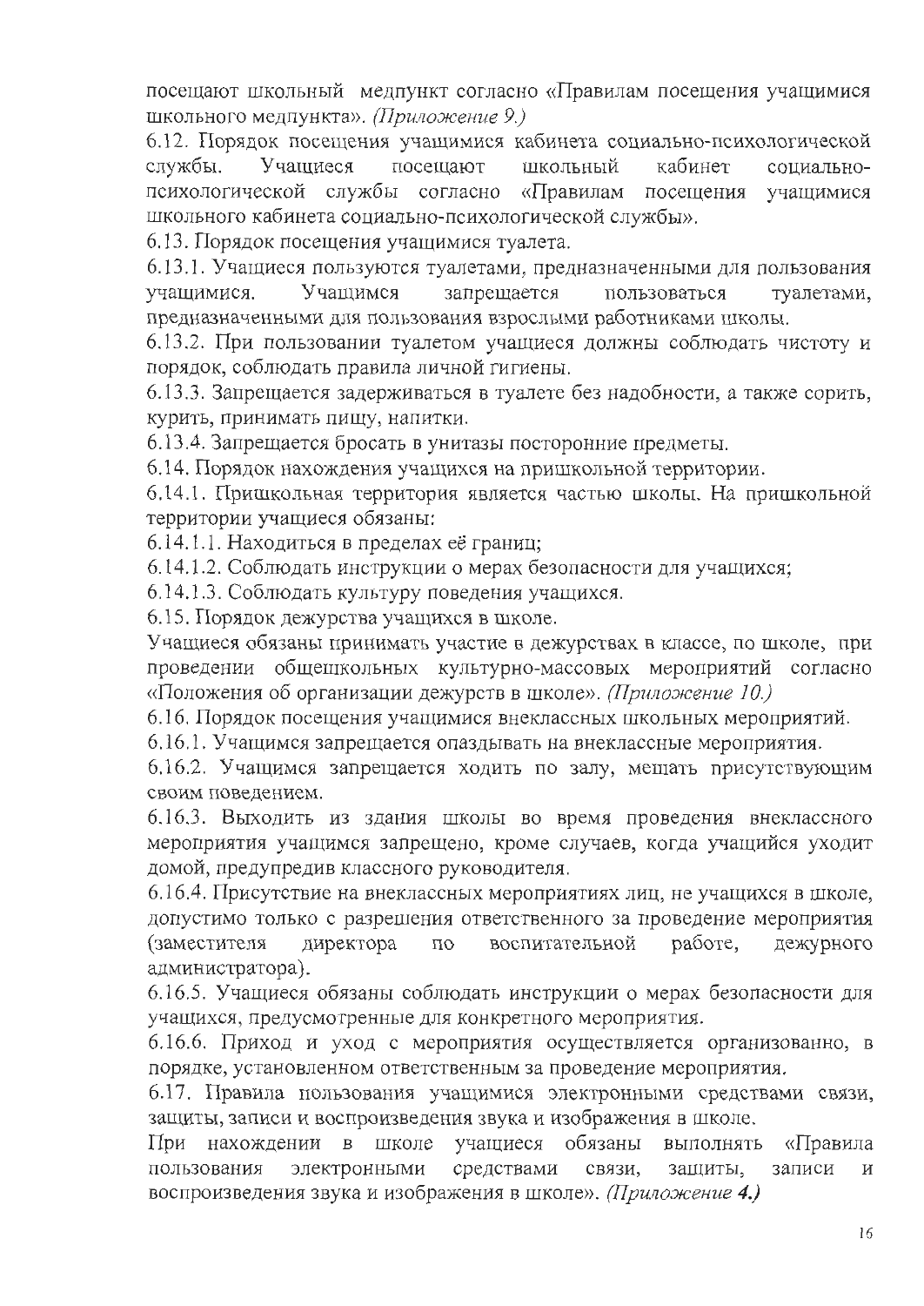посещают школьный медпункт согласно «Правилам посещения учащимися школьного медпункта». *(Приложение 9.)*

6.12. Порядок посещения учащимися кабинета социально-психологической службы. Учащиеся посещают школьный кабинет социально-психологической службы согласно «Правилам посещения учащимися школьного кабинета социально-психологической службы».

6.13. Порядок посещения учащимися туалета.

6.13.1. Учащиеся пользуются туалетами, предназначенными для пользования учащимися. Учащимся запрещается пользоваться туалетами, предназначенными для пользования взрослыми работниками школы.

6.13.2. При пользовании туалетом учащиеся должны соблюдать чистоту и порядок, соблюдать правила личной гигиены.

6.13.3. Запрещается задерживаться в туалете без надобности, а также сорить, курить, принимать пищу, напитки.

6.13.4. Запрещается бросать в унитазы посторонние предметы.

6.14. Порядок нахождения учащихся на пришкольной территории.

6.14.1. Пришкольная территория является частью школы. На пришкольной территории учащиеся обязаны:

6.14.1.1. Находиться в пределах её границ;

6.14.1.2. Соблюдать инструкции о мерах безопасности для учащихся;

6.14.1.3. Соблюдать культуру поведения учащихся.

6.15. Порядок дежурства учащихся в школе.

Учащиеся обязаны принимать участие в дежурствах в классе, по школе, при проведении общешкольных культурно-массовых мероприятий согласно «Положения об организации дежурств в школе». *(Приложение 10.)*

6.16. Порядок посещения учащимися внеклассных школьных мероприятий.

6.16.1. Учащимся запрещается опаздывать на внеклассные мероприятия.

6.16.2. Учащимся запрещается ходить по залу, мешать присутствующим своим поведением.

6.16.3. Выходить из здания школы во время проведения внеклассного мероприятия учащимся запрещено, кроме случаев, когда учащийся уходит домой, предупредив классного руководителя.

6.16.4. Присутствие на внеклассных мероприятиях лиц, не учащихся в школе, допустимо только с разрешения ответственного за проведение мероприятия (заместителя директора по воспитательной работе, дежурного администратора).

6.16.5. Учащиеся обязаны соблюдать инструкции о мерах безопасности для учащихся, предусмотренные для конкретного мероприятия.

6.16.6. Приход и уход с мероприятия осуществляется организованно, в порядке, установленном ответственным за проведение мероприятия.

6.17. Правила пользования учащимися электронными средствами связи, защиты, записи и воспроизведения звука и изображения в школе.

При нахождении в школе учащиеся обязаны выполнять «Правила пользования электронными средствами связи, защиты, записи и воспроизведения звука и изображения в школе». *(Приложение 4.)*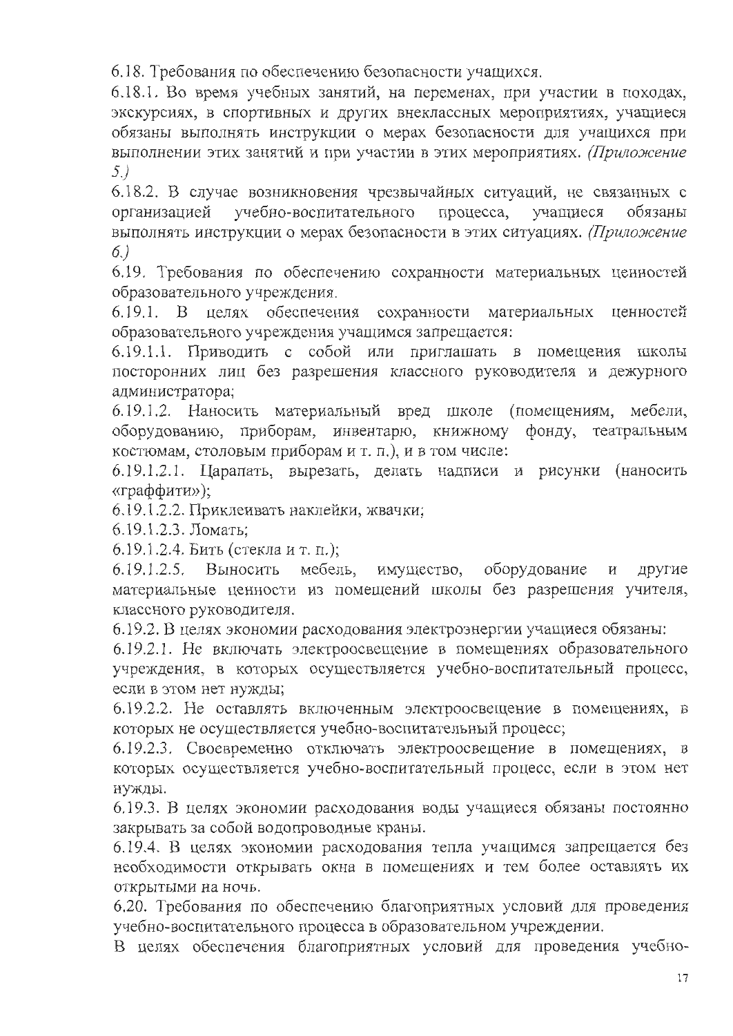6.18. Требования по обеспечению безопасности учащихся.

6.18.1. Во время учебных занятий, на переменах, при участии в походах, экскурсиях, в спортивных и других внеклассных мероприятиях, учащиеся обязаны выполнять инструкции о мерах безопасности для учащихся при выполнении этих занятий и при участии в этих мероприятиях. *(Приложение 5.)*

6.18.2. В случае возникновения чрезвычайных ситуаций, не связанных с организацией учебно-воспитательного процесса, учащиеся обязаны выполнять инструкции о мерах безопасности в этих ситуациях. *(Приложение 6.)*

6.19. Требования по обеспечению сохранности материальных ценностей образовательного учреждения.

6.19.1. В целях обеспечения сохранности материальных ценностей образовательного учреждения учащимся запрещается:

6.19.1.1. Приводить с собой или приглашать в помещения школы посторонних лиц без разрешения классного руководителя и дежурного администратора;

6.19.1.2. Наносить материальный вред школе (помещениям, мебели, оборудованию, приборам, инвентарю, книжному фонду, театральным костюмам, столовым приборам и т. п.), и в том числе:

6.19.1.2.1. Царапать, вырезать, делать надписи и рисунки (наносить «граффити»);

6.19.1.2.2. Приклеивать наклейки, жвачки;

6.19.1.2.3. Ломать;

6.19.1.2.4. Бить (стекла и т. п.);

6.19.1.2.5. Выносить мебель, имущество, оборудование и другие материальные ценности из помещений школы без разрешения учителя, классного руководителя.

6.19.2. В целях экономии расходования электроэнергии учащиеся обязаны:

6.19.2.1. Не включать электроосвещение в помещениях образовательного учреждения, в которых осуществляется учебно-воспитательный процесс, если в этом нет нужды;

6.19.2.2. Не оставлять включенным электроосвещение в помещениях, в которых не осуществляется учебно-воспитательный процесс;

6.19.2.3. Своевременно отключать электроосвещение в помещениях, в которых осуществляется учебно-воспитательный процесс, если в этом нет нужды.

6.19.3. В целях экономии расходования воды учащиеся обязаны постоянно закрывать за собой водопроводные краны.

6.19.4. В целях экономии расходования тепла учащимся запрещается без необходимости открывать окна в помещениях и тем более оставлять их открытыми на ночь.

6.20. Требования по обеспечению благоприятных условий для проведения учебно-воспитательного процесса в образовательном учреждении.

В целях обеспечения благоприятных условий для проведения учебно-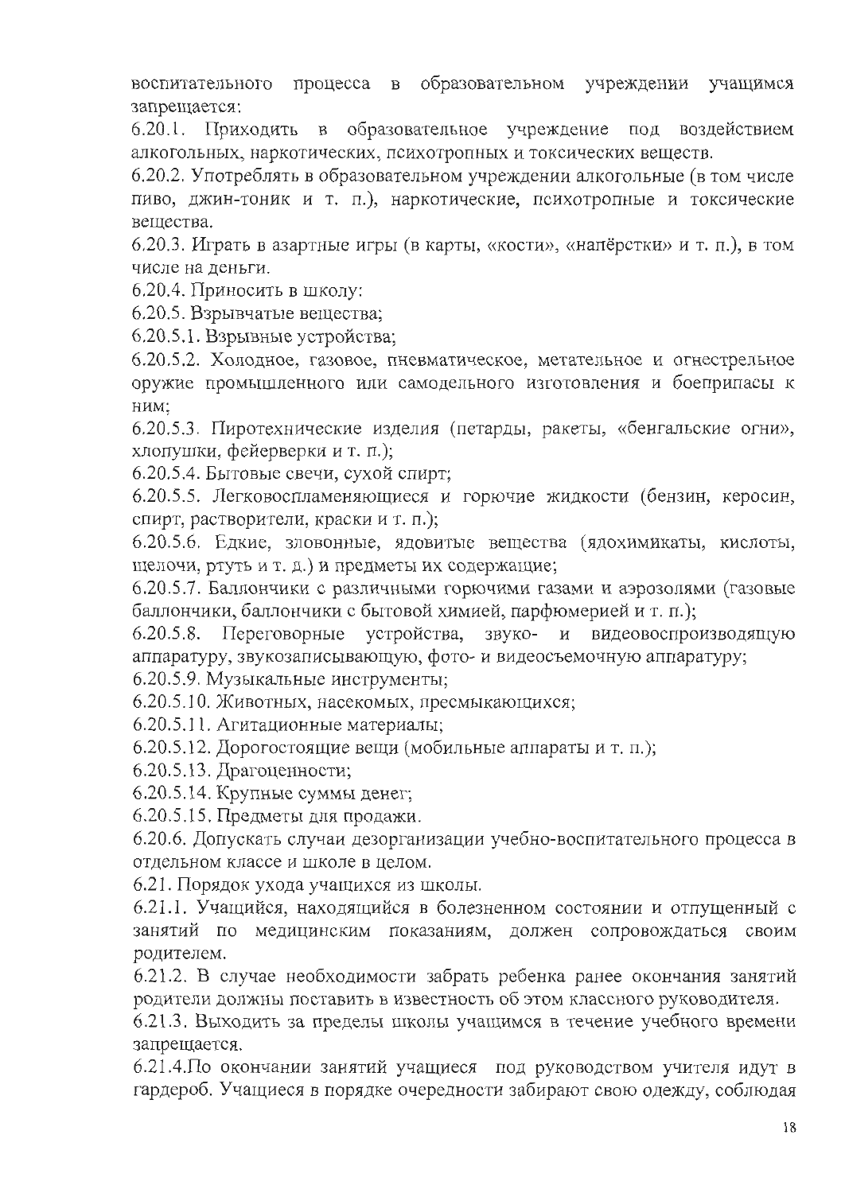воспитательного процесса в образовательном учреждении учащимся запрещается:

6.20.1. Приходить в образовательное учреждение под воздействием алкогольных, наркотических, психотропных и токсических веществ.

6.20.2. Употреблять в образовательном учреждении алкогольные (в том числе пиво, джин-тоник и т. п.), наркотические, психотропные и токсические вещества.

6.20.3. Играть в азартные игры (в карты, «кости», «напёрстки» и т. п.), в том числе на деньги.

6.20.4. Приносить в школу:

6.20.5. Взрывчатые вещества;

6.20.5.1. Взрывные устройства;

6.20.5.2. Холодное, газовое, пневматическое, метательное и огнестрельное оружие промышленного или самодельного изготовления и боеприпасы к ним;

6.20.5.3. Пиротехнические изделия (петарды, ракеты, «бенгальские огни», хлопушки, фейерверки и т. п.);

6.20.5.4. Бытовые свечи, сухой спирт;

6.20.5.5. Легковоспламеняющиеся и горючие жидкости (бензин, керосин, спирт, растворители, краски и т. п.);

6.20.5.6. Едкие, зловонные, ядовитые вещества (ядохимикаты, кислоты, щелочи, ртуть и т. д.) и предметы их содержащие;

6.20.5.7. Баллончики с различными горючими газами и аэрозолями (газовые баллончики, баллончики с бытовой химией, парфюмерией и т. п.);

6.20.5.8. Переговорные устройства, звуко- и видеовоспроизводящую аппаратуру, звукозаписывающую, фото- и видеосъемочную аппаратуру;

6.20.5.9. Музыкальные инструменты;

6.20.5.10. Животных, насекомых, пресмыкающихся;

6.20.5.11. Агитационные материалы;

6.20.5.12. Дорогостоящие вещи (мобильные аппараты и т. п.);

6.20.5.13. Драгоценности;

6.20.5.14. Крупные суммы денег;

6.20.5.15. Предметы для продажи.

6.20.6. Допускать случаи дезорганизации учебно-воспитательного процесса в отдельном классе и школе в целом.

6.21. Порядок ухода учащихся из школы.

6.21.1. Учащийся, находящийся в болезненном состоянии и отпущенный с занятий по медицинским показаниям, должен сопровождаться своим родителем.

6.21.2. В случае необходимости забрать ребенка ранее окончания занятий родители должны поставить в известность об этом классного руководителя.

6.21.3. Выходить за пределы школы учащимся в течение учебного времени запрещается.

6.21.4.По окончании занятий учащиеся под руководством учителя идут в гардероб. Учащиеся в порядке очередности забирают свою одежду, соблюдая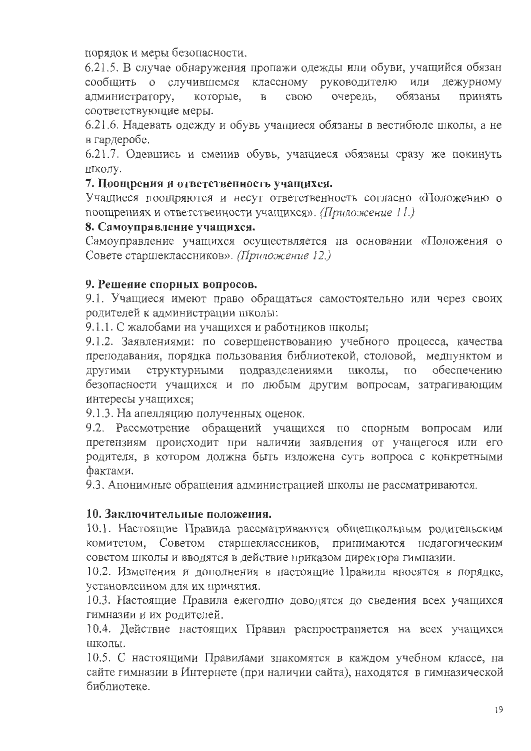порядок и меры безопасности.

6.21.5. В случае обнаружения пропажи одежды или обуви, учащийся обязан сообщить о случившемся классному руководителю или дежурному администратору, которые, в свою очередь, обязаны принять соответствующие меры.

6.21.6. Надевать одежду и обувь учащиеся обязаны в вестибюле школы, а не в гардеробе.

6.21.7. Одевшись и сменив обувь, учащиеся обязаны сразу же покинуть школу.

**7. Поощрения и ответственность учащихся.**

Учащиеся поощряются и несут ответственность согласно «Положению о поощрениях и ответственности учащихся». *(Приложение 11.)*

**8. Самоуправление учащихся.**

Самоуправление учащихся осуществляется на основании «Положения о Совете старшеклассников». *(Приложение 12.)*

**9. Решение спорных вопросов.**

9.1. Учащиеся имеют право обращаться самостоятельно или через своих родителей к администрации школы:

9.1.1. С жалобами на учащихся и работников школы;

9.1.2. Заявлениями: по совершенствованию учебного процесса, качества преподавания, порядка пользования библиотекой, столовой, медпунктом и другими структурными подразделениями школы, по обеспечению безопасности учащихся и по любым другим вопросам, затрагивающим интересы учащихся;

9.1.3. На апелляцию полученных оценок.

9.2. Рассмотрение обращений учащихся по спорным вопросам или претензиям происходит при наличии заявления от учащегося или его родителя, в котором должна быть изложена суть вопроса с конкретными фактами.

9.3. Анонимные обращения администрацией школы не рассматриваются.

**10. Заключительные положения.**

10.1. Настоящие Правила рассматриваются общешкольным родительским комитетом, Советом старшеклассников, принимаются педагогическим советом школы и вводятся в действие приказом директора гимназии.

10.2. Изменения и дополнения в настоящие Правила вносятся в порядке, установленном для их принятия.

10.3. Настоящие Правила ежегодно доводятся до сведения всех учащихся гимназии и их родителей.

10.4. Действие настоящих Правил распространяется на всех учащихся школы.

10.5. С настоящими Правилами знакомятся в каждом учебном классе, на сайте гимназии в Интернете (при наличии сайта), находятся в гимназической библиотеке.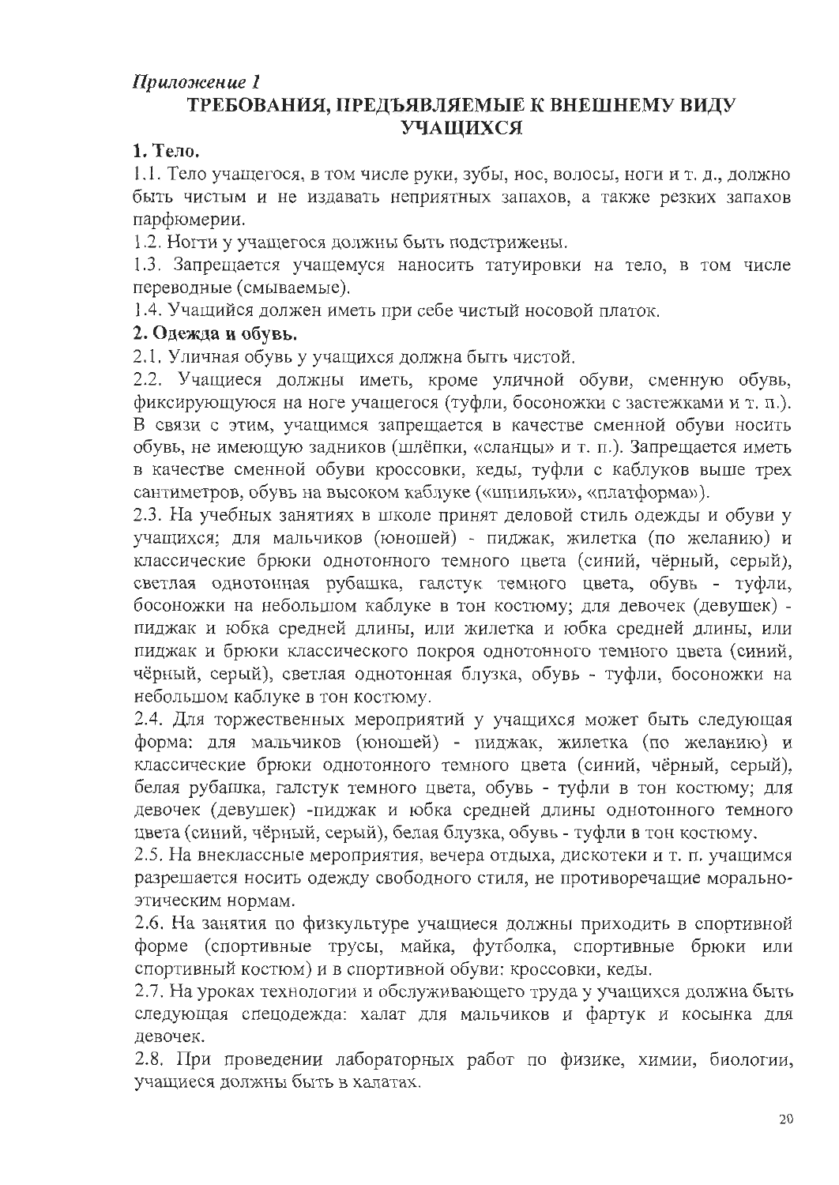*Приложение 1*

# ТРЕБОВАНИЯ, ПРЕДЪЯВЛЯЕМЫЕ К ВНЕШНЕМУ ВИДУ УЧАЩИХСЯ

**1. Тело.**

1.1. Тело учащегося, в том числе руки, зубы, нос, волосы, ноги и т. д., должно быть чистым и не издавать неприятных запахов, а также резких запахов парфюмерии.

1.2. Ногти у учащегося должны быть подстрижены.

1.3. Запрещается учащемуся наносить татуировки на тело, в том числе переводные (смываемые).

1.4. Учащийся должен иметь при себе чистый носовой платок.

**2. Одежда и обувь.**

2.1. Уличная обувь у учащихся должна быть чистой.

2.2. Учащиеся должны иметь, кроме уличной обуви, сменную обувь, фиксирующуюся на ноге учащегося (туфли, босоножки с застежками и т. п.). В связи с этим, учащимся запрещается в качестве сменной обуви носить обувь, не имеющую задников (шлёпки, «сланцы» и т. п.). Запрещается иметь в качестве сменной обуви кроссовки, кеды, туфли с каблуков выше трех сантиметров, обувь на высоком каблуке («шпильки», «платформа»).

2.3. На учебных занятиях в школе принят деловой стиль одежды и обуви у учащихся; для мальчиков (юношей) - пиджак, жилетка (по желанию) и классические брюки однотонного темного цвета (синий, чёрный, серый), светлая однотонная рубашка, галстук темного цвета, обувь - туфли, босоножки на небольшом каблуке в тон костюму; для девочек (девушек) - пиджак и юбка средней длины, или жилетка и юбка средней длины, или пиджак и брюки классического покроя однотонного темного цвета (синий, чёрный, серый), светлая однотонная блузка, обувь - туфли, босоножки на небольшом каблуке в тон костюму.

2.4. Для торжественных мероприятий у учащихся может быть следующая форма: для мальчиков (юношей) - пиджак, жилетка (по желанию) и классические брюки однотонного темного цвета (синий, чёрный, серый), белая рубашка, галстук темного цвета, обувь - туфли в тон костюму; для девочек (девушек) -пиджак и юбка средней длины однотонного темного цвета (синий, чёрный, серый), белая блузка, обувь - туфли в тон костюму.

2.5. На внеклассные мероприятия, вечера отдыха, дискотеки и т. п. учащимся разрешается носить одежду свободного стиля, не противоречащие морально-этическим нормам.

2.6. На занятия по физкультуре учащиеся должны приходить в спортивной форме (спортивные трусы, майка, футболка, спортивные брюки или спортивный костюм) и в спортивной обуви: кроссовки, кеды.

2.7. На уроках технологии и обслуживающего труда у учащихся должна быть следующая спецодежда: халат для мальчиков и фартук и косынка для девочек.

2.8. При проведении лабораторных работ по физике, химии, биологии, учащиеся должны быть в халатах.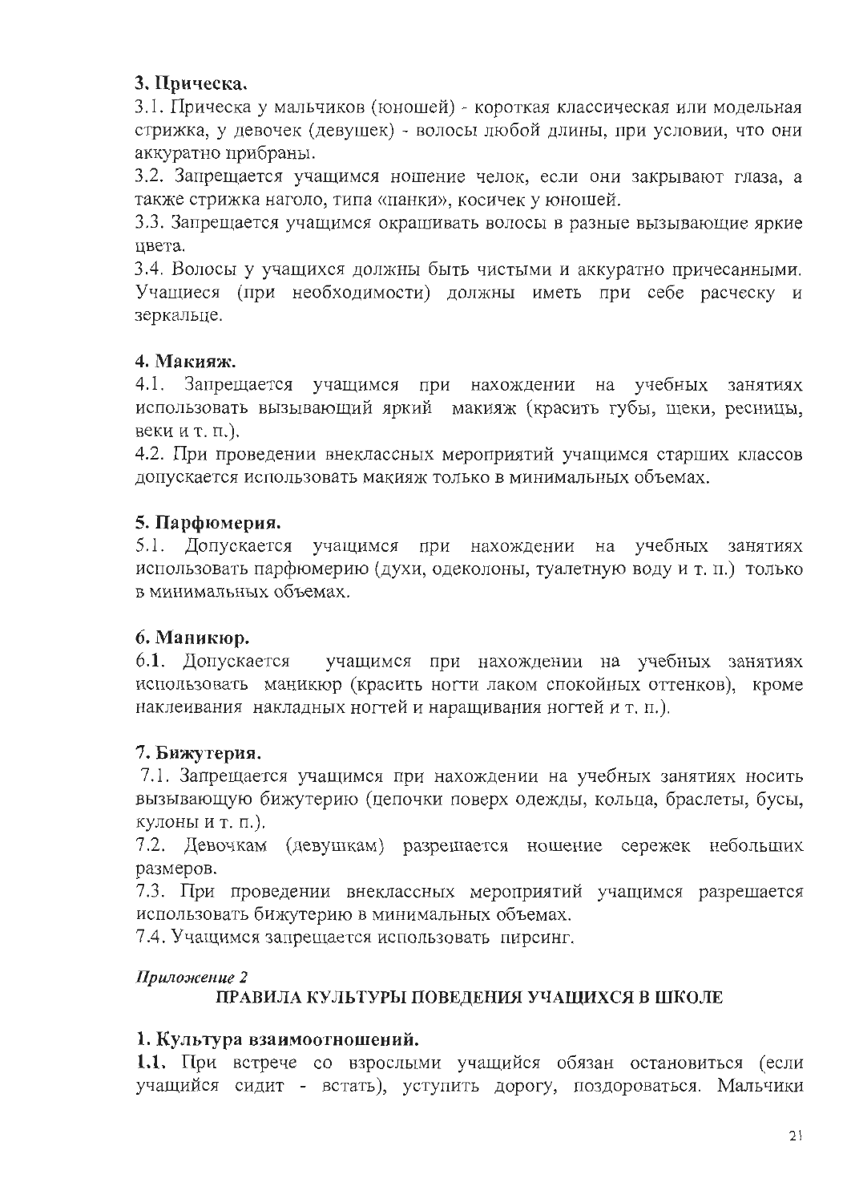### 3. Прическа.

3.1. Прическа у мальчиков (юношей) - короткая классическая или модельная стрижка, у девочек (девушек) - волосы любой длины, при условии, что они аккуратно прибраны.

3.2. Запрещается учащимся ношение челок, если они закрывают глаза, а также стрижка наголо, типа «панки», косичек у юношей.

3.3. Запрещается учащимся окрашивать волосы в разные вызывающие яркие цвета.

3.4. Волосы у учащихся должны быть чистыми и аккуратно причесанными. Учащиеся (при необходимости) должны иметь при себе расческу и зеркальце.

### 4. Макияж.

4.1. Запрещается учащимся при нахождении на учебных занятиях использовать вызывающий яркий макияж (красить губы, щеки, ресницы, веки и т. п.).

4.2. При проведении внеклассных мероприятий учащимся старших классов допускается использовать макияж только в минимальных объемах.

### 5. Парфюмерия.

5.1. Допускается учащимся при нахождении на учебных занятиях использовать парфюмерию (духи, одеколоны, туалетную воду и т. п.) только в минимальных объемах.

### 6. Маникюр.

6.1. Допускается учащимся при нахождении на учебных занятиях использовать маникюр (красить ногти лаком спокойных оттенков), кроме наклеивания накладных ногтей и наращивания ногтей и т. п.).

### 7. Бижутерия.

7.1. Запрещается учащимся при нахождении на учебных занятиях носить вызывающую бижутерию (цепочки поверх одежды, кольца, браслеты, бусы, кулоны и т. п.).

7.2. Девочкам (девушкам) разрешается ношение сережек небольших размеров.

7.3. При проведении внеклассных мероприятий учащимся разрешается использовать бижутерию в минимальных объемах.

7.4. Учащимся запрещается использовать пирсинг.

***Приложение 2***

## ПРАВИЛА КУЛЬТУРЫ ПОВЕДЕНИЯ УЧАЩИХСЯ В ШКОЛЕ

### 1. Культура взаимоотношений.

**1.1.** При встрече со взрослыми учащийся обязан остановиться (если учащийся сидит - встать), уступить дорогу, поздороваться. Мальчики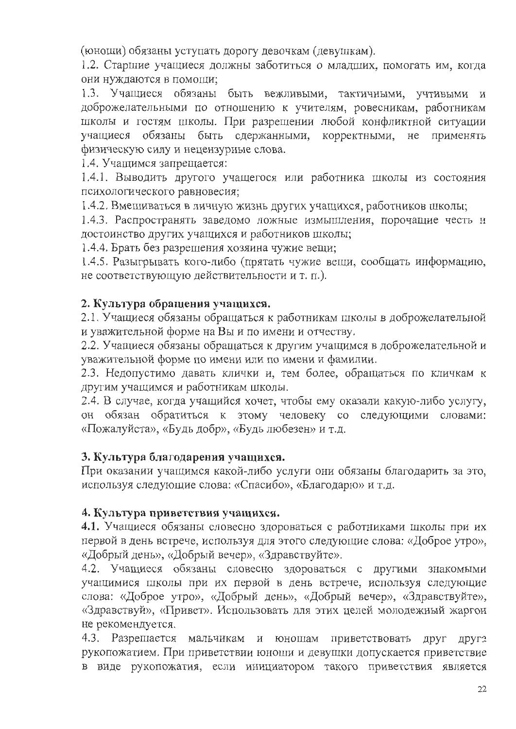(юноши) обязаны уступать дорогу девочкам (девушкам).

1.2. Старшие учащиеся должны заботиться о младших, помогать им, когда они нуждаются в помощи;

1.3. Учащиеся обязаны быть вежливыми, тактичными, учтивыми и доброжелательными по отношению к учителям, ровесникам, работникам школы и гостям школы. При разрешении любой конфликтной ситуации учащиеся обязаны быть сдержанными, корректными, не применять физическую силу и нецензурные слова.

1.4. Учащимся запрещается:

1.4.1. Выводить другого учащегося или работника школы из состояния психологического равновесия;

1.4.2. Вмешиваться в личную жизнь других учащихся, работников школы;

1.4.3. Распространять заведомо ложные измышления, порочащие честь и достоинство других учащихся и работников школы;

1.4.4. Брать без разрешения хозяина чужие вещи;

1.4.5. Разыгрывать кого-либо (прятать чужие вещи, сообщать информацию, не соответствующую действительности и т. п.).

**2. Культура обращения учащихся.**

2.1. Учащиеся обязаны обращаться к работникам школы в доброжелательной и уважительной форме на Вы и по имени и отчеству.

2.2. Учащиеся обязаны обращаться к другим учащимся в доброжелательной и уважительной форме по имени или по имени и фамилии.

2.3. Недопустимо давать клички и, тем более, обращаться по кличкам к другим учащимся и работникам школы.

2.4. В случае, когда учащийся хочет, чтобы ему оказали какую-либо услугу, он обязан обратиться к этому человеку со следующими словами: «Пожалуйста», «Будь добр», «Будь любезен» и т.д.

**3. Культура благодарения учащихся.**

При оказании учащимся какой-либо услуги они обязаны благодарить за это, используя следующие слова: «Спасибо», «Благодарю» и т.д.

**4. Культура приветствия учащихся.**

**4.1.** Учащиеся обязаны словесно здороваться с работниками школы при их первой в день встрече, используя для этого следующие слова: «Доброе утро», «Добрый день», «Добрый вечер», «Здравствуйте».

4.2. Учащиеся обязаны словесно здороваться с другими знакомыми учащимися школы при их первой в день встрече, используя следующие слова: «Доброе утро», «Добрый день», «Добрый вечер», «Здравствуйте», «Здравствуй», «Привет». Использовать для этих целей молодежный жаргон не рекомендуется.

4.3. Разрешается мальчикам и юношам приветствовать друг друга рукопожатием. При приветствии юноши и девушки допускается приветствие в виде рукопожатия, если инициатором такого приветствия является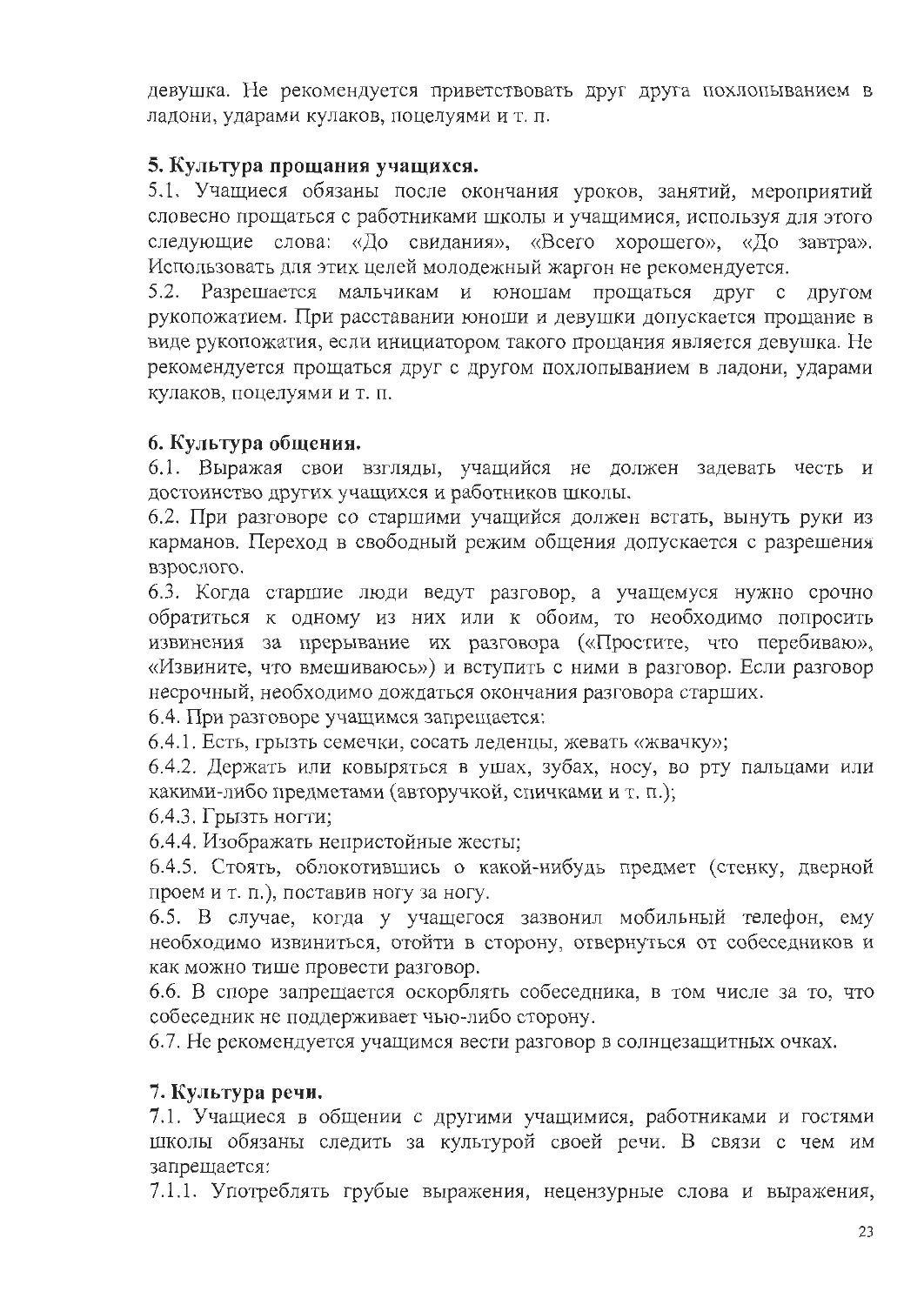девушка. Не рекомендуется приветствовать друг друга похлопыванием в ладони, ударами кулаков, поцелуями и т. п.

**5. Культура прощания учащихся.**

5.1. Учащиеся обязаны после окончания уроков, занятий, мероприятий словесно прощаться с работниками школы и учащимися, используя для этого следующие слова: «До свидания», «Всего хорошего», «До завтра». Использовать для этих целей молодежный жаргон не рекомендуется.

5.2. Разрешается мальчикам и юношам прощаться друг с другом рукопожатием. При расставании юноши и девушки допускается прощание в виде рукопожатия, если инициатором такого прощания является девушка. Не рекомендуется прощаться друг с другом похлопыванием в ладони, ударами кулаков, поцелуями и т. п.

**6. Культура общения.**

6.1. Выражая свои взгляды, учащийся не должен задевать честь и достоинство других учащихся и работников школы.

6.2. При разговоре со старшими учащийся должен встать, вынуть руки из карманов. Переход в свободный режим общения допускается с разрешения взрослого.

6.3. Когда старшие люди ведут разговор, а учащемуся нужно срочно обратиться к одному из них или к обоим, то необходимо попросить извинения за прерывание их разговора («Простите, что перебиваю», «Извините, что вмешиваюсь») и вступить с ними в разговор. Если разговор несрочный, необходимо дождаться окончания разговора старших.

6.4. При разговоре учащимся запрещается:

6.4.1. Есть, грызть семечки, сосать леденцы, жевать «жвачку»;

6.4.2. Держать или ковыряться в ушах, зубах, носу, во рту пальцами или какими-либо предметами (авторучкой, спичками и т. п.);

6.4.3. Грызть ногти;

6.4.4. Изображать непристойные жесты;

6.4.5. Стоять, облокотившись о какой-нибудь предмет (стенку, дверной проем и т. п.), поставив ногу за ногу.

6.5. В случае, когда у учащегося зазвонил мобильный телефон, ему необходимо извиниться, отойти в сторону, отвернуться от собеседников и как можно тише провести разговор.

6.6. В споре запрещается оскорблять собеседника, в том числе за то, что собеседник не поддерживает чью-либо сторону.

6.7. Не рекомендуется учащимся вести разговор в солнцезащитных очках.

**7. Культура речи.**

7.1. Учащиеся в общении с другими учащимися, работниками и гостями школы обязаны следить за культурой своей речи. В связи с чем им запрещается:

7.1.1. Употреблять грубые выражения, нецензурные слова и выражения,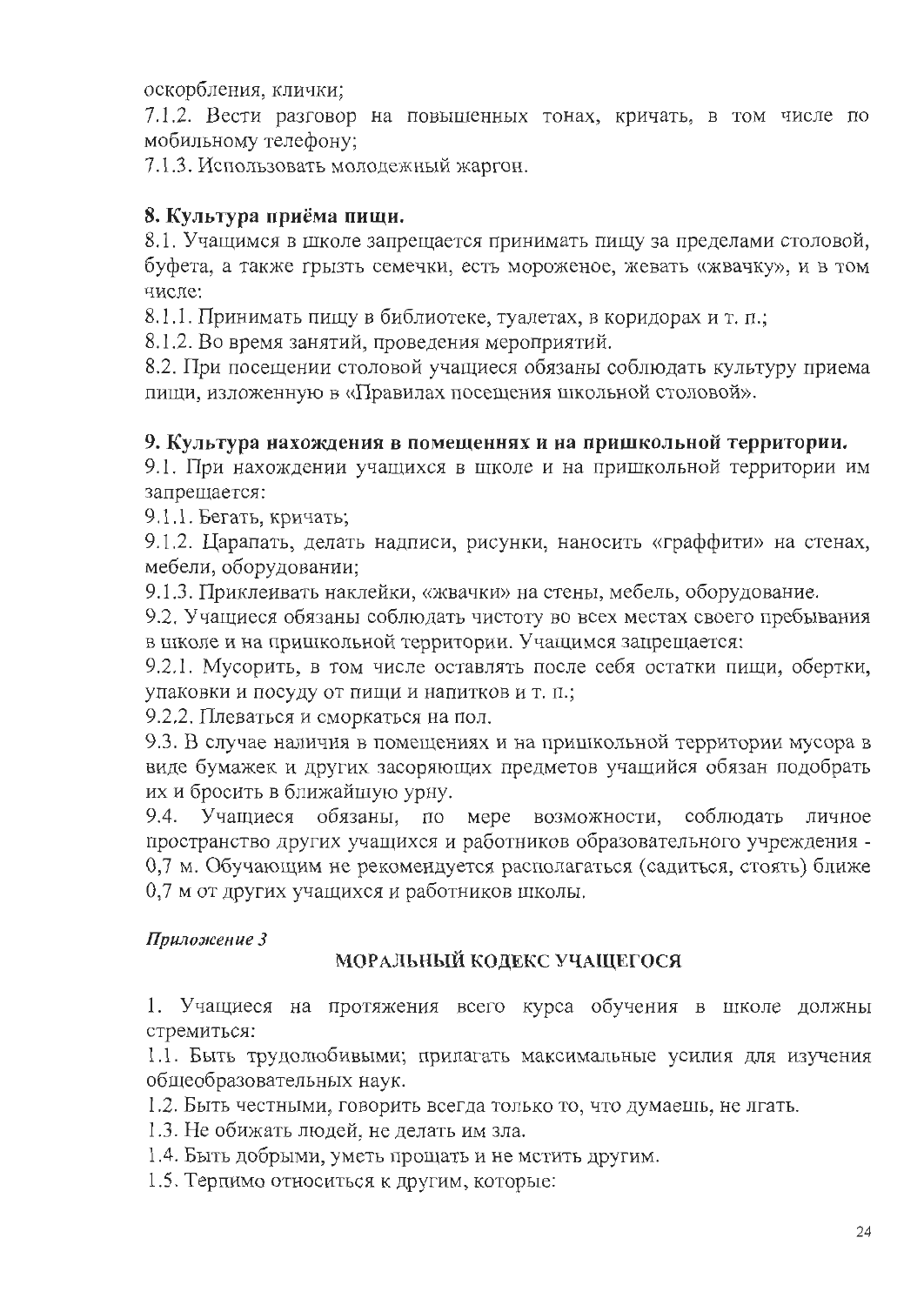оскорбления, клички;

7.1.2. Вести разговор на повышенных тонах, кричать, в том числе по мобильному телефону;

7.1.3. Использовать молодежный жаргон.

**8. Культура приёма пищи.**

8.1. Учащимся в школе запрещается принимать пищу за пределами столовой, буфета, а также грызть семечки, есть мороженое, жевать «жвачку», и в том числе:

8.1.1. Принимать пищу в библиотеке, туалетах, в коридорах и т. п.;

8.1.2. Во время занятий, проведения мероприятий.

8.2. При посещении столовой учащиеся обязаны соблюдать культуру приема пищи, изложенную в «Правилах посещения школьной столовой».

**9. Культура нахождения в помещениях и на пришкольной территории.**

9.1. При нахождении учащихся в школе и на пришкольной территории им запрещается:

9.1.1. Бегать, кричать;

9.1.2. Царапать, делать надписи, рисунки, наносить «граффити» на стенах, мебели, оборудовании;

9.1.3. Приклеивать наклейки, «жвачки» на стены, мебель, оборудование.

9.2. Учащиеся обязаны соблюдать чистоту во всех местах своего пребывания в школе и на пришкольной территории. Учащимся запрещается:

9.2.1. Мусорить, в том числе оставлять после себя остатки пищи, обертки, упаковки и посуду от пищи и напитков и т. п.;

9.2.2. Плеваться и сморкаться на пол.

9.3. В случае наличия в помещениях и на пришкольной территории мусора в виде бумажек и других засоряющих предметов учащийся обязан подобрать их и бросить в ближайшую урну.

9.4. Учащиеся обязаны, по мере возможности, соблюдать личное пространство других учащихся и работников образовательного учреждения - 0,7 м. Обучающим не рекомендуется располагаться (садиться, стоять) ближе 0,7 м от других учащихся и работников школы.

*Приложение 3*

**МОРАЛЬНЫЙ КОДЕКС УЧАЩЕГОСЯ**

1. Учащиеся на протяжения всего курса обучения в школе должны стремиться:

1.1. Быть трудолюбивыми; прилагать максимальные усилия для изучения общеобразовательных наук.

1.2. Быть честными, говорить всегда только то, что думаешь, не лгать.

1.3. Не обижать людей, не делать им зла.

1.4. Быть добрыми, уметь прощать и не мстить другим.

1.5. Терпимо относиться к другим, которые: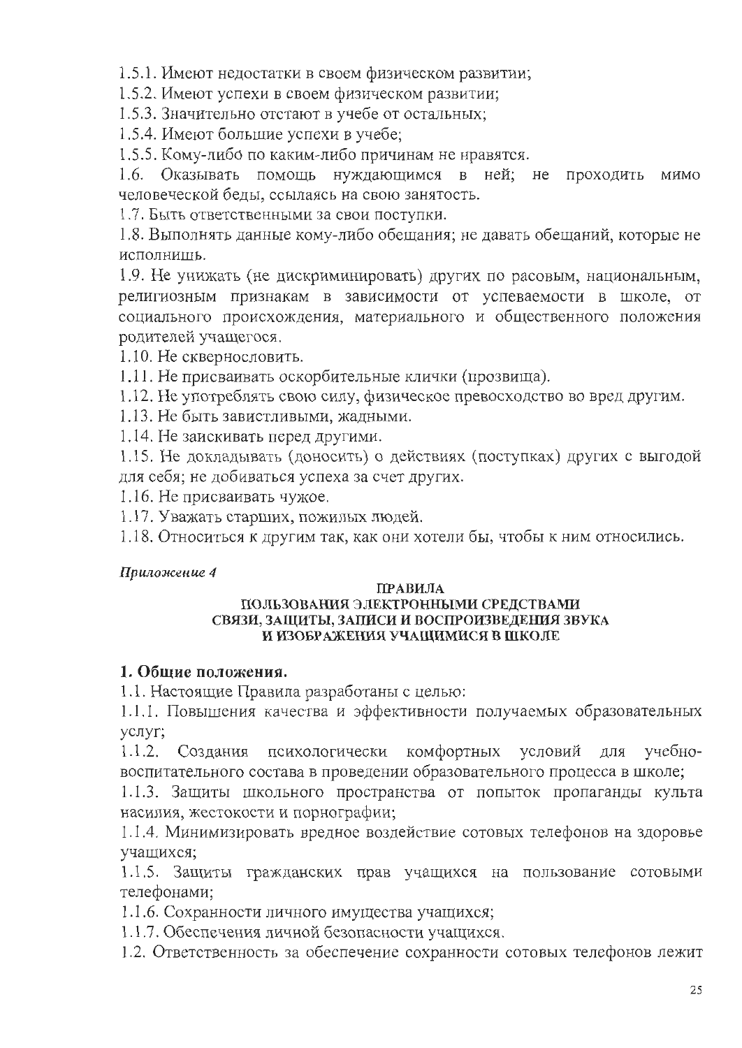1.5.1. Имеют недостатки в своем физическом развитии;

1.5.2. Имеют успехи в своем физическом развитии;

1.5.3. Значительно отстают в учебе от остальных;

1.5.4. Имеют большие успехи в учебе;

1.5.5. Кому-либо по каким-либо причинам не нравятся.

1.6. Оказывать помощь нуждающимся в ней; не проходить мимо человеческой беды, ссылаясь на свою занятость.

1.7. Быть ответственными за свои поступки.

1.8. Выполнять данные кому-либо обещания; не давать обещаний, которые не исполнишь.

1.9. Не унижать (не дискриминировать) других по расовым, национальным, религиозным признакам в зависимости от успеваемости в школе, от социального происхождения, материального и общественного положения родителей учащегося.

1.10. Не сквернословить.

1.11. Не присваивать оскорбительные клички (прозвища).

1.12. Не употреблять свою силу, физическое превосходство во вред другим.

1.13. Не быть завистливыми, жадными.

1.14. Не заискивать перед другими.

1.15. Не докладывать (доносить) о действиях (поступках) других с выгодой для себя; не добиваться успеха за счет других.

1.16. Не присваивать чужое.

1.17. Уважать старших, пожилых людей.

1.18. Относиться к другим так, как они хотели бы, чтобы к ним относились.

***Приложение 4***

**ПРАВИЛА
ПОЛЬЗОВАНИЯ ЭЛЕКТРОННЫМИ СРЕДСТВАМИ
СВЯЗИ, ЗАЩИТЫ, ЗАПИСИ И ВОСПРОИЗВЕДЕНИЯ ЗВУКА
И ИЗОБРАЖЕНИЯ УЧАЩИМИСЯ В ШКОЛЕ**

**1. Общие положения.**

1.1. Настоящие Правила разработаны с целью:

1.1.1. Повышения качества и эффективности получаемых образовательных услуг;

1.1.2. Создания психологически комфортных условий для учебно-воспитательного состава в проведении образовательного процесса в школе;

1.1.3. Защиты школьного пространства от попыток пропаганды культа насилия, жестокости и порнографии;

1.1.4. Минимизировать вредное воздействие сотовых телефонов на здоровье учащихся;

1.1.5. Защиты гражданских прав учащихся на пользование сотовыми телефонами;

1.1.6. Сохранности личного имущества учащихся;

1.1.7. Обеспечения личной безопасности учащихся.

1.2. Ответственность за обеспечение сохранности сотовых телефонов лежит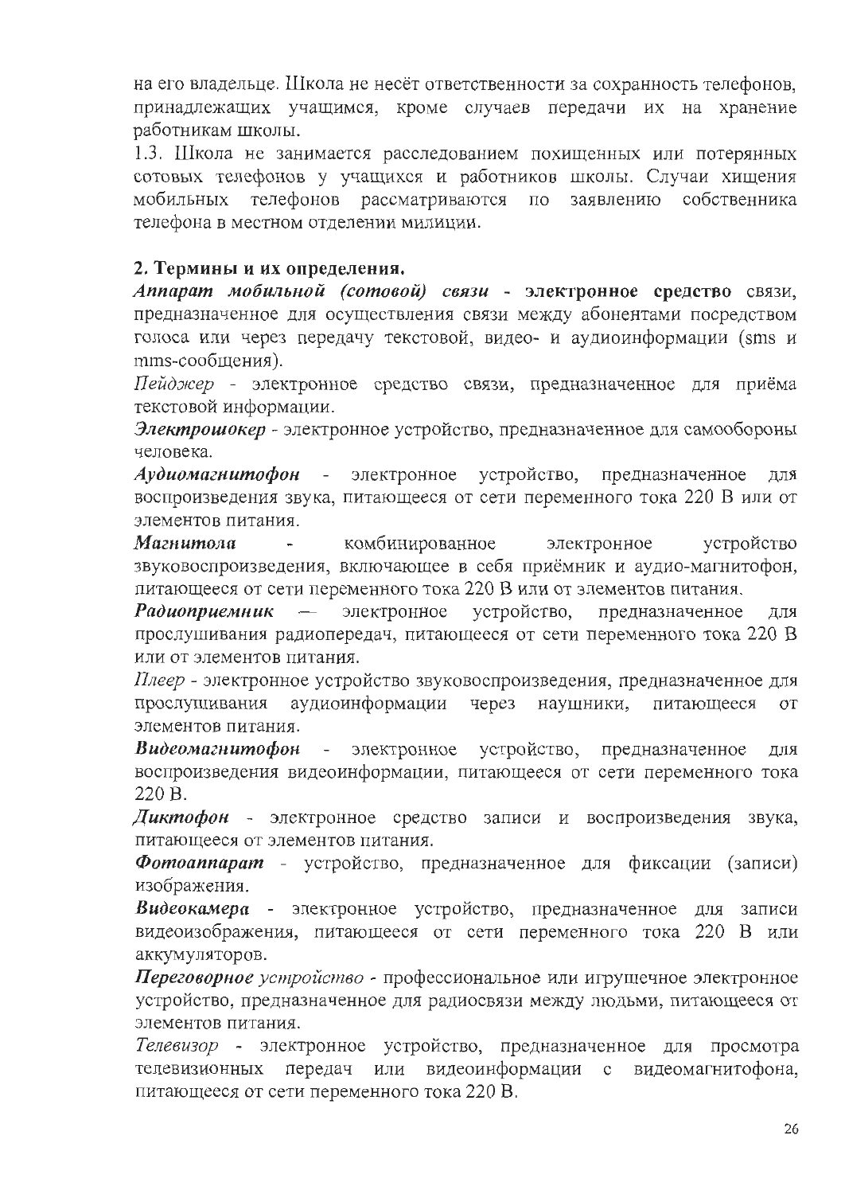на его владельце. Школа не несёт ответственности за сохранность телефонов, принадлежащих учащимся, кроме случаев передачи их на хранение работникам школы.

1.3. Школа не занимается расследованием похищенных или потерянных сотовых телефонов у учащихся и работников школы. Случаи хищения мобильных телефонов рассматриваются по заявлению собственника телефона в местном отделении милиции.

**2. Термины и их определения.**

***Аппарат мобильной (сотовой) связи*** - **электронное средство** связи, предназначенное для осуществления связи между абонентами посредством голоса или через передачу текстовой, видео- и аудиоинформации (sms и mms-сообщения).

*Пейджер* - электронное средство связи, предназначенное для приёма текстовой информации.

***Электрошокер*** - электронное устройство, предназначенное для самообороны человека.

***Аудиомагнитофон*** - электронное устройство, предназначенное для воспроизведения звука, питающееся от сети переменного тока 220 В или от элементов питания.

***Магнитола*** - комбинированное электронное устройство звуковоспроизведения, включающее в себя приёмник и аудио-магнитофон, питающееся от сети переменного тока 220 В или от элементов питания.

***Радиоприемник*** — электронное устройство, предназначенное для прослушивания радиопередач, питающееся от сети переменного тока 220 В или от элементов питания.

*Плеер* - электронное устройство звуковоспроизведения, предназначенное для прослушивания аудиоинформации через наушники, питающееся от элементов питания.

***Видеомагнитофон*** - электронное устройство, предназначенное для воспроизведения видеоинформации, питающееся от сети переменного тока 220 В.

***Диктофон*** - электронное средство записи и воспроизведения звука, питающееся от элементов питания.

***Фотоаппарат*** - устройство, предназначенное для фиксации (записи) изображения.

***Видеокамера*** - электронное устройство, предназначенное для записи видеоизображения, питающееся от сети переменного тока 220 В или аккумуляторов.

***Переговорное устройство*** - профессиональное или игрушечное электронное устройство, предназначенное для радиосвязи между людьми, питающееся от элементов питания.

*Телевизор* - электронное устройство, предназначенное для просмотра телевизионных передач или видеоинформации с видеомагнитофона, питающееся от сети переменного тока 220 В.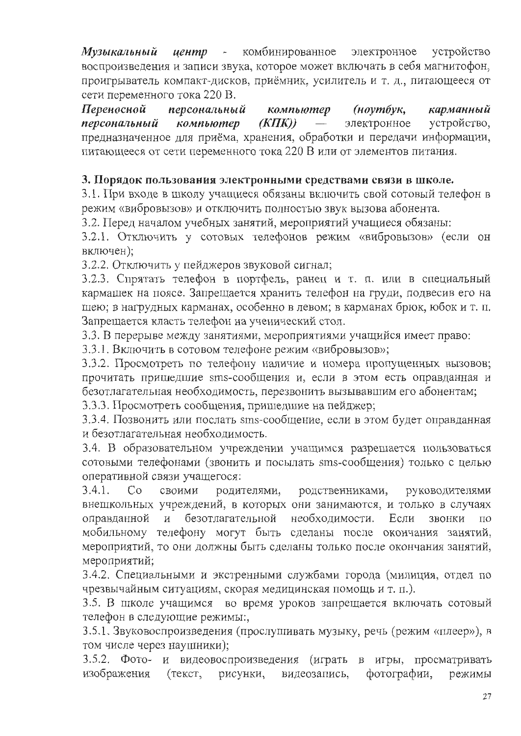***Музыкальный центр*** - комбинированное электронное устройство воспроизведения и записи звука, которое может включать в себя магнитофон, проигрыватель компакт-дисков, приёмник, усилитель и т. д., питающееся от сети переменного тока 220 В.

***Переносной персональный компьютер (ноутбук, карманный персональный компьютер (КПК))*** — электронное устройство, предназначенное для приёма, хранения, обработки и передачи информации, питающееся от сети переменного тока 220 В или от элементов питания.

**3. Порядок пользования электронными средствами связи в школе.**

3.1. При входе в школу учащиеся обязаны включить свой сотовый телефон в режим «вибровызов» и отключить полностью звук вызова абонента.

3.2. Перед началом учебных занятий, мероприятий учащиеся обязаны:

3.2.1. Отключить у сотовых телефонов режим «вибровызов» (если он включен);

3.2.2. Отключить у пейджеров звуковой сигнал;

3.2.3. Спрятать телефон в портфель, ранец и т. п. или в специальный кармашек на поясе. Запрещается хранить телефон на груди, подвесив его на шею; в нагрудных карманах, особенно в левом; в карманах брюк, юбок и т. п. Запрещается класть телефон на ученический стол.

3.3. В перерыве между занятиями, мероприятиями учащийся имеет право:

3.3.1. Включить в сотовом телефоне режим «вибровызов»;

3.3.2. Просмотреть по телефону наличие и номера пропущенных вызовов; прочитать пришедшие sms-сообщения и, если в этом есть оправданная и безотлагательная необходимость, перезвонить вызывавшим его абонентам;

3.3.3. Просмотреть сообщения, пришедшие на пейджер;

3.3.4. Позвонить или послать sms-сообщение, если в этом будет оправданная и безотлагательная необходимость.

3.4. В образовательном учреждении учащимся разрешается пользоваться сотовыми телефонами (звонить и посылать sms-сообщения) только с целью оперативной связи учащегося:

3.4.1. Со своими родителями, родственниками, руководителями внешкольных учреждений, в которых они занимаются, и только в случаях оправданной и безотлагательной необходимости. Если звонки по мобильному телефону могут быть сделаны после окончания занятий, мероприятий, то они должны быть сделаны только после окончания занятий, мероприятий;

3.4.2. Специальными и экстренными службами города (милиция, отдел по чрезвычайным ситуациям, скорая медицинская помощь и т. п.).

3.5. В школе учащимся во время уроков запрещается включать сотовый телефон в следующие режимы:,

3.5.1. Звуковоспроизведения (прослушивать музыку, речь (режим «плеер»), в том числе через наушники);

3.5.2. Фото- и видеовоспроизведения (играть в игры, просматривать изображения (текст, рисунки, видеозапись, фотографии, режимы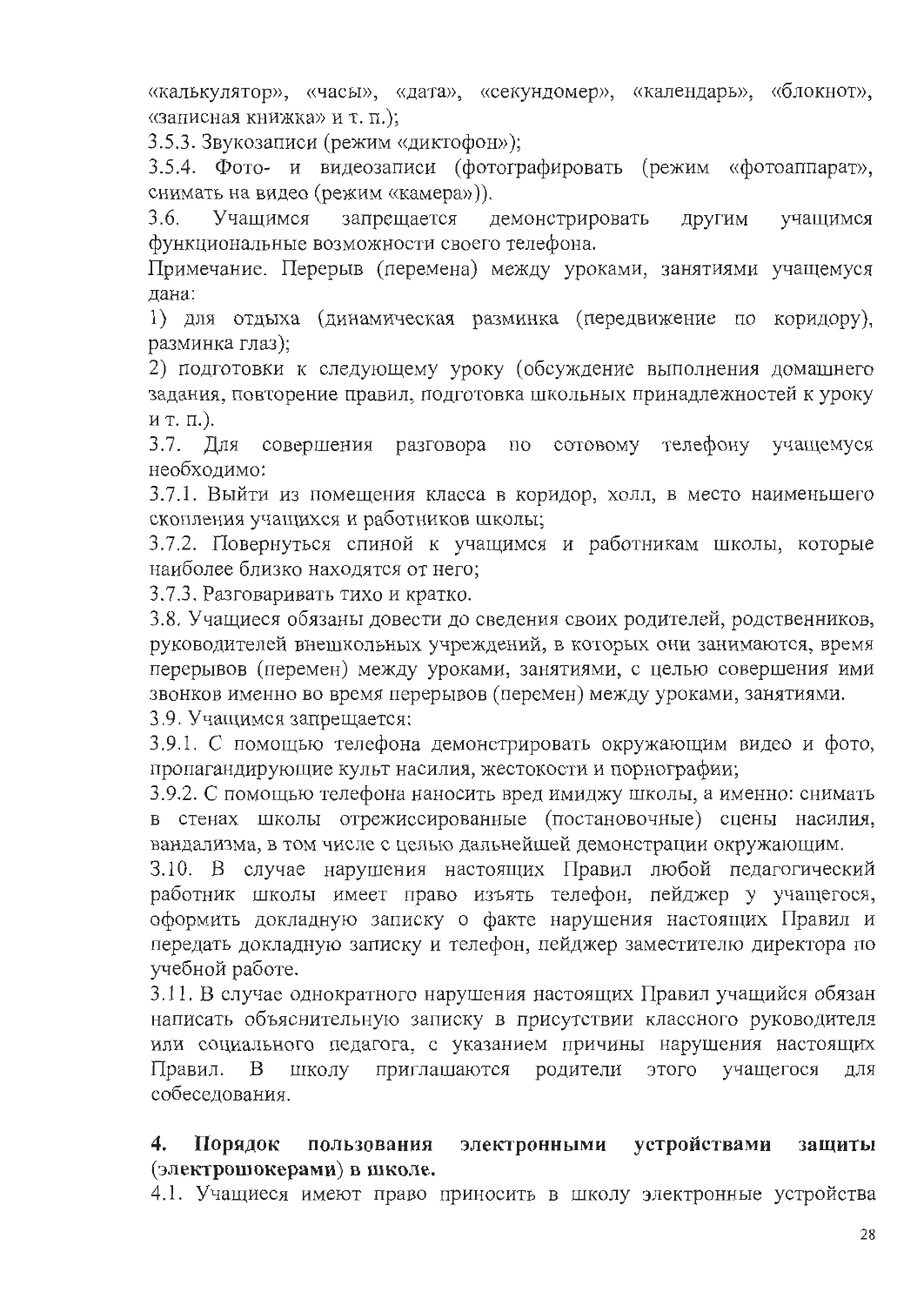«калькулятор», «часы», «дата», «секундомер», «календарь», «блокнот», «записная книжка» и т. п.);

3.5.3. Звукозаписи (режим «диктофон»);

3.5.4. Фото- и видеозаписи (фотографировать (режим «фотоаппарат», снимать на видео (режим «камера»)).

3.6. Учащимся запрещается демонстрировать другим учащимся функциональные возможности своего телефона.

Примечание. Перерыв (перемена) между уроками, занятиями учащемуся дана:

1) для отдыха (динамическая разминка (передвижение по коридору), разминка глаз);

2) подготовки к следующему уроку (обсуждение выполнения домашнего задания, повторение правил, подготовка школьных принадлежностей к уроку и т. п.).

3.7. Для совершения разговора по сотовому телефону учащемуся необходимо:

3.7.1. Выйти из помещения класса в коридор, холл, в место наименьшего скопления учащихся и работников школы;

3.7.2. Повернуться спиной к учащимся и работникам школы, которые наиболее близко находятся от него;

3.7.3. Разговаривать тихо и кратко.

3.8. Учащиеся обязаны довести до сведения своих родителей, родственников, руководителей внешкольных учреждений, в которых они занимаются, время перерывов (перемен) между уроками, занятиями, с целью совершения ими звонков именно во время перерывов (перемен) между уроками, занятиями.

3.9. Учащимся запрещается:

3.9.1. С помощью телефона демонстрировать окружающим видео и фото, пропагандирующие культ насилия, жестокости и порнографии;

3.9.2. С помощью телефона наносить вред имиджу школы, а именно: снимать в стенах школы отрежиссированные (постановочные) сцены насилия, вандализма, в том числе с целью дальнейшей демонстрации окружающим.

3.10. В случае нарушения настоящих Правил любой педагогический работник школы имеет право изъять телефон, пейджер у учащегося, оформить докладную записку о факте нарушения настоящих Правил и передать докладную записку и телефон, пейджер заместителю директора по учебной работе.

3.11. В случае однократного нарушения настоящих Правил учащийся обязан написать объяснительную записку в присутствии классного руководителя или социального педагога, с указанием причины нарушения настоящих Правил. В школу приглашаются родители этого учащегося для собеседования.

## 4. Порядок пользования электронными устройствами защиты (электрошокерами) в школе.

4.1. Учащиеся имеют право приносить в школу электронные устройства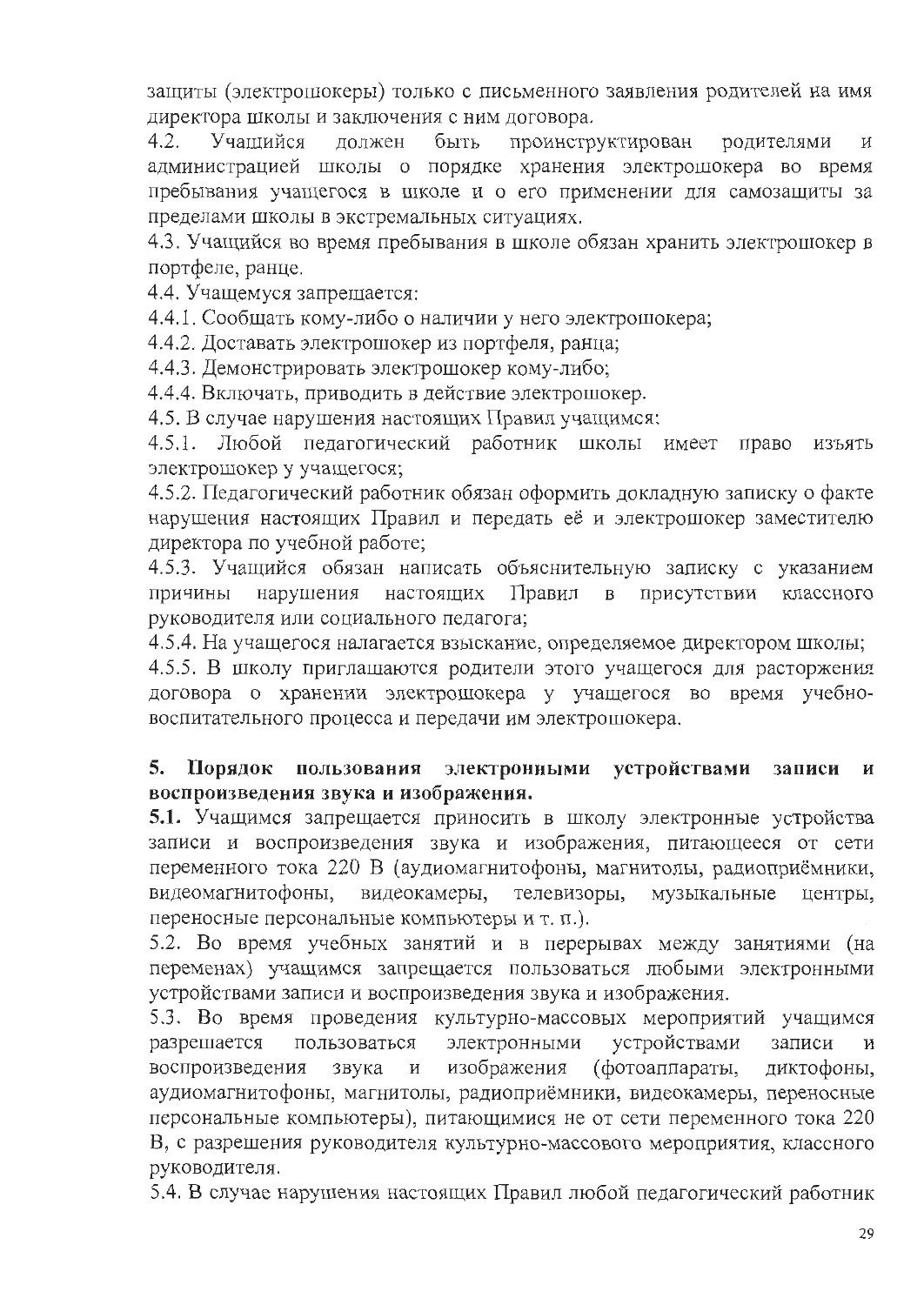защиты (электрошокеры) только с письменного заявления родителей на имя директора школы и заключения с ним договора.

4.2. Учащийся должен быть проинструктирован родителями и администрацией школы о порядке хранения электрошокера во время пребывания учащегося в школе и о его применении для самозащиты за пределами школы в экстремальных ситуациях.

4.3. Учащийся во время пребывания в школе обязан хранить электрошокер в портфеле, ранце.

4.4. Учащемуся запрещается:

4.4.1. Сообщать кому-либо о наличии у него электрошокера;

4.4.2. Доставать электрошокер из портфеля, ранца;

4.4.3. Демонстрировать электрошокер кому-либо;

4.4.4. Включать, приводить в действие электрошокер.

4.5. В случае нарушения настоящих Правил учащимся:

4.5.1. Любой педагогический работник школы имеет право изъять электрошокер у учащегося;

4.5.2. Педагогический работник обязан оформить докладную записку о факте нарушения настоящих Правил и передать её и электрошокер заместителю директора по учебной работе;

4.5.3. Учащийся обязан написать объяснительную записку с указанием причины нарушения настоящих Правил в присутствии классного руководителя или социального педагога;

4.5.4. На учащегося налагается взыскание, определяемое директором школы;

4.5.5. В школу приглашаются родители этого учащегося для расторжения договора о хранении электрошокера у учащегося во время учебно-воспитательного процесса и передачи им электрошокера.

## 5. Порядок пользования электронными устройствами записи и воспроизведения звука и изображения.

**5.1.** Учащимся запрещается приносить в школу электронные устройства записи и воспроизведения звука и изображения, питающееся от сети переменного тока 220 В (аудиомагнитофоны, магнитолы, радиоприёмники, видеомагнитофоны, видеокамеры, телевизоры, музыкальные центры, переносные персональные компьютеры и т. п.).

5.2. Во время учебных занятий и в перерывах между занятиями (на переменах) учащимся запрещается пользоваться любыми электронными устройствами записи и воспроизведения звука и изображения.

5.3. Во время проведения культурно-массовых мероприятий учащимся разрешается пользоваться электронными устройствами записи и воспроизведения звука и изображения (фотоаппараты, диктофоны, аудиомагнитофоны, магнитолы, радиоприёмники, видеокамеры, переносные персональные компьютеры), питающимися не от сети переменного тока 220 В, с разрешения руководителя культурно-массового мероприятия, классного руководителя.

5.4. В случае нарушения настоящих Правил любой педагогический работник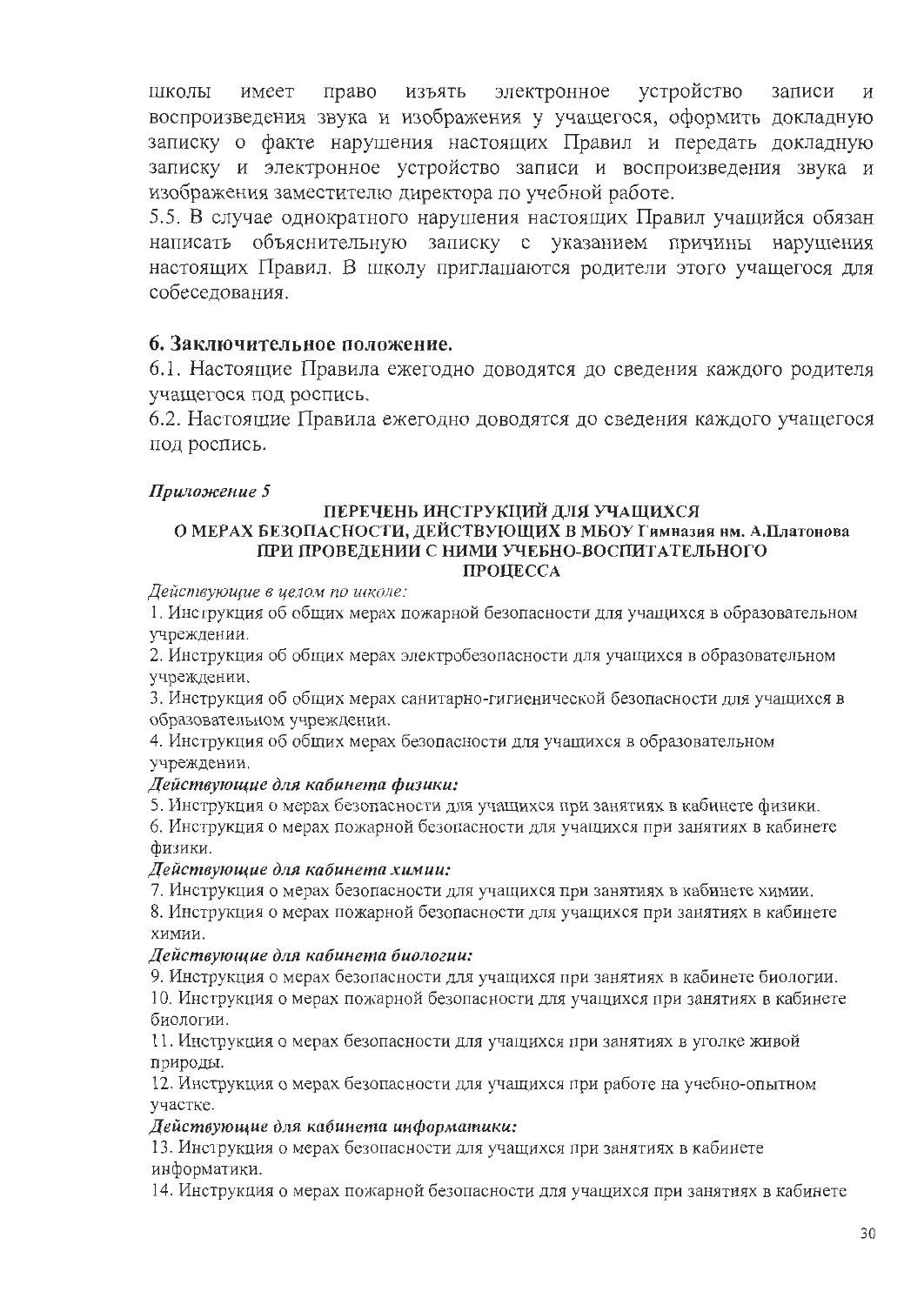школы имеет право изъять электронное устройство записи и воспроизведения звука и изображения у учащегося, оформить докладную записку о факте нарушения настоящих Правил и передать докладную записку и электронное устройство записи и воспроизведения звука и изображения заместителю директора по учебной работе.

5.5. В случае однократного нарушения настоящих Правил учащийся обязан написать объяснительную записку с указанием причины нарушения настоящих Правил. В школу приглашаются родители этого учащегося для собеседования.

## 6. Заключительное положение.

6.1. Настоящие Правила ежегодно доводятся до сведения каждого родителя учащегося под роспись.

6.2. Настоящие Правила ежегодно доводятся до сведения каждого учащегося под роспись.

***Приложение 5***

**ПЕРЕЧЕНЬ ИНСТРУКЦИЙ ДЛЯ УЧАЩИХСЯ О МЕРАХ БЕЗОПАСНОСТИ, ДЕЙСТВУЮЩИХ В МБОУ Гимназия им. А.Платонова ПРИ ПРОВЕДЕНИИ С НИМИ УЧЕБНО-ВОСПИТАТЕЛЬНОГО ПРОЦЕССА**

*Действующие в целом по школе:*

1. Инструкция об общих мерах пожарной безопасности для учащихся в образовательном учреждении.
2. Инструкция об общих мерах электробезопасности для учащихся в образовательном учреждении.
3. Инструкция об общих мерах санитарно-гигиенической безопасности для учащихся в образовательном учреждении.
4. Инструкция об общих мерах безопасности для учащихся в образовательном учреждении.

***Действующие для кабинета физики:***

5. Инструкция о мерах безопасности для учащихся при занятиях в кабинете физики.
6. Инструкция о мерах пожарной безопасности для учащихся при занятиях в кабинете физики.

***Действующие для кабинета химии:***

7. Инструкция о мерах безопасности для учащихся при занятиях в кабинете химии.
8. Инструкция о мерах пожарной безопасности для учащихся при занятиях в кабинете химии.

***Действующие для кабинета биологии:***

9. Инструкция о мерах безопасности для учащихся при занятиях в кабинете биологии.
10. Инструкция о мерах пожарной безопасности для учащихся при занятиях в кабинете биологии.
11. Инструкция о мерах безопасности для учащихся при занятиях в уголке живой природы.
12. Инструкция о мерах безопасности для учащихся при работе на учебно-опытном участке.

***Действующие для кабинета информатики:***

13. Инструкция о мерах безопасности для учащихся при занятиях в кабинете информатики.
14. Инструкция о мерах пожарной безопасности для учащихся при занятиях в кабинете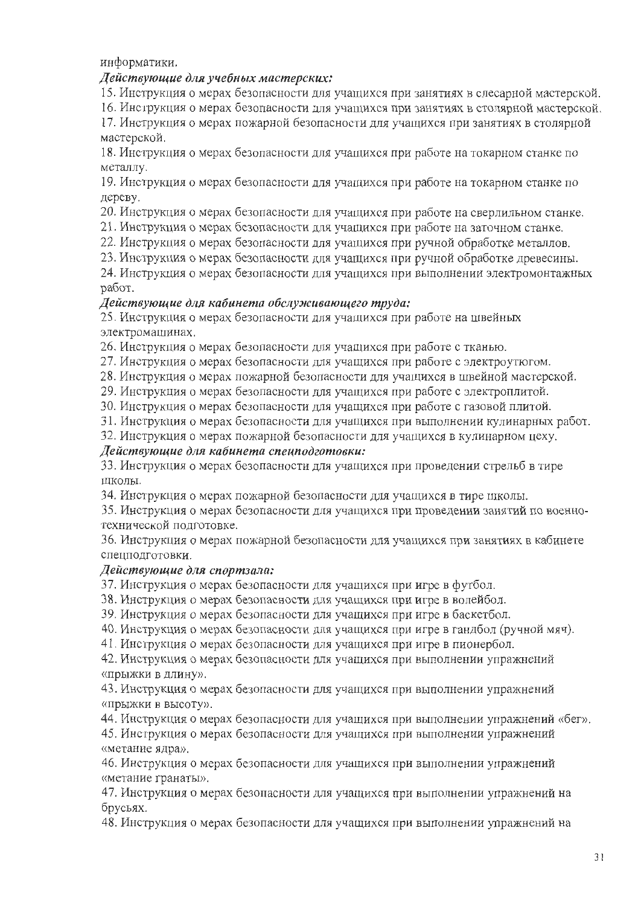информатики.

*Действующие для учебных мастерских:*

15. Инструкция о мерах безопасности для учащихся при занятиях в слесарной мастерской.
16. Инструкция о мерах безопасности для учащихся при занятиях в столярной мастерской.
17. Инструкция о мерах пожарной безопасности для учащихся при занятиях в столярной мастерской.
18. Инструкция о мерах безопасности для учащихся при работе на токарном станке по металлу.
19. Инструкция о мерах безопасности для учащихся при работе на токарном станке по дереву.
20. Инструкция о мерах безопасности для учащихся при работе на сверлильном станке.
21. Инструкция о мерах безопасности для учащихся при работе на заточном станке.
22. Инструкция о мерах безопасности для учащихся при ручной обработке металлов.
23. Инструкция о мерах безопасности для учащихся при ручной обработке древесины.
24. Инструкция о мерах безопасности для учащихся при выполнении электромонтажных работ.

*Действующие для кабинета обслуживающего труда:*

25. Инструкция о мерах безопасности для учащихся при работе на швейных электромашинах.
26. Инструкция о мерах безопасности для учащихся при работе с тканью.
27. Инструкция о мерах безопасности для учащихся при работе с электроутюгом.
28. Инструкция о мерах пожарной безопасности для учащихся в швейной мастерской.
29. Инструкция о мерах безопасности для учащихся при работе с электроплитой.
30. Инструкция о мерах безопасности для учащихся при работе с газовой плитой.
31. Инструкция о мерах безопасности для учащихся при выполнении кулинарных работ.
32. Инструкция о мерах пожарной безопасности для учащихся в кулинарном цеху.

*Действующие для кабинета спецподготовки:*

33. Инструкция о мерах безопасности для учащихся при проведении стрельб в тире школы.
34. Инструкция о мерах пожарной безопасности для учащихся в тире школы.
35. Инструкция о мерах безопасности для учащихся при проведении занятий по военно-технической подготовке.
36. Инструкция о мерах пожарной безопасности для учащихся при занятиях в кабинете спецподготовки.

*Действующие для спортзала:*

37. Инструкция о мерах безопасности для учащихся при игре в футбол.
38. Инструкция о мерах безопасности для учащихся при игре в волейбол.
39. Инструкция о мерах безопасности для учащихся при игре в баскетбол.
40. Инструкция о мерах безопасности для учащихся при игре в гандбол (ручной мяч).
41. Инструкция о мерах безопасности для учащихся при игре в пионербол.
42. Инструкция о мерах безопасности для учащихся при выполнении упражнений «прыжки в длину».
43. Инструкция о мерах безопасности для учащихся при выполнении упражнений «прыжки в высоту».
44. Инструкция о мерах безопасности для учащихся при выполнении упражнений «бег».
45. Инструкция о мерах безопасности для учащихся при выполнении упражнений «метание ядра».
46. Инструкция о мерах безопасности для учащихся при выполнении упражнений «метание гранаты».
47. Инструкция о мерах безопасности для учащихся при выполнении упражнений на брусьях.
48. Инструкция о мерах безопасности для учащихся при выполнении упражнений на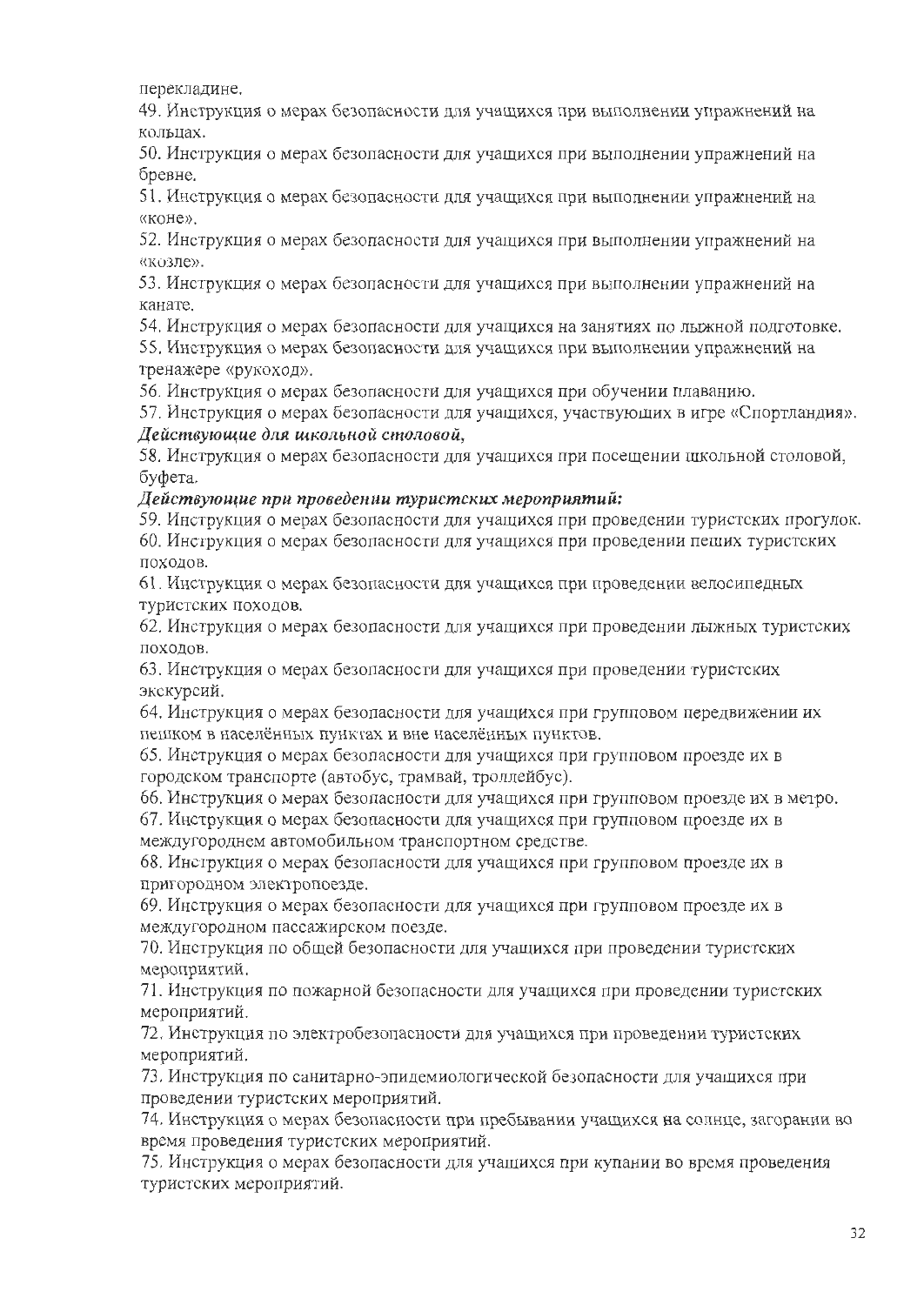перекладине.

49. Инструкция о мерах безопасности для учащихся при выполнении упражнений на кольцах.

50. Инструкция о мерах безопасности для учащихся при выполнении упражнений на бревне.

51. Инструкция о мерах безопасности для учащихся при выполнении упражнений на «коне».

52. Инструкция о мерах безопасности для учащихся при выполнении упражнений на «козле».

53. Инструкция о мерах безопасности для учащихся при выполнении упражнений на канате.

54. Инструкция о мерах безопасности для учащихся на занятиях по лыжной подготовке.

55. Инструкция о мерах безопасности для учащихся при выполнении упражнений на тренажере «рукоход».

56. Инструкция о мерах безопасности для учащихся при обучении плаванию.

57. Инструкция о мерах безопасности для учащихся, участвующих в игре «Спортландия».

***Действующие для школьной столовой,***

58. Инструкция о мерах безопасности для учащихся при посещении школьной столовой, буфета.

***Действующие при проведении туристских мероприятий:***

59. Инструкция о мерах безопасности для учащихся при проведении туристских прогулок.

60. Инструкция о мерах безопасности для учащихся при проведении пеших туристских походов.

61. Инструкция о мерах безопасности для учащихся при проведении велосипедных туристских походов.

62. Инструкция о мерах безопасности для учащихся при проведении лыжных туристских походов.

63. Инструкция о мерах безопасности для учащихся при проведении туристских экскурсий.

64. Инструкция о мерах безопасности для учащихся при групповом передвижении их пешком в населённых пунктах и вне населённых пунктов.

65. Инструкция о мерах безопасности для учащихся при групповом проезде их в городском транспорте (автобус, трамвай, троллейбус).

66. Инструкция о мерах безопасности для учащихся при групповом проезде их в метро.

67. Инструкция о мерах безопасности для учащихся при групповом проезде их в междугороднем автомобильном транспортном средстве.

68. Инструкция о мерах безопасности для учащихся при групповом проезде их в пригородном электропоезде.

69. Инструкция о мерах безопасности для учащихся при групповом проезде их в междугородном пассажирском поезде.

70. Инструкция по общей безопасности для учащихся при проведении туристских мероприятий.

71. Инструкция по пожарной безопасности для учащихся при проведении туристских мероприятий.

72. Инструкция по электробезопасности для учащихся при проведении туристских мероприятий.

73. Инструкция по санитарно-эпидемиологической безопасности для учащихся при проведении туристских мероприятий.

74. Инструкция о мерах безопасности при пребывании учащихся на солнце, загорании во время проведения туристских мероприятий.

75. Инструкция о мерах безопасности для учащихся при купании во время проведения туристских мероприятий.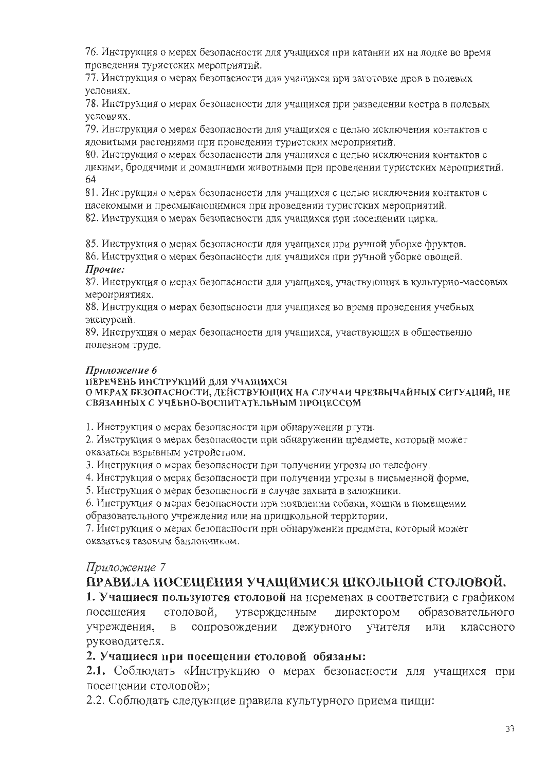76. Инструкция о мерах безопасности для учащихся при катании их на лодке во время проведения туристских мероприятий.

77. Инструкция о мерах безопасности для учащихся при заготовке дров в полевых условиях.

78. Инструкция о мерах безопасности для учащихся при разведении костра в полевых условиях.

79. Инструкция о мерах безопасности для учащихся с целью исключения контактов с ядовитыми растениями при проведении туристских мероприятий.

80. Инструкция о мерах безопасности для учащихся с целью исключения контактов с дикими, бродячими и домашними животными при проведении туристских мероприятий.
64

81. Инструкция о мерах безопасности для учащихся с целью исключения контактов с насекомыми и пресмыкающимися при проведении туристских мероприятий.

82. Инструкция о мерах безопасности для учащихся при посещении цирка.

85. Инструкция о мерах безопасности для учащихся при ручной уборке фруктов.

86. Инструкция о мерах безопасности для учащихся при ручной уборке овощей.

***Прочие:***

87. Инструкция о мерах безопасности для учащихся, участвующих в культурно-массовых мероприятиях.

88. Инструкция о мерах безопасности для учащихся во время проведения учебных экскурсий.

89. Инструкция о мерах безопасности для учащихся, участвующих в общественно полезном труде.

***Приложение 6***

**ПЕРЕЧЕНЬ ИНСТРУКЦИЙ ДЛЯ УЧАЩИХСЯ О МЕРАХ БЕЗОПАСНОСТИ, ДЕЙСТВУЮЩИХ НА СЛУЧАИ ЧРЕЗВЫЧАЙНЫХ СИТУАЦИЙ, НЕ СВЯЗАННЫХ С УЧЕБНО-ВОСПИТАТЕЛЬНЫМ ПРОЦЕССОМ**

1. Инструкция о мерах безопасности при обнаружении ртути.
2. Инструкция о мерах безопасности при обнаружении предмета, который может оказаться взрывным устройством.
3. Инструкция о мерах безопасности при получении угрозы по телефону.
4. Инструкция о мерах безопасности при получении угрозы в письменной форме.
5. Инструкция о мерах безопасности в случае захвата в заложники.
6. Инструкция о мерах безопасности при появлении собаки, кошки в помещении образовательного учреждения или на пришкольной территории.
7. Инструкция о мерах безопасности при обнаружении предмета, который может оказаться газовым баллончиком.

*Приложение 7*

## ПРАВИЛА ПОСЕЩЕНИЯ УЧАЩИМИСЯ ШКОЛЬНОЙ СТОЛОВОЙ.

**1. Учащиеся пользуются столовой** на переменах в соответствии с графиком посещения столовой, утвержденным директором образовательного учреждения, в сопровождении дежурного учителя или классного руководителя.

**2. Учащиеся при посещении столовой обязаны:**

**2.1.** Соблюдать «Инструкцию о мерах безопасности для учащихся при посещении столовой»;

2.2. Соблюдать следующие правила культурного приема пищи: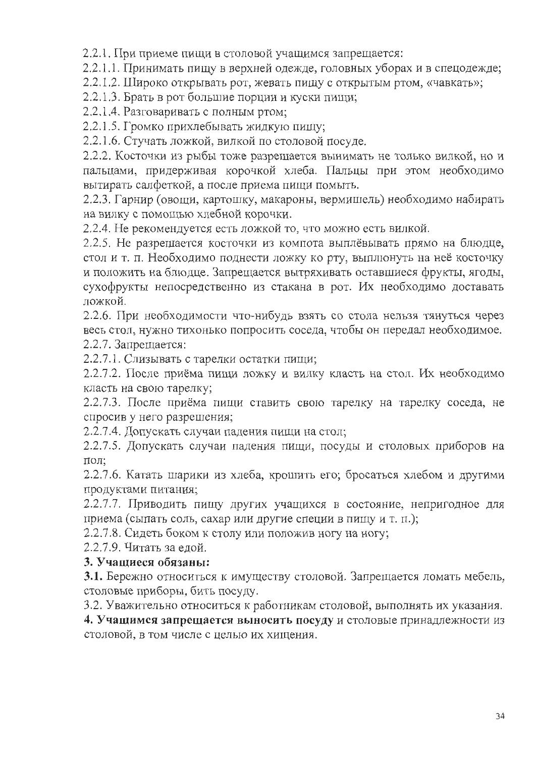2.2.1. При приеме пищи в столовой учащимся запрещается:

2.2.1.1. Принимать пищу в верхней одежде, головных уборах и в спецодежде;

2.2.1.2. Широко открывать рот, жевать пищу с открытым ртом, «чавкать»;

2.2.1.3. Брать в рот большие порции и куски пищи;

2.2.1.4. Разговаривать с полным ртом;

2.2.1.5. Громко прихлебывать жидкую пищу;

2.2.1.6. Стучать ложкой, вилкой по столовой посуде.

2.2.2. Косточки из рыбы тоже разрешается вынимать не только вилкой, но и пальцами, придерживая корочкой хлеба. Пальцы при этом необходимо вытирать салфеткой, а после приема пищи помыть.

2.2.3. Гарнир (овощи, картошку, макароны, вермишель) необходимо набирать на вилку с помощью хлебной корочки.

2.2.4. Не рекомендуется есть ложкой то, что можно есть вилкой.

2.2.5. Не разрешается косточки из компота выплёвывать прямо на блюдце, стол и т. п. Необходимо поднести ложку ко рту, выплюнуть на неё косточку и положить на блюдце. Запрещается вытряхивать оставшиеся фрукты, ягоды, сухофрукты непосредственно из стакана в рот. Их необходимо доставать ложкой.

2.2.6. При необходимости что-нибудь взять со стола нельзя тянуться через весь стол, нужно тихонько попросить соседа, чтобы он передал необходимое.

2.2.7. Запрещается:

2.2.7.1. Слизывать с тарелки остатки пищи;

2.2.7.2. После приёма пищи ложку и вилку класть на стол. Их необходимо класть на свою тарелку;

2.2.7.3. После приёма пищи ставить свою тарелку на тарелку соседа, не спросив у него разрешения;

2.2.7.4. Допускать случаи падения пищи на стол;

2.2.7.5. Допускать случаи падения пищи, посуды и столовых приборов на пол;

2.2.7.6. Катать шарики из хлеба, крошить его; бросаться хлебом и другими продуктами питания;

2.2.7.7. Приводить пищу других учащихся в состояние, непригодное для приема (сыпать соль, сахар или другие специи в пищу и т. п.);

2.2.7.8. Сидеть боком к столу или положив ногу на ногу;

2.2.7.9. Читать за едой.

**3. Учащиеся обязаны:**

**3.1.** Бережно относиться к имуществу столовой. Запрещается ломать мебель, столовые приборы, бить посуду.

3.2. Уважительно относиться к работникам столовой, выполнять их указания.

**4. Учащимся запрещается выносить посуду** и столовые принадлежности из столовой, в том числе с целью их хищения.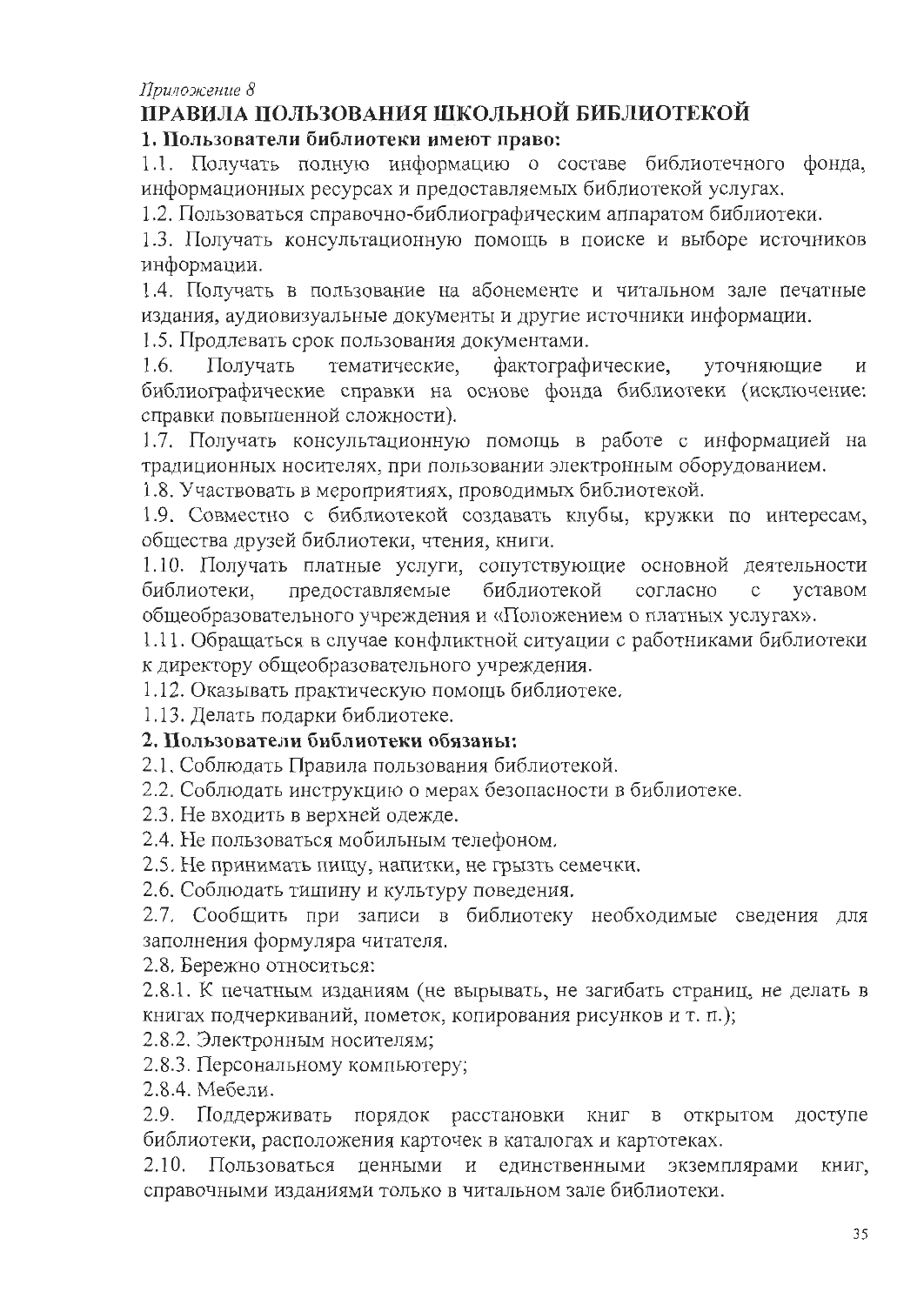*Приложение 8*

# ПРАВИЛА ПОЛЬЗОВАНИЯ ШКОЛЬНОЙ БИБЛИОТЕКОЙ

**1. Пользователи библиотеки имеют право:**

1.1. Получать полную информацию о составе библиотечного фонда, информационных ресурсах и предоставляемых библиотекой услугах.

1.2. Пользоваться справочно-библиографическим аппаратом библиотеки.

1.3. Получать консультационную помощь в поиске и выборе источников информации.

1.4. Получать в пользование на абонементе и читальном зале печатные издания, аудиовизуальные документы и другие источники информации.

1.5. Продлевать срок пользования документами.

1.6. Получать тематические, фактографические, уточняющие и библиографические справки на основе фонда библиотеки (исключение: справки повышенной сложности).

1.7. Получать консультационную помощь в работе с информацией на традиционных носителях, при пользовании электронным оборудованием.

1.8. Участвовать в мероприятиях, проводимых библиотекой.

1.9. Совместно с библиотекой создавать клубы, кружки по интересам, общества друзей библиотеки, чтения, книги.

1.10. Получать платные услуги, сопутствующие основной деятельности библиотеки, предоставляемые библиотекой согласно с уставом общеобразовательного учреждения и «Положением о платных услугах».

1.11. Обращаться в случае конфликтной ситуации с работниками библиотеки к директору общеобразовательного учреждения.

1.12. Оказывать практическую помощь библиотеке.

1.13. Делать подарки библиотеке.

**2. Пользователи библиотеки обязаны:**

2.1. Соблюдать Правила пользования библиотекой.

2.2. Соблюдать инструкцию о мерах безопасности в библиотеке.

2.3. Не входить в верхней одежде.

2.4. Не пользоваться мобильным телефоном.

2.5. Не принимать пищу, напитки, не грызть семечки.

2.6. Соблюдать тишину и культуру поведения.

2.7. Сообщить при записи в библиотеку необходимые сведения для заполнения формуляра читателя.

2.8. Бережно относиться:

2.8.1. К печатным изданиям (не вырывать, не загибать страниц, не делать в книгах подчеркиваний, пометок, копирования рисунков и т. п.);

2.8.2. Электронным носителям;

2.8.3. Персональному компьютеру;

2.8.4. Мебели.

2.9. Поддерживать порядок расстановки книг в открытом доступе библиотеки, расположения карточек в каталогах и картотеках.

2.10. Пользоваться ценными и единственными экземплярами книг, справочными изданиями только в читальном зале библиотеки.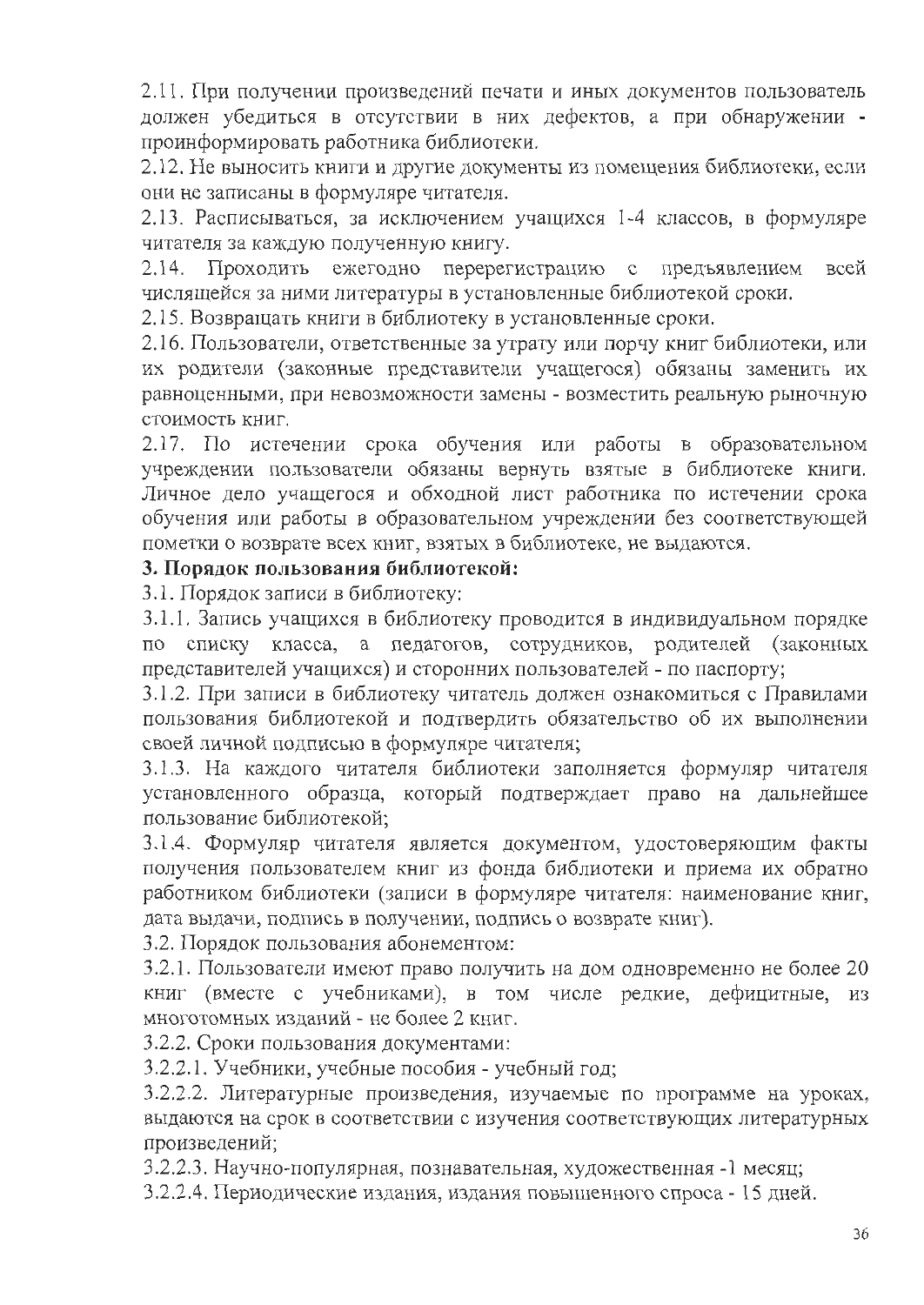2.11. При получении произведений печати и иных документов пользователь должен убедиться в отсутствии в них дефектов, а при обнаружении - проинформировать работника библиотеки.

2.12. Не выносить книги и другие документы из помещения библиотеки, если они не записаны в формуляре читателя.

2.13. Расписываться, за исключением учащихся 1-4 классов, в формуляре читателя за каждую полученную книгу.

2.14. Проходить ежегодно перерегистрацию с предъявлением всей числящейся за ними литературы в установленные библиотекой сроки.

2.15. Возвращать книги в библиотеку в установленные сроки.

2.16. Пользователи, ответственные за утрату или порчу книг библиотеки, или их родители (законные представители учащегося) обязаны заменить их равноценными, при невозможности замены - возместить реальную рыночную стоимость книг.

2.17. По истечении срока обучения или работы в образовательном учреждении пользователи обязаны вернуть взятые в библиотеке книги. Личное дело учащегося и обходной лист работника по истечении срока обучения или работы в образовательном учреждении без соответствующей пометки о возврате всех книг, взятых в библиотеке, не выдаются.

**3. Порядок пользования библиотекой:**

3.1. Порядок записи в библиотеку:

3.1.1. Запись учащихся в библиотеку проводится в индивидуальном порядке по списку класса, а педагогов, сотрудников, родителей (законных представителей учащихся) и сторонних пользователей - по паспорту;

3.1.2. При записи в библиотеку читатель должен ознакомиться с Правилами пользования библиотекой и подтвердить обязательство об их выполнении своей личной подписью в формуляре читателя;

3.1.3. На каждого читателя библиотеки заполняется формуляр читателя установленного образца, который подтверждает право на дальнейшее пользование библиотекой;

3.1.4. Формуляр читателя является документом, удостоверяющим факты получения пользователем книг из фонда библиотеки и приема их обратно работником библиотеки (записи в формуляре читателя: наименование книг, дата выдачи, подпись в получении, подпись о возврате книг).

3.2. Порядок пользования абонементом:

3.2.1. Пользователи имеют право получить на дом одновременно не более 20 книг (вместе с учебниками), в том числе редкие, дефицитные, из многотомных изданий - не более 2 книг.

3.2.2. Сроки пользования документами:

3.2.2.1. Учебники, учебные пособия - учебный год;

3.2.2.2. Литературные произведения, изучаемые по программе на уроках, выдаются на срок в соответствии с изучения соответствующих литературных произведений;

3.2.2.3. Научно-популярная, познавательная, художественная -1 месяц;

3.2.2.4. Периодические издания, издания повышенного спроса - 15 дней.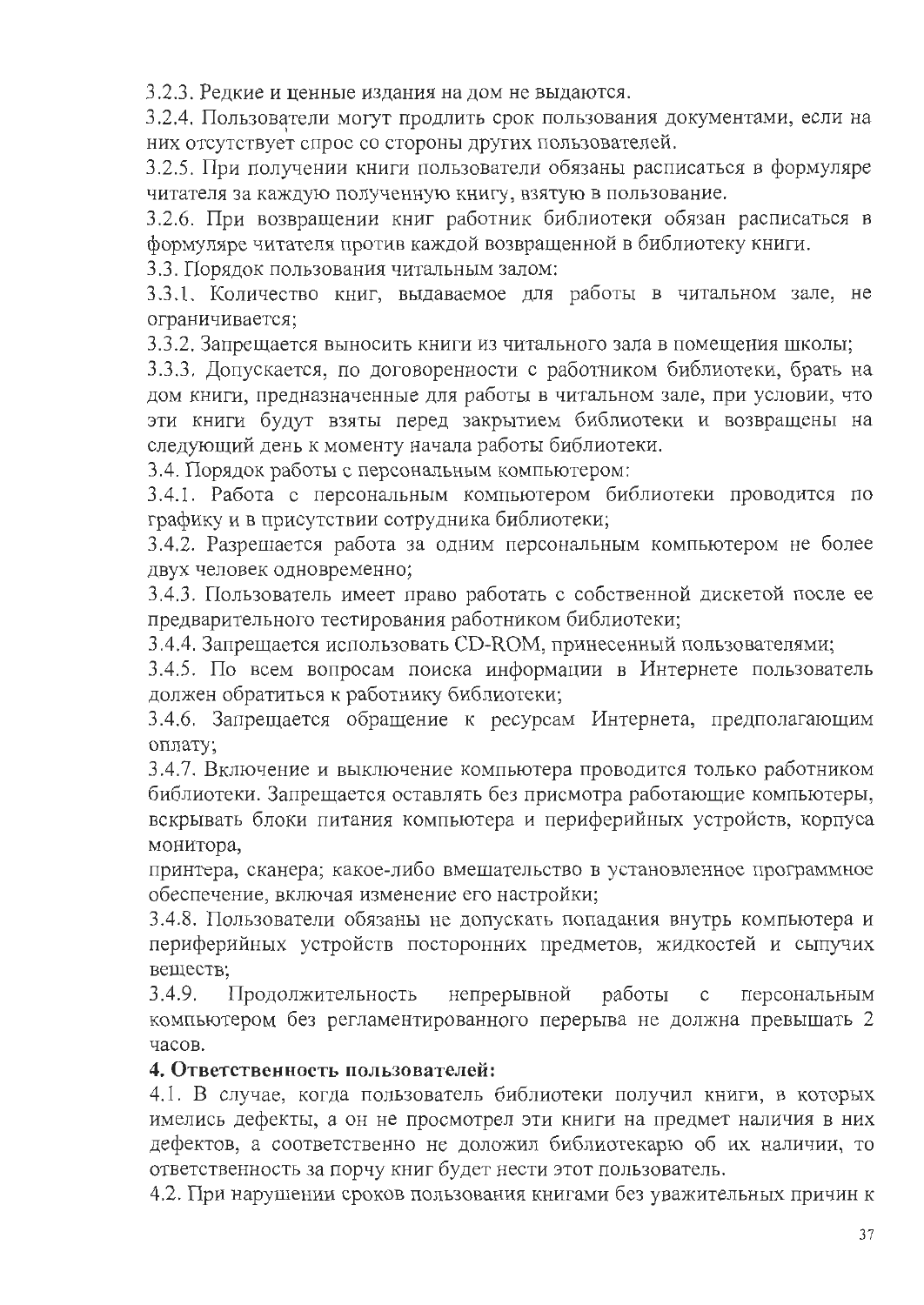3.2.3. Редкие и ценные издания на дом не выдаются.

3.2.4. Пользователи могут продлить срок пользования документами, если на них отсутствует спрос со стороны других пользователей.

3.2.5. При получении книги пользователи обязаны расписаться в формуляре читателя за каждую полученную книгу, взятую в пользование.

3.2.6. При возвращении книг работник библиотеки обязан расписаться в формуляре читателя против каждой возвращенной в библиотеку книги.

3.3. Порядок пользования читальным залом:

3.3.1. Количество книг, выдаваемое для работы в читальном зале, не ограничивается;

3.3.2. Запрещается выносить книги из читального зала в помещения школы;

3.3.3. Допускается, по договоренности с работником библиотеки, брать на дом книги, предназначенные для работы в читальном зале, при условии, что эти книги будут взяты перед закрытием библиотеки и возвращены на следующий день к моменту начала работы библиотеки.

3.4. Порядок работы с персональным компьютером:

3.4.1. Работа с персональным компьютером библиотеки проводится по графику и в присутствии сотрудника библиотеки;

3.4.2. Разрешается работа за одним персональным компьютером не более двух человек одновременно;

3.4.3. Пользователь имеет право работать с собственной дискетой после ее предварительного тестирования работником библиотеки;

3.4.4. Запрещается использовать CD-ROM, принесенный пользователями;

3.4.5. По всем вопросам поиска информации в Интернете пользователь должен обратиться к работнику библиотеки;

3.4.6. Запрещается обращение к ресурсам Интернета, предполагающим оплату;

3.4.7. Включение и выключение компьютера проводится только работником библиотеки. Запрещается оставлять без присмотра работающие компьютеры, вскрывать блоки питания компьютера и периферийных устройств, корпуса монитора,
принтера, сканера; какое-либо вмешательство в установленное программное обеспечение, включая изменение его настройки;

3.4.8. Пользователи обязаны не допускать попадания внутрь компьютера и периферийных устройств посторонних предметов, жидкостей и сыпучих веществ;

3.4.9. Продолжительность непрерывной работы с персональным компьютером без регламентированного перерыва не должна превышать 2 часов.

**4. Ответственность пользователей:**

4.1. В случае, когда пользователь библиотеки получил книги, в которых имелись дефекты, а он не просмотрел эти книги на предмет наличия в них дефектов, а соответственно не доложил библиотекарю об их наличии, то ответственность за порчу книг будет нести этот пользователь.

4.2. При нарушении сроков пользования книгами без уважительных причин к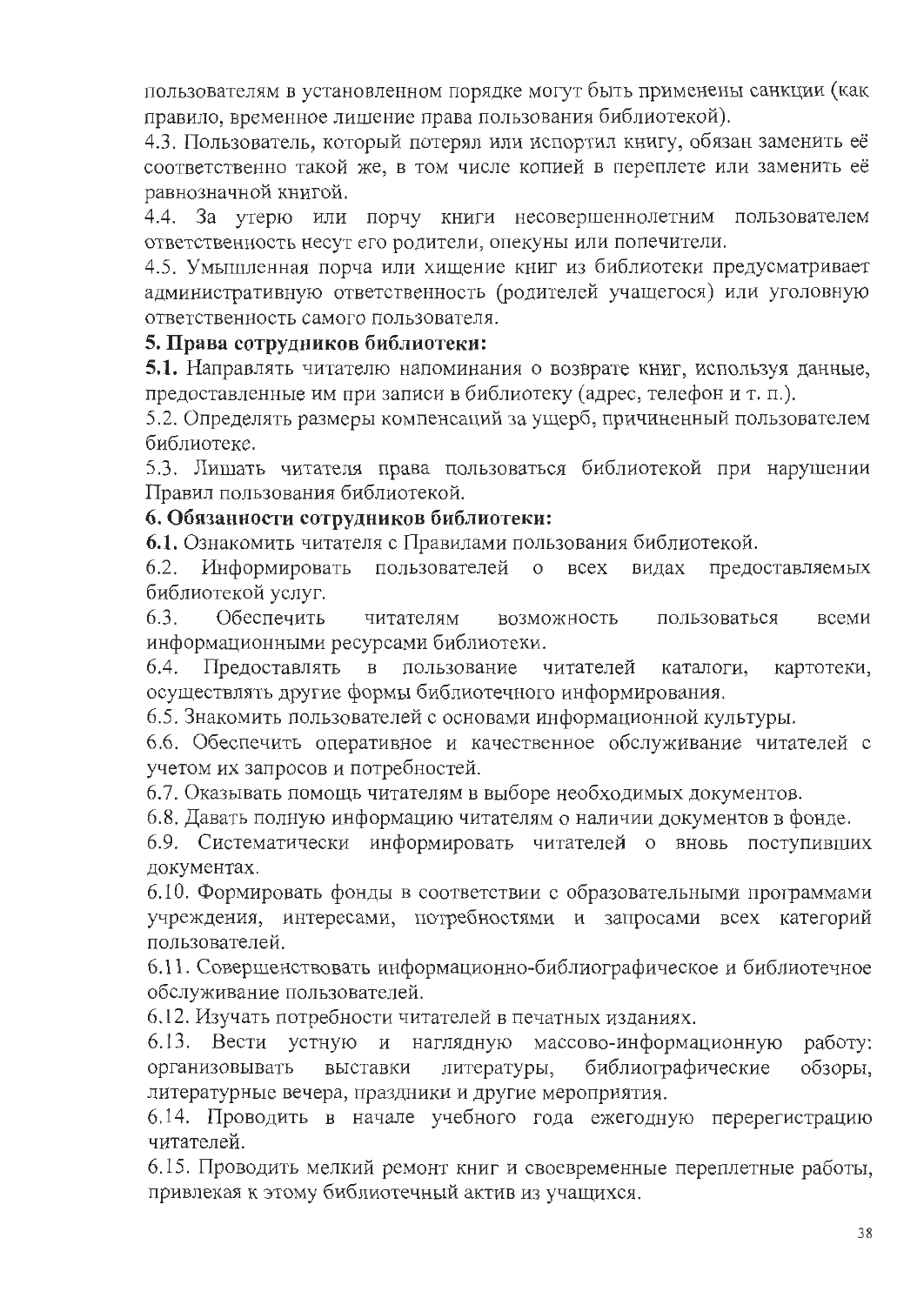пользователям в установленном порядке могут быть применены санкции (как правило, временное лишение права пользования библиотекой).

4.3. Пользователь, который потерял или испортил книгу, обязан заменить её соответственно такой же, в том числе копией в переплете или заменить её равнозначной книгой.

4.4. За утерю или порчу книги несовершеннолетним пользователем ответственность несут его родители, опекуны или попечители.

4.5. Умышленная порча или хищение книг из библиотеки предусматривает административную ответственность (родителей учащегося) или уголовную ответственность самого пользователя.

**5. Права сотрудников библиотеки:**

**5.1.** Направлять читателю напоминания о возврате книг, используя данные, предоставленные им при записи в библиотеку (адрес, телефон и т. п.).

5.2. Определять размеры компенсаций за ущерб, причиненный пользователем библиотеке.

5.3. Лишать читателя права пользоваться библиотекой при нарушении Правил пользования библиотекой.

**6. Обязанности сотрудников библиотеки:**

**6.1.** Ознакомить читателя с Правилами пользования библиотекой.

6.2. Информировать пользователей о всех видах предоставляемых библиотекой услуг.

6.3. Обеспечить читателям возможность пользоваться всеми информационными ресурсами библиотеки.

6.4. Предоставлять в пользование читателей каталоги, картотеки, осуществлять другие формы библиотечного информирования.

6.5. Знакомить пользователей с основами информационной культуры.

6.6. Обеспечить оперативное и качественное обслуживание читателей с учетом их запросов и потребностей.

6.7. Оказывать помощь читателям в выборе необходимых документов.

6.8. Давать полную информацию читателям о наличии документов в фонде.

6.9. Систематически информировать читателей о вновь поступивших документах.

6.10. Формировать фонды в соответствии с образовательными программами учреждения, интересами, потребностями и запросами всех категорий пользователей.

6.11. Совершенствовать информационно-библиографическое и библиотечное обслуживание пользователей.

6.12. Изучать потребности читателей в печатных изданиях.

6.13. Вести устную и наглядную массово-информационную работу: организовывать выставки литературы, библиографические обзоры, литературные вечера, праздники и другие мероприятия.

6.14. Проводить в начале учебного года ежегодную перерегистрацию читателей.

6.15. Проводить мелкий ремонт книг и своевременные переплетные работы, привлекая к этому библиотечный актив из учащихся.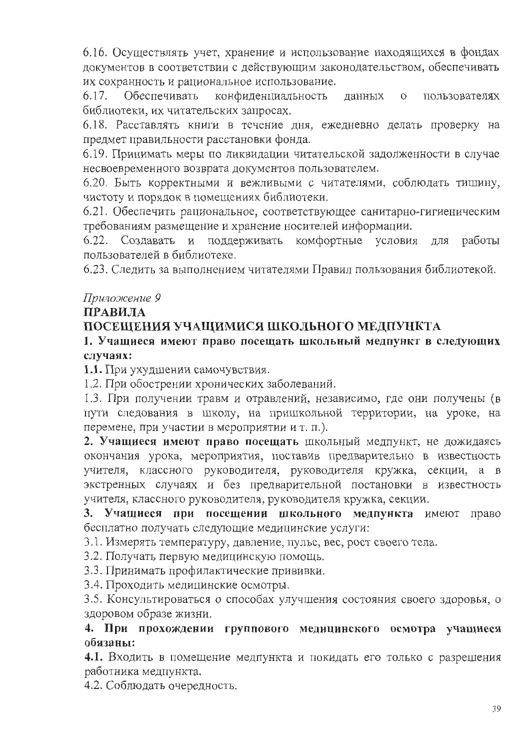6.16. Осуществлять учет, хранение и использование находящихся в фондах документов в соответствии с действующим законодательством, обеспечивать их сохранность и рациональное использование.

6.17. Обеспечивать конфиденциальность данных о пользователях библиотеки, их читательских запросах.

6.18. Расставлять книги в течение дня, ежедневно делать проверку на предмет правильности расстановки фонда.

6.19. Принимать меры по ликвидации читательской задолженности в случае несвоевременного возврата документов пользователем.

6.20. Быть корректными и вежливыми с читателями, соблюдать тишину, чистоту и порядок в помещениях библиотеки.

6.21. Обеспечить рациональное, соответствующее санитарно-гигиеническим требованиям размещение и хранение носителей информации.

6.22. Создавать и поддерживать комфортные условия для работы пользователей в библиотеке.

6.23. Следить за выполнением читателями Правил пользования библиотекой.

*Приложение 9*

## ПРАВИЛА
## ПОСЕЩЕНИЯ УЧАЩИМИСЯ ШКОЛЬНОГО МЕДПУНКТА

**1. Учащиеся имеют право посещать школьный медпункт в следующих случаях:**

**1.1.** При ухудшении самочувствия.

1.2. При обострении хронических заболеваний.

1.3. При получении травм и отравлений, независимо, где они получены (в пути следования в школу, на пришкольной территории, на уроке, на перемене, при участии в мероприятии и т. п.).

**2. Учащиеся имеют право посещать** школьный медпункт, не дожидаясь окончания урока, мероприятия, поставив предварительно в известность учителя, классного руководителя, руководителя кружка, секции, а в экстренных случаях и без предварительной постановки в известность учителя, классного руководителя, руководителя кружка, секции.

**3. Учащиеся при посещении школьного медпункта** имеют право бесплатно получать следующие медицинские услуги:

3.1. Измерять температуру, давление, пульс, вес, рост своего тела.

3.2. Получать первую медицинскую помощь.

3.3. Принимать профилактические прививки.

3.4. Проходить медицинские осмотры.

3.5. Консультироваться о способах улучшения состояния своего здоровья, о здоровом образе жизни.

**4. При прохождении группового медицинского осмотра учащиеся обязаны:**

**4.1.** Входить в помещение медпункта и покидать его только с разрешения работника медпункта.

4.2. Соблюдать очередность.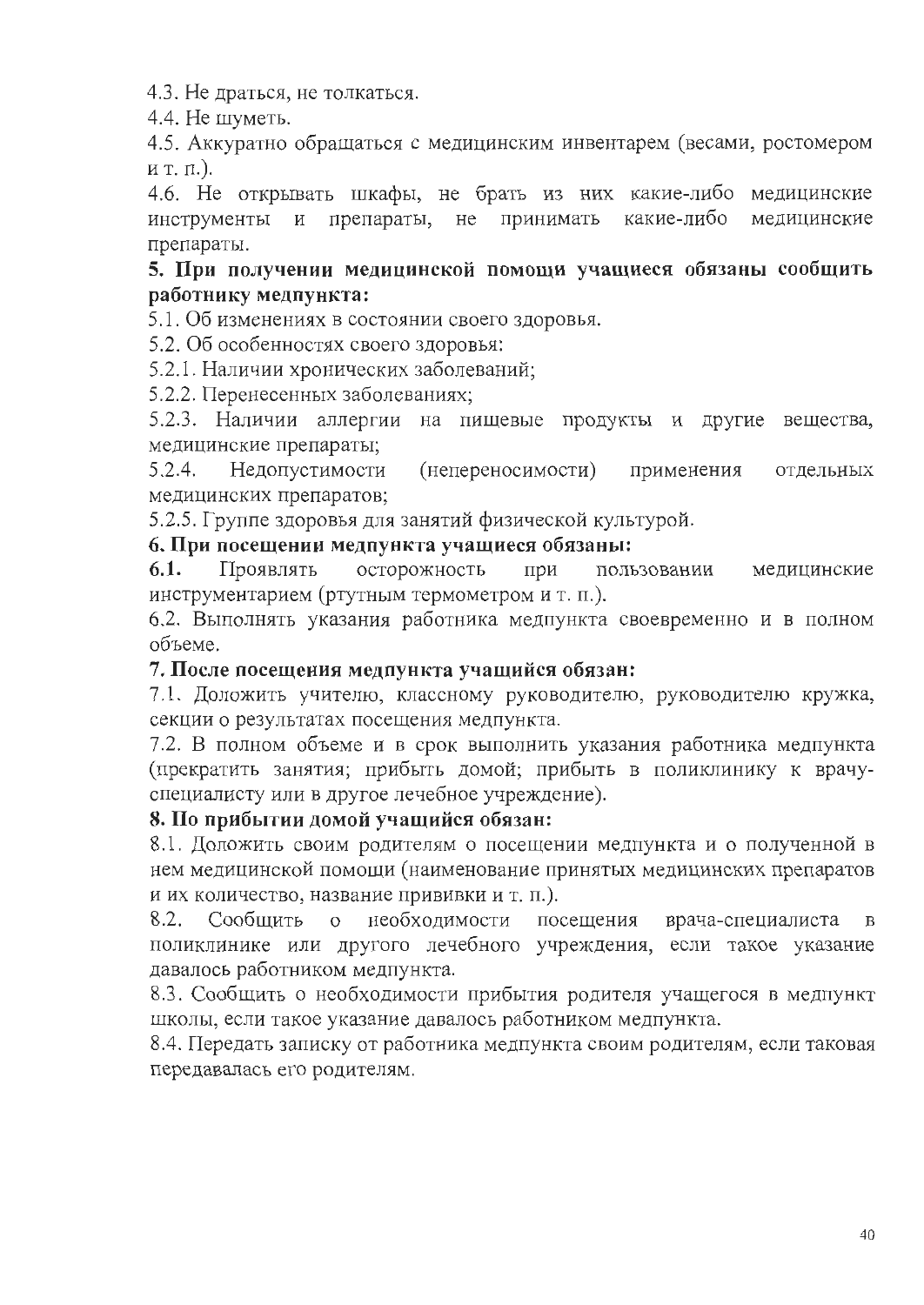4.3. Не драться, не толкаться.

4.4. Не шуметь.

4.5. Аккуратно обращаться с медицинским инвентарем (весами, ростомером и т. п.).

4.6. Не открывать шкафы, не брать из них какие-либо медицинские инструменты и препараты, не принимать какие-либо медицинские препараты.

**5. При получении медицинской помощи учащиеся обязаны сообщить работнику медпункта:**

5.1. Об изменениях в состоянии своего здоровья.

5.2. Об особенностях своего здоровья:

5.2.1. Наличии хронических заболеваний;

5.2.2. Перенесенных заболеваниях;

5.2.3. Наличии аллергии на пищевые продукты и другие вещества, медицинские препараты;

5.2.4. Недопустимости (непереносимости) применения отдельных медицинских препаратов;

5.2.5. Группе здоровья для занятий физической культурой.

**6. При посещении медпункта учащиеся обязаны:**

**6.1.** Проявлять осторожность при пользовании медицинские инструментарием (ртутным термометром и т. п.).

6.2. Выполнять указания работника медпункта своевременно и в полном объеме.

**7. После посещения медпункта учащийся обязан:**

7.1. Доложить учителю, классному руководителю, руководителю кружка, секции о результатах посещения медпункта.

7.2. В полном объеме и в срок выполнить указания работника медпункта (прекратить занятия; прибыть домой; прибыть в поликлинику к врачу-специалисту или в другое лечебное учреждение).

**8. По прибытии домой учащийся обязан:**

8.1. Доложить своим родителям о посещении медпункта и о полученной в нем медицинской помощи (наименование принятых медицинских препаратов и их количество, название прививки и т. п.).

8.2. Сообщить о необходимости посещения врача-специалиста в поликлинике или другого лечебного учреждения, если такое указание давалось работником медпункта.

8.3. Сообщить о необходимости прибытия родителя учащегося в медпункт школы, если такое указание давалось работником медпункта.

8.4. Передать записку от работника медпункта своим родителям, если таковая передавалась его родителям.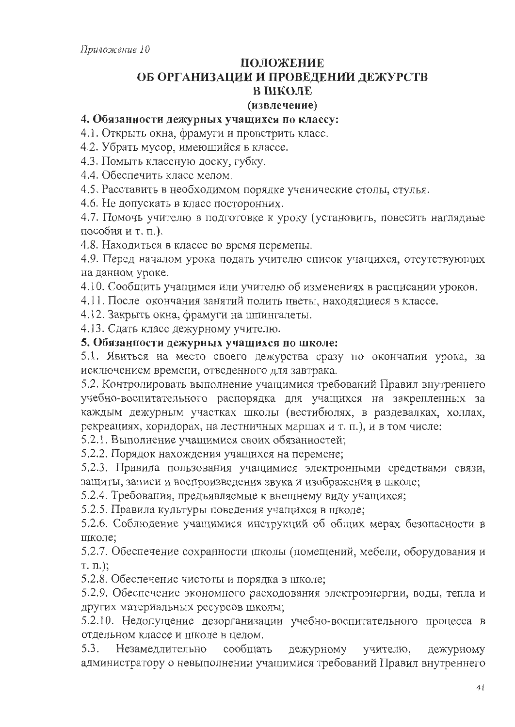*Приложение 10*

# ПОЛОЖЕНИЕ ОБ ОРГАНИЗАЦИИ И ПРОВЕДЕНИИ ДЕЖУРСТВ В ШКОЛЕ

**(извлечение)**

**4. Обязанности дежурных учащихся по классу:**

4.1. Открыть окна, фрамуги и проветрить класс.

4.2. Убрать мусор, имеющийся в классе.

4.3. Помыть классную доску, губку.

4.4. Обеспечить класс мелом.

4.5. Расставить в необходимом порядке ученические столы, стулья.

4.6. Не допускать в класс посторонних.

4.7. Помочь учителю в подготовке к уроку (установить, повесить наглядные пособия и т. п.).

4.8. Находиться в классе во время перемены.

4.9. Перед началом урока подать учителю список учащихся, отсутствующих на данном уроке.

4.10. Сообщить учащимся или учителю об изменениях в расписании уроков.

4.11. После окончания занятий полить цветы, находящиеся в классе.

4.12. Закрыть окна, фрамуги на шпингалеты.

4.13. Сдать класс дежурному учителю.

**5. Обязанности дежурных учащихся по школе:**

5.1. Явиться на место своего дежурства сразу по окончании урока, за исключением времени, отведенного для завтрака.

5.2. Контролировать выполнение учащимися требований Правил внутреннего учебно-воспитательного распорядка для учащихся на закрепленных за каждым дежурным участках школы (вестибюлях, в раздевалках, холлах, рекреациях, коридорах, на лестничных маршах и т. п.), и в том числе:

5.2.1. Выполнение учащимися своих обязанностей;

5.2.2. Порядок нахождения учащихся на перемене;

5.2.3. Правила пользования учащимися электронными средствами связи, защиты, записи и воспроизведения звука и изображения в школе;

5.2.4. Требования, предъявляемые к внешнему виду учащихся;

5.2.5. Правила культуры поведения учащихся в школе;

5.2.6. Соблюдение учащимися инструкций об общих мерах безопасности в школе;

5.2.7. Обеспечение сохранности школы (помещений, мебели, оборудования и т. п.);

5.2.8. Обеспечение чистоты и порядка в школе;

5.2.9. Обеспечение экономного расходования электроэнергии, воды, тепла и других материальных ресурсов школы;

5.2.10. Недопущение дезорганизации учебно-воспитательного процесса в отдельном классе и школе в целом.

5.3. Незамедлительно сообщать дежурному учителю, дежурному администратору о невыполнении учащимися требований Правил внутреннего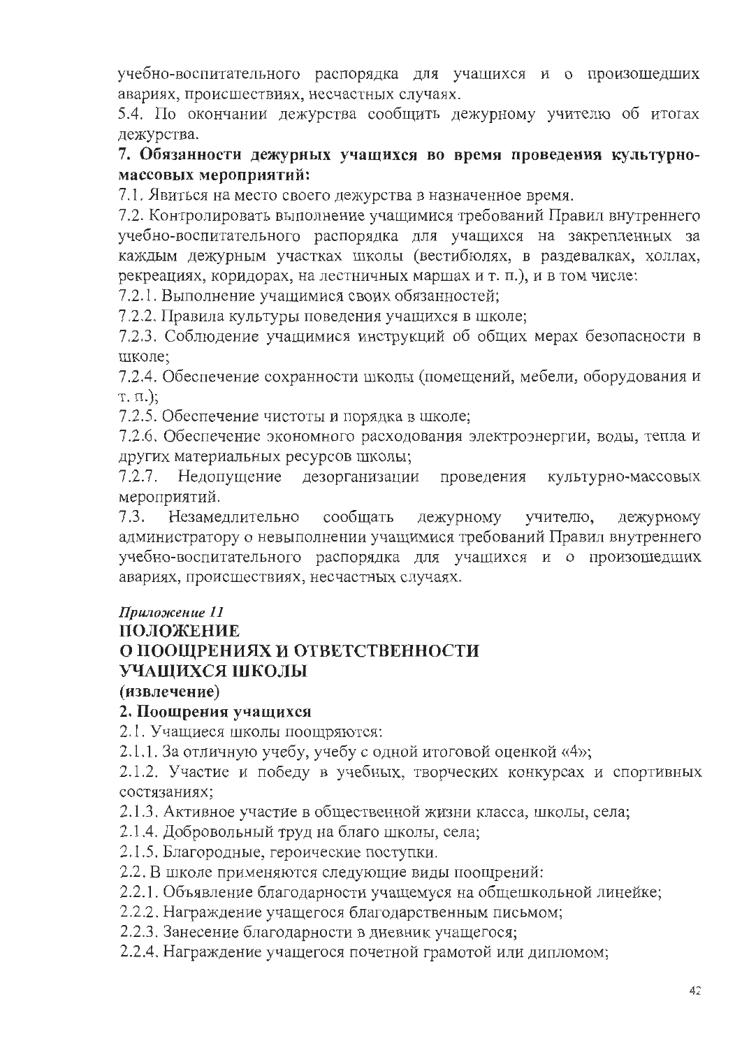учебно-воспитательного распорядка для учащихся и о произошедших авариях, происшествиях, несчастных случаях.

5.4. По окончании дежурства сообщить дежурному учителю об итогах дежурства.

**7. Обязанности дежурных учащихся во время проведения культурно-массовых мероприятий:**

7.1. Явиться на место своего дежурства в назначенное время.

7.2. Контролировать выполнение учащимися требований Правил внутреннего учебно-воспитательного распорядка для учащихся на закрепленных за каждым дежурным участках школы (вестибюлях, в раздевалках, холлах, рекреациях, коридорах, на лестничных маршах и т. п.), и в том числе:

7.2.1. Выполнение учащимися своих обязанностей;

7.2.2. Правила культуры поведения учащихся в школе;

7.2.3. Соблюдение учащимися инструкций об общих мерах безопасности в школе;

7.2.4. Обеспечение сохранности школы (помещений, мебели, оборудования и т. п.);

7.2.5. Обеспечение чистоты и порядка в школе;

7.2.6. Обеспечение экономного расходования электроэнергии, воды, тепла и других материальных ресурсов школы;

7.2.7. Недопущение дезорганизации проведения культурно-массовых мероприятий.

7.3. Незамедлительно сообщать дежурному учителю, дежурному администратору о невыполнении учащимися требований Правил внутреннего учебно-воспитательного распорядка для учащихся и о произошедших авариях, происшествиях, несчастных случаях.

*Приложение 11*

## ПОЛОЖЕНИЕ О ПООЩРЕНИЯХ И ОТВЕТСТВЕННОСТИ УЧАЩИХСЯ ШКОЛЫ

**(извлечение)**

**2. Поощрения учащихся**

2.1. Учащиеся школы поощряются:

2.1.1. За отличную учебу, учебу с одной итоговой оценкой «4»;

2.1.2. Участие и победу в учебных, творческих конкурсах и спортивных состязаниях;

2.1.3. Активное участие в общественной жизни класса, школы, села;

2.1.4. Добровольный труд на благо школы, села;

2.1.5. Благородные, героические поступки.

2.2. В школе применяются следующие виды поощрений:

2.2.1. Объявление благодарности учащемуся на общешкольной линейке;

2.2.2. Награждение учащегося благодарственным письмом;

2.2.3. Занесение благодарности в дневник учащегося;

2.2.4. Награждение учащегося почетной грамотой или дипломом;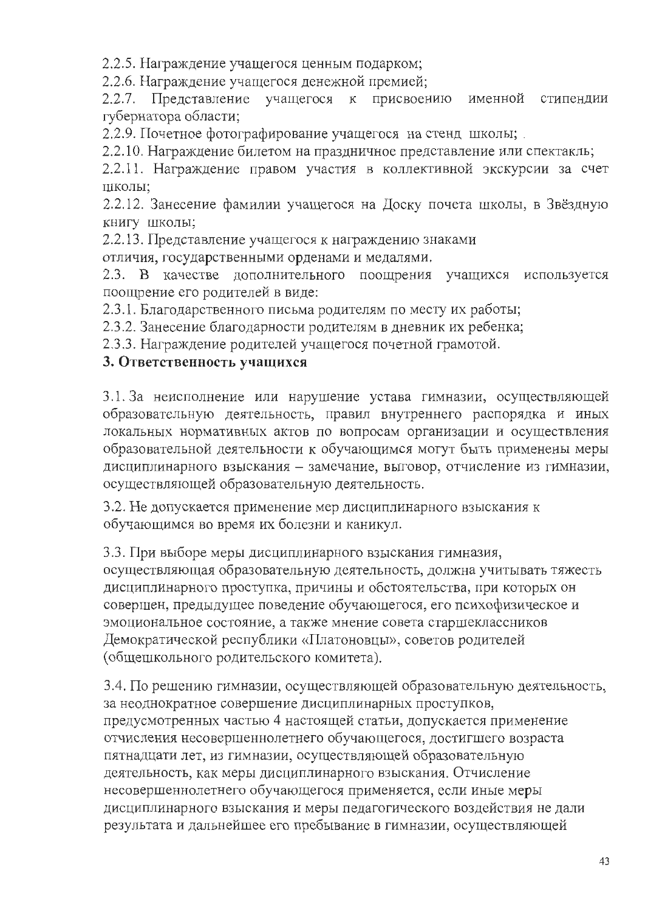2.2.5. Награждение учащегося ценным подарком;

2.2.6. Награждение учащегося денежной премией;

2.2.7. Представление учащегося к присвоению именной стипендии губернатора области;

2.2.9. Почетное фотографирование учащегося на стенд школы; .

2.2.10. Награждение билетом на праздничное представление или спектакль;

2.2.11. Награждение правом участия в коллективной экскурсии за счет школы;

2.2.12. Занесение фамилии учащегося на Доску почета школы, в Звёздную книгу школы;

2.2.13. Представление учащегося к награждению знаками отличия, государственными орденами и медалями.

2.3. В качестве дополнительного поощрения учащихся используется поощрение его родителей в виде:

2.3.1. Благодарственного письма родителям по месту их работы;

2.3.2. Занесение благодарности родителям в дневник их ребенка;

2.3.3. Награждение родителей учащегося почетной грамотой.

**3. Ответственность учащихся**

3.1. За неисполнение или нарушение устава гимназии, осуществляющей образовательную деятельность, правил внутреннего распорядка и иных локальных нормативных актов по вопросам организации и осуществления образовательной деятельности к обучающимся могут быть применены меры дисциплинарного взыскания – замечание, выговор, отчисление из гимназии, осуществляющей образовательную деятельность.

3.2. Не допускается применение мер дисциплинарного взыскания к обучающимся во время их болезни и каникул.

3.3. При выборе меры дисциплинарного взыскания гимназия, осуществляющая образовательную деятельность, должна учитывать тяжесть дисциплинарного проступка, причины и обстоятельства, при которых он совершен, предыдущее поведение обучающегося, его психофизическое и эмоциональное состояние, а также мнение совета старшеклассников Демократической республики «Платоновцы», советов родителей (общешкольного родительского комитета).

3.4. По решению гимназии, осуществляющей образовательную деятельность, за неоднократное совершение дисциплинарных проступков, предусмотренных частью 4 настоящей статьи, допускается применение отчисления несовершеннолетнего обучающегося, достигшего возраста пятнадцати лет, из гимназии, осуществляющей образовательную деятельность, как меры дисциплинарного взыскания. Отчисление несовершеннолетнего обучающегося применяется, если иные меры дисциплинарного взыскания и меры педагогического воздействия не дали результата и дальнейшее его пребывание в гимназии, осуществляющей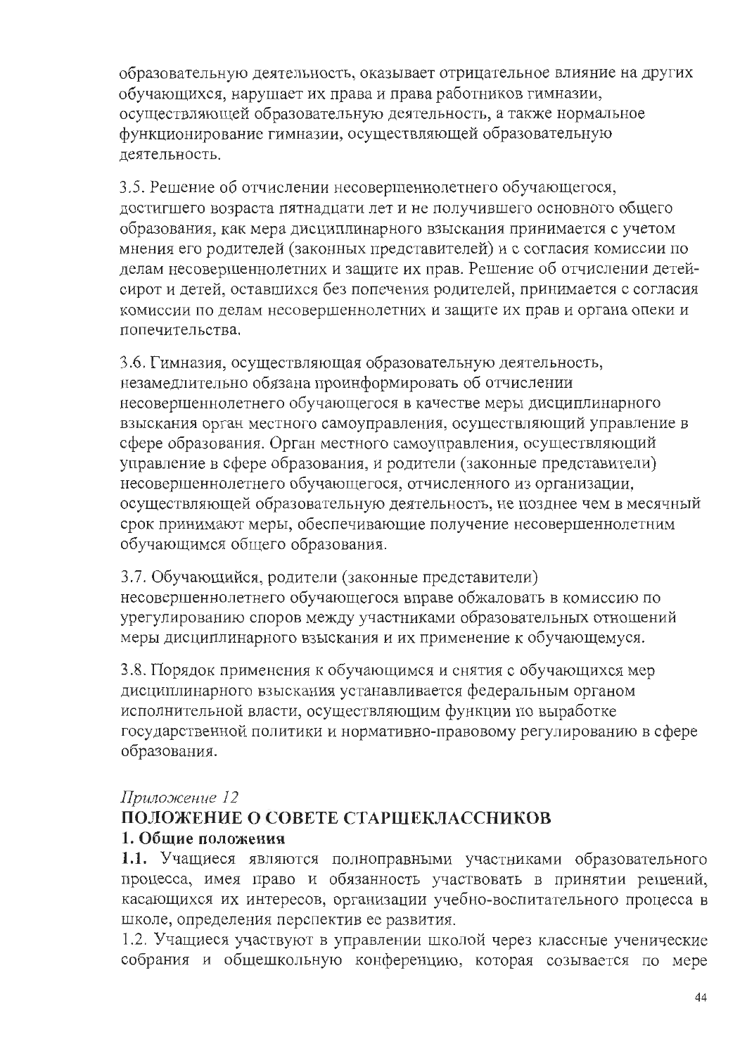образовательную деятельность, оказывает отрицательное влияние на других обучающихся, нарушает их права и права работников гимназии, осуществляющей образовательную деятельность, а также нормальное функционирование гимназии, осуществляющей образовательную деятельность.

3.5. Решение об отчислении несовершеннолетнего обучающегося, достигшего возраста пятнадцати лет и не получившего основного общего образования, как мера дисциплинарного взыскания принимается с учетом мнения его родителей (законных представителей) и с согласия комиссии по делам несовершеннолетних и защите их прав. Решение об отчислении детей-сирот и детей, оставшихся без попечения родителей, принимается с согласия комиссии по делам несовершеннолетних и защите их прав и органа опеки и попечительства.

3.6. Гимназия, осуществляющая образовательную деятельность, незамедлительно обязана проинформировать об отчислении несовершеннолетнего обучающегося в качестве меры дисциплинарного взыскания орган местного самоуправления, осуществляющий управление в сфере образования. Орган местного самоуправления, осуществляющий управление в сфере образования, и родители (законные представители) несовершеннолетнего обучающегося, отчисленного из организации, осуществляющей образовательную деятельность, не позднее чем в месячный срок принимают меры, обеспечивающие получение несовершеннолетним обучающимся общего образования.

3.7. Обучающийся, родители (законные представители) несовершеннолетнего обучающегося вправе обжаловать в комиссию по урегулированию споров между участниками образовательных отношений меры дисциплинарного взыскания и их применение к обучающемуся.

3.8. Порядок применения к обучающимся и снятия с обучающихся мер дисциплинарного взыскания устанавливается федеральным органом исполнительной власти, осуществляющим функции по выработке государственной политики и нормативно-правовому регулированию в сфере образования.

*Приложение 12*

## ПОЛОЖЕНИЕ О СОВЕТЕ СТАРШЕКЛАССНИКОВ

### 1. Общие положения

**1.1.** Учащиеся являются полноправными участниками образовательного процесса, имея право и обязанность участвовать в принятии решений, касающихся их интересов, организации учебно-воспитательного процесса в школе, определения перспектив ее развития.

1.2. Учащиеся участвуют в управлении школой через классные ученические собрания и общешкольную конференцию, которая созывается по мере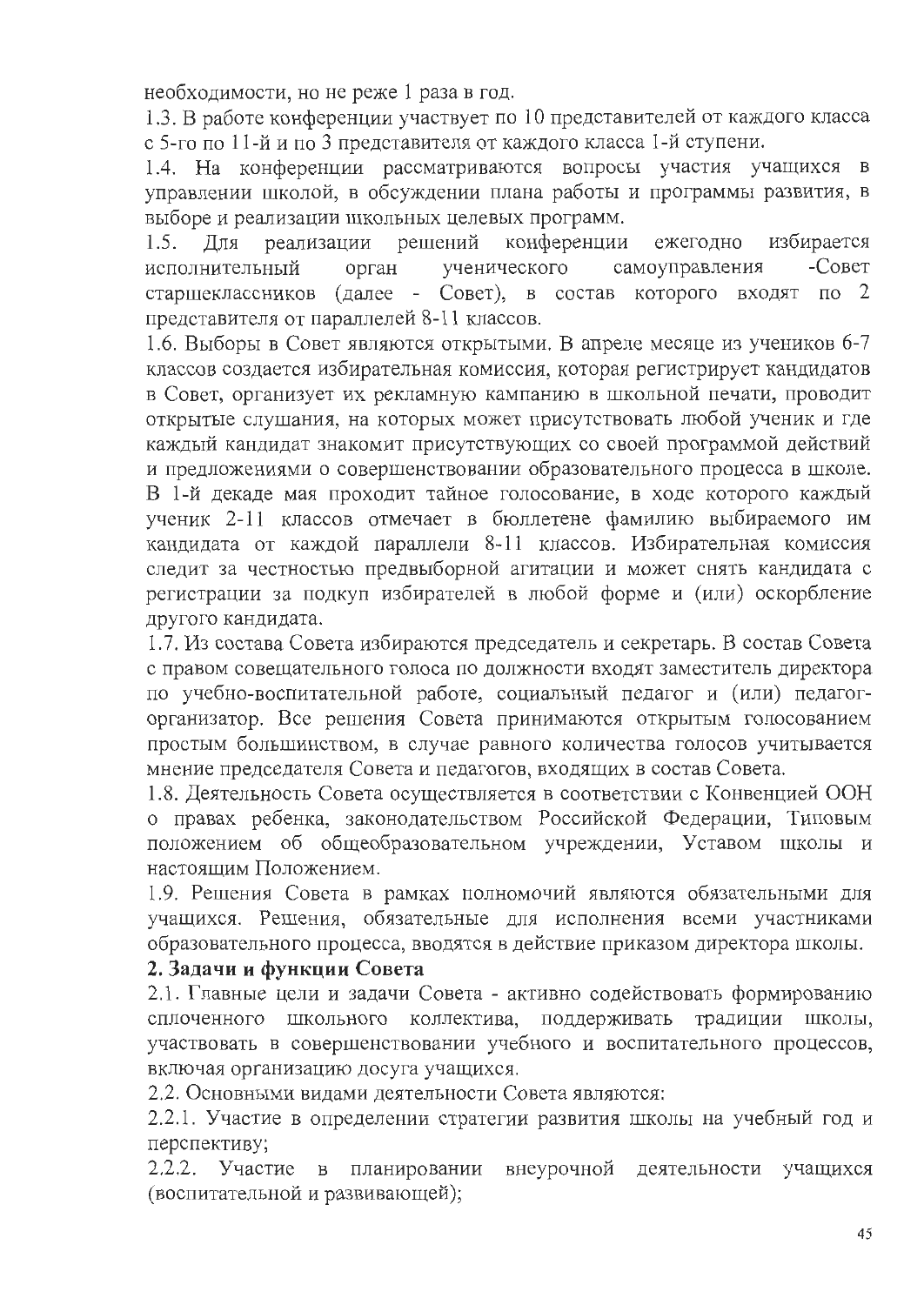необходимости, но не реже 1 раза в год.

1.3. В работе конференции участвует по 10 представителей от каждого класса с 5-го по 11-й и по 3 представителя от каждого класса 1-й ступени.

1.4. На конференции рассматриваются вопросы участия учащихся в управлении школой, в обсуждении плана работы и программы развития, в выборе и реализации школьных целевых программ.

1.5. Для реализации решений конференции ежегодно избирается исполнительный орган ученического самоуправления -Совет старшеклассников (далее - Совет), в состав которого входят по 2 представителя от параллелей 8-11 классов.

1.6. Выборы в Совет являются открытыми. В апреле месяце из учеников 6-7 классов создается избирательная комиссия, которая регистрирует кандидатов в Совет, организует их рекламную кампанию в школьной печати, проводит открытые слушания, на которых может присутствовать любой ученик и где каждый кандидат знакомит присутствующих со своей программой действий и предложениями о совершенствовании образовательного процесса в школе. В 1-й декаде мая проходит тайное голосование, в ходе которого каждый ученик 2-11 классов отмечает в бюллетене фамилию выбираемого им кандидата от каждой параллели 8-11 классов. Избирательная комиссия следит за честностью предвыборной агитации и может снять кандидата с регистрации за подкуп избирателей в любой форме и (или) оскорбление другого кандидата.

1.7. Из состава Совета избираются председатель и секретарь. В состав Совета с правом совещательного голоса по должности входят заместитель директора по учебно-воспитательной работе, социальный педагог и (или) педагог-организатор. Все решения Совета принимаются открытым голосованием простым большинством, в случае равного количества голосов учитывается мнение председателя Совета и педагогов, входящих в состав Совета.

1.8. Деятельность Совета осуществляется в соответствии с Конвенцией ООН о правах ребенка, законодательством Российской Федерации, Типовым положением об общеобразовательном учреждении, Уставом школы и настоящим Положением.

1.9. Решения Совета в рамках полномочий являются обязательными для учащихся. Решения, обязательные для исполнения всеми участниками образовательного процесса, вводятся в действие приказом директора школы.

**2. Задачи и функции Совета**

2.1. Главные цели и задачи Совета - активно содействовать формированию сплоченного школьного коллектива, поддерживать традиции школы, участвовать в совершенствовании учебного и воспитательного процессов, включая организацию досуга учащихся.

2.2. Основными видами деятельности Совета являются:

2.2.1. Участие в определении стратегии развития школы на учебный год и перспективу;

2.2.2. Участие в планировании внеурочной деятельности учащихся (воспитательной и развивающей);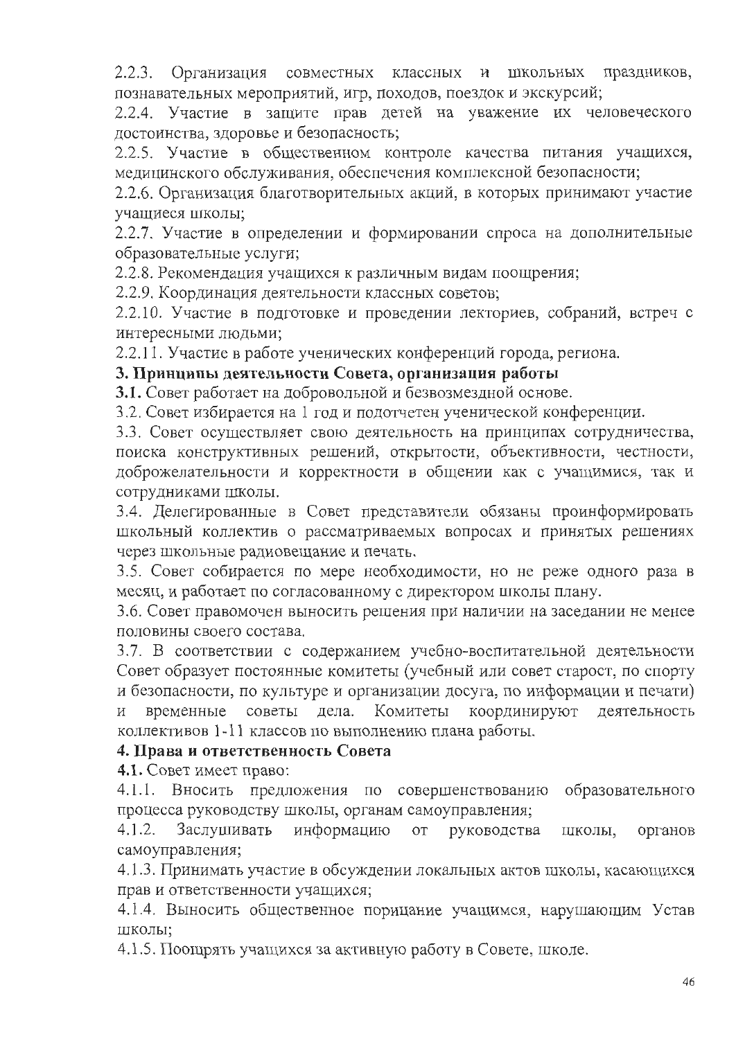2.2.3. Организация совместных классных и школьных праздников, познавательных мероприятий, игр, походов, поездок и экскурсий;

2.2.4. Участие в защите прав детей на уважение их человеческого достоинства, здоровье и безопасность;

2.2.5. Участие в общественном контроле качества питания учащихся, медицинского обслуживания, обеспечения комплексной безопасности;

2.2.6. Организация благотворительных акций, в которых принимают участие учащиеся школы;

2.2.7. Участие в определении и формировании спроса на дополнительные образовательные услуги;

2.2.8. Рекомендация учащихся к различным видам поощрения;

2.2.9. Координация деятельности классных советов;

2.2.10. Участие в подготовке и проведении лекториев, собраний, встреч с интересными людьми;

2.2.11. Участие в работе ученических конференций города, региона.

**3. Принципы деятельности Совета, организация работы**

**3.1.** Совет работает на добровольной и безвозмездной основе.

3.2. Совет избирается на 1 год и подотчетен ученической конференции.

3.3. Совет осуществляет свою деятельность на принципах сотрудничества, поиска конструктивных решений, открытости, объективности, честности, доброжелательности и корректности в общении как с учащимися, так и сотрудниками школы.

3.4. Делегированные в Совет представители обязаны проинформировать школьный коллектив о рассматриваемых вопросах и принятых решениях через школьные радиовещание и печать.

3.5. Совет собирается по мере необходимости, но не реже одного раза в месяц, и работает по согласованному с директором школы плану.

3.6. Совет правомочен выносить решения при наличии на заседании не менее половины своего состава.

3.7. В соответствии с содержанием учебно-воспитательной деятельности Совет образует постоянные комитеты (учебный или совет старост, по спорту и безопасности, по культуре и организации досуга, по информации и печати) и временные советы дела. Комитеты координируют деятельность коллективов 1-11 классов по выполнению плана работы.

**4. Права и ответственность Совета**

**4.1.** Совет имеет право:

4.1.1. Вносить предложения по совершенствованию образовательного процесса руководству школы, органам самоуправления;

4.1.2. Заслушивать информацию от руководства школы, органов самоуправления;

4.1.3. Принимать участие в обсуждении локальных актов школы, касающихся прав и ответственности учащихся;

4.1.4. Выносить общественное порицание учащимся, нарушающим Устав школы;

4.1.5. Поощрять учащихся за активную работу в Совете, школе.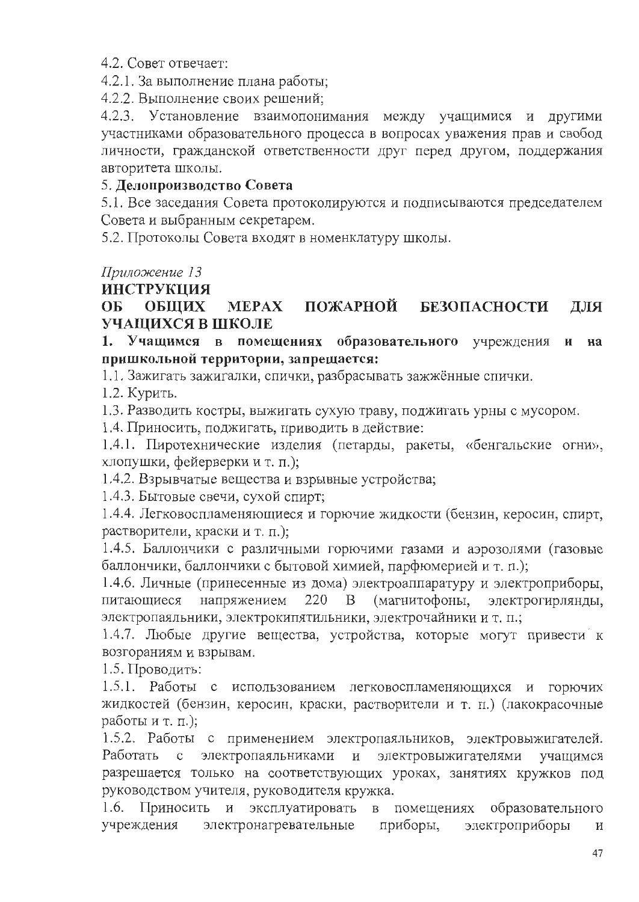4.2. Совет отвечает:

4.2.1. За выполнение плана работы;

4.2.2. Выполнение своих решений;

4.2.3. Установление взаимопонимания между учащимися и другими участниками образовательного процесса в вопросах уважения прав и свобод личности, гражданской ответственности друг перед другом, поддержания авторитета школы.

5. **Делопроизводство Совета**

5.1. Все заседания Совета протоколируются и подписываются председателем Совета и выбранным секретарем.

5.2. Протоколы Совета входят в номенклатуру школы.

*Приложение 13*

## ИНСТРУКЦИЯ
## ОБ ОБЩИХ МЕРАХ ПОЖАРНОЙ БЕЗОПАСНОСТИ ДЛЯ УЧАЩИХСЯ В ШКОЛЕ

**1. Учащимся в помещениях образовательного** учреждения **и на пришкольной территории, запрещается:**

1.1. Зажигать зажигалки, спички, разбрасывать зажжённые спички.

1.2. Курить.

1.3. Разводить костры, выжигать сухую траву, поджигать урны с мусором.

1.4. Приносить, поджигать, приводить в действие:

1.4.1. Пиротехнические изделия (петарды, ракеты, «бенгальские огни», хлопушки, фейерверки и т. п.);

1.4.2. Взрывчатые вещества и взрывные устройства;

1.4.3. Бытовые свечи, сухой спирт;

1.4.4. Легковоспламеняющиеся и горючие жидкости (бензин, керосин, спирт, растворители, краски и т. п.);

1.4.5. Баллончики с различными горючими газами и аэрозолями (газовые баллончики, баллончики с бытовой химией, парфюмерией и т. п.);

1.4.6. Личные (принесенные из дома) электроаппаратуру и электроприборы, питающиеся напряжением 220 В (магнитофоны, электрогирлянды, электропаяльники, электрокипятильники, электрочайники и т. п.;

1.4.7. Любые другие вещества, устройства, которые могут привести к возгораниям и взрывам.

1.5. Проводить:

1.5.1. Работы с использованием легковоспламеняющихся и горючих жидкостей (бензин, керосин, краски, растворители и т. п.) (лакокрасочные работы и т. п.);

1.5.2. Работы с применением электропаяльников, электровыжигателей. Работать с электропаяльниками и электровыжигателями учащимся разрешается только на соответствующих уроках, занятиях кружков под руководством учителя, руководителя кружка.

1.6. Приносить и эксплуатировать в помещениях образовательного учреждения электронагревательные приборы, электроприборы и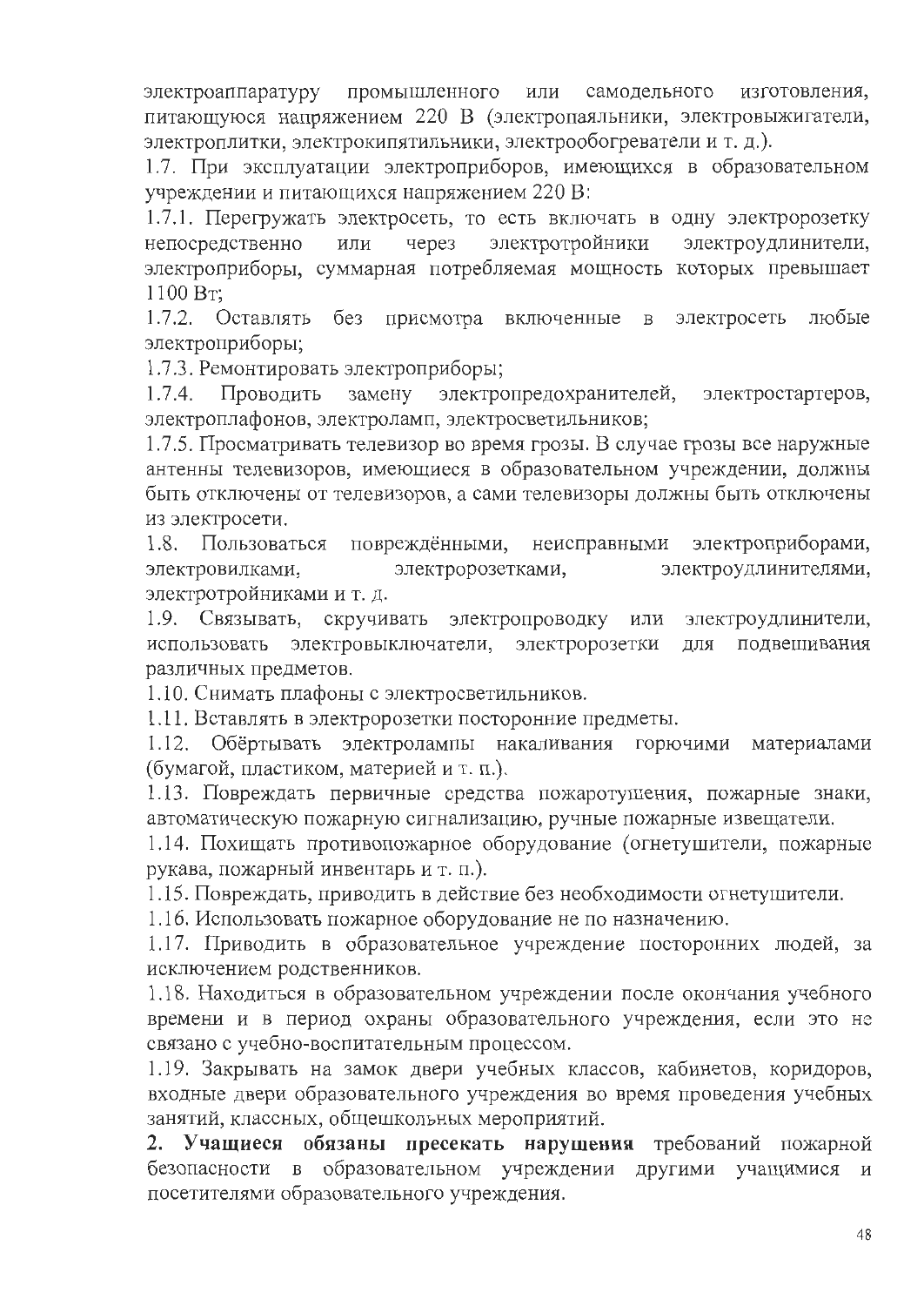электроаппаратуру промышленного или самодельного изготовления, питающуюся напряжением 220 В (электропаяльники, электровыжигатели, электроплитки, электрокипятильники, электрообогреватели и т. д.).

1.7. При эксплуатации электроприборов, имеющихся в образовательном учреждении и питающихся напряжением 220 В:

1.7.1. Перегружать электросеть, то есть включать в одну электророзетку непосредственно или через электротройники электроудлинители, электроприборы, суммарная потребляемая мощность которых превышает 1100 Вт;

1.7.2. Оставлять без присмотра включенные в электросеть любые электроприборы;

1.7.3. Ремонтировать электроприборы;

1.7.4. Проводить замену электропредохранителей, электростартеров, электроплафонов, электроламп, электросветильников;

1.7.5. Просматривать телевизор во время грозы. В случае грозы все наружные антенны телевизоров, имеющиеся в образовательном учреждении, должны быть отключены от телевизоров, а сами телевизоры должны быть отключены из электросети.

1.8. Пользоваться повреждёнными, неисправными электроприборами, электровилками, электророзетками, электроудлинителями, электротройниками и т. д.

1.9. Связывать, скручивать электропроводку или электроудлинители, использовать электровыключатели, электророзетки для подвешивания различных предметов.

1.10. Снимать плафоны с электросветильников.

1.11. Вставлять в электророзетки посторонние предметы.

1.12. Обёртывать электролампы накаливания горючими материалами (бумагой, пластиком, материей и т. п.).

1.13. Повреждать первичные средства пожаротушения, пожарные знаки, автоматическую пожарную сигнализацию, ручные пожарные извещатели.

1.14. Похищать противопожарное оборудование (огнетушители, пожарные рукава, пожарный инвентарь и т. п.).

1.15. Повреждать, приводить в действие без необходимости огнетушители.

1.16. Использовать пожарное оборудование не по назначению.

1.17. Приводить в образовательное учреждение посторонних людей, за исключением родственников.

1.18. Находиться в образовательном учреждении после окончания учебного времени и в период охраны образовательного учреждения, если это не связано с учебно-воспитательным процессом.

1.19. Закрывать на замок двери учебных классов, кабинетов, коридоров, входные двери образовательного учреждения во время проведения учебных занятий, классных, общешкольных мероприятий.

**2. Учащиеся обязаны пресекать нарушения** требований пожарной безопасности в образовательном учреждении другими учащимися и посетителями образовательного учреждения.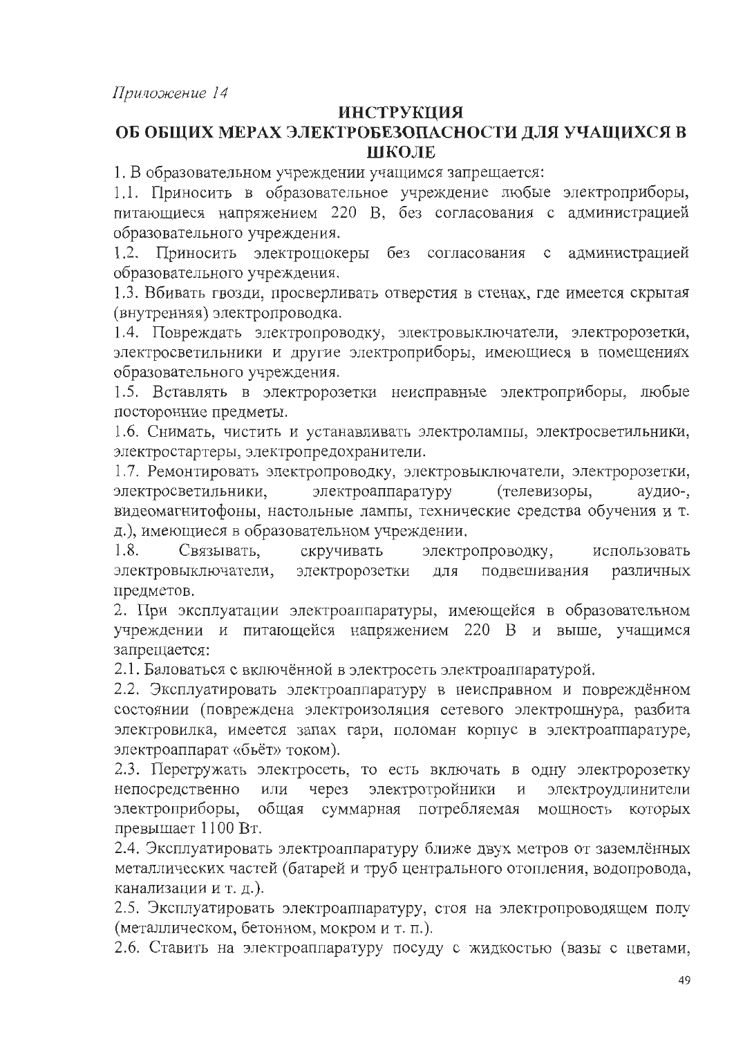*Приложение 14*

# ИНСТРУКЦИЯ
# ОБ ОБЩИХ МЕРАХ ЭЛЕКТРОБЕЗОПАСНОСТИ ДЛЯ УЧАЩИХСЯ В ШКОЛЕ

1. В образовательном учреждении учащимся запрещается:

1.1. Приносить в образовательное учреждение любые электроприборы, питающиеся напряжением 220 В, без согласования с администрацией образовательного учреждения.

1.2. Приносить электрошокеры без согласования с администрацией образовательного учреждения.

1.3. Вбивать гвозди, просверливать отверстия в стенах, где имеется скрытая (внутренняя) электропроводка.

1.4. Повреждать электропроводку, электровыключатели, электророзетки, электросветильники и другие электроприборы, имеющиеся в помещениях образовательного учреждения.

1.5. Вставлять в электророзетки неисправные электроприборы, любые посторонние предметы.

1.6. Снимать, чистить и устанавливать электролампы, электросветильники, электростартеры, электропредохранители.

1.7. Ремонтировать электропроводку, электровыключатели, электророзетки, электросветильники, электроаппаратуру (телевизоры, аудио-, видеомагнитофоны, настольные лампы, технические средства обучения и т. д.), имеющиеся в образовательном учреждении.

1.8. Связывать, скручивать электропроводку, использовать электровыключатели, электророзетки для подвешивания различных предметов.

2. При эксплуатации электроаппаратуры, имеющейся в образовательном учреждении и питающейся напряжением 220 В и выше, учащимся запрещается:

2.1. Баловаться с включённой в электросеть электроаппаратурой.

2.2. Эксплуатировать электроаппаратуру в неисправном и повреждённом состоянии (повреждена электроизоляция сетевого электрошнура, разбита электровилка, имеется запах гари, поломан корпус в электроаппаратуре, электроаппарат «бьёт» током).

2.3. Перегружать электросеть, то есть включать в одну электророзетку непосредственно или через электротройники и электроудлинители электроприборы, общая суммарная потребляемая мощность которых превышает 1100 Вт.

2.4. Эксплуатировать электроаппаратуру ближе двух метров от заземлённых металлических частей (батарей и труб центрального отопления, водопровода, канализации и т. д.).

2.5. Эксплуатировать электроаппаратуру, стоя на электропроводящем полу (металлическом, бетонном, мокром и т. п.).

2.6. Ставить на электроаппаратуру посуду с жидкостью (вазы с цветами,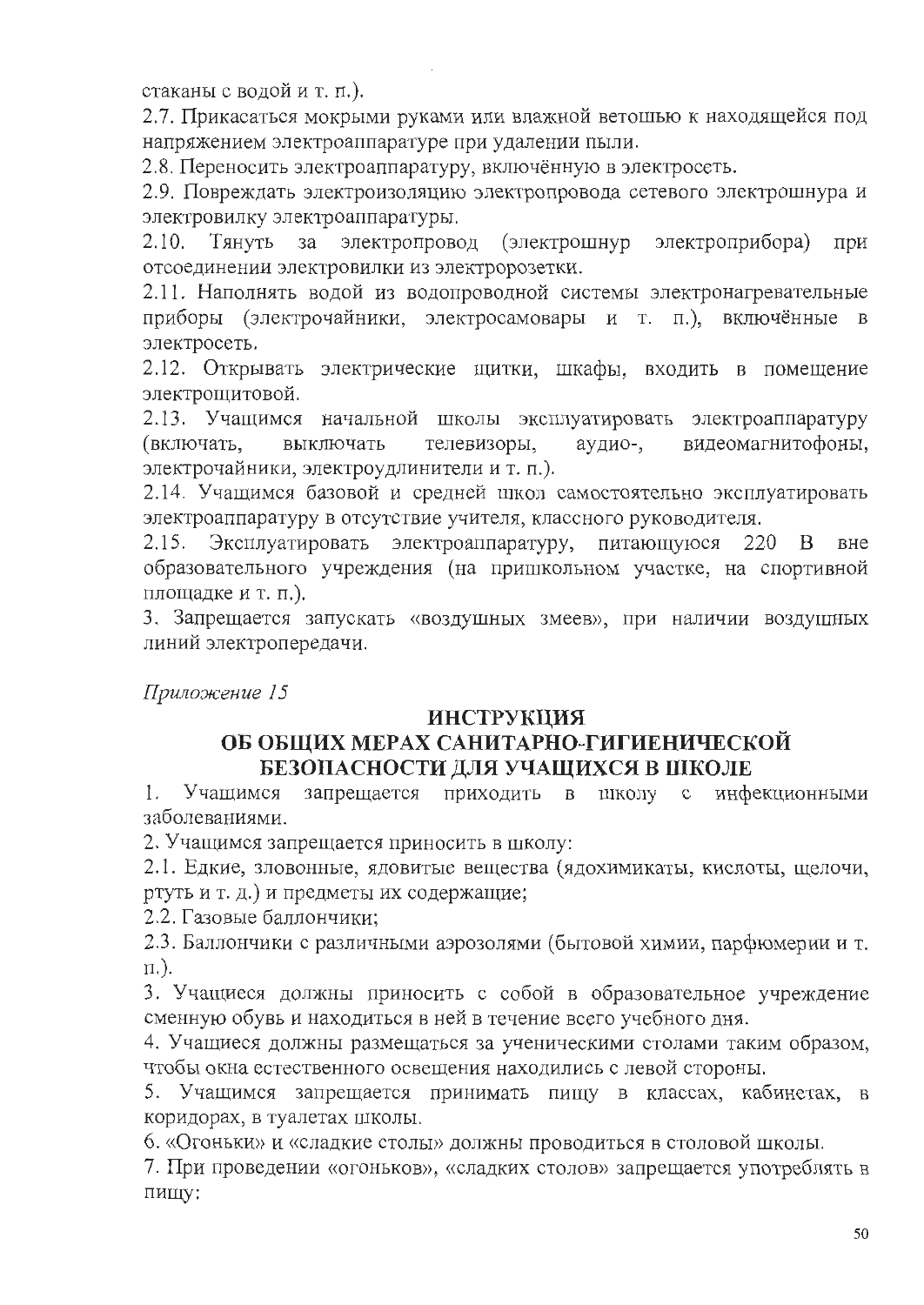стаканы с водой и т. п.).

2.7. Прикасаться мокрыми руками или влажной ветошью к находящейся под напряжением электроаппаратуре при удалении пыли.

2.8. Переносить электроаппаратуру, включённую в электросеть.

2.9. Повреждать электроизоляцию электропровода сетевого электрошнура и электровилку электроаппаратуры.

2.10. Тянуть за электропровод (электрошнур электроприбора) при отсоединении электровилки из электророзетки.

2.11. Наполнять водой из водопроводной системы электронагревательные приборы (электрочайники, электросамовары и т. п.), включённые в электросеть.

2.12. Открывать электрические щитки, шкафы, входить в помещение электрощитовой.

2.13. Учащимся начальной школы эксплуатировать электроаппаратуру (включать, выключать телевизоры, аудио-, видеомагнитофоны, электрочайники, электроудлинители и т. п.).

2.14. Учащимся базовой и средней школ самостоятельно эксплуатировать электроаппаратуру в отсутствие учителя, классного руководителя.

2.15. Эксплуатировать электроаппаратуру, питающуюся 220 В вне образовательного учреждения (на пришкольном участке, на спортивной площадке и т. п.).

3. Запрещается запускать «воздушных змеев», при наличии воздушных линий электропередачи.

*Приложение 15*

## ИНСТРУКЦИЯ ОБ ОБЩИХ МЕРАХ САНИТАРНО-ГИГИЕНИЧЕСКОЙ БЕЗОПАСНОСТИ ДЛЯ УЧАЩИХСЯ В ШКОЛЕ

1. Учащимся запрещается приходить в школу с инфекционными заболеваниями.

2. Учащимся запрещается приносить в школу:

2.1. Едкие, зловонные, ядовитые вещества (ядохимикаты, кислоты, щелочи, ртуть и т. д.) и предметы их содержащие;

2.2. Газовые баллончики;

2.3. Баллончики с различными аэрозолями (бытовой химии, парфюмерии и т. п.).

3. Учащиеся должны приносить с собой в образовательное учреждение сменную обувь и находиться в ней в течение всего учебного дня.

4. Учащиеся должны размещаться за ученическими столами таким образом, чтобы окна естественного освещения находились с левой стороны.

5. Учащимся запрещается принимать пищу в классах, кабинетах, в коридорах, в туалетах школы.

6. «Огоньки» и «сладкие столы» должны проводиться в столовой школы.

7. При проведении «огоньков», «сладких столов» запрещается употреблять в пищу: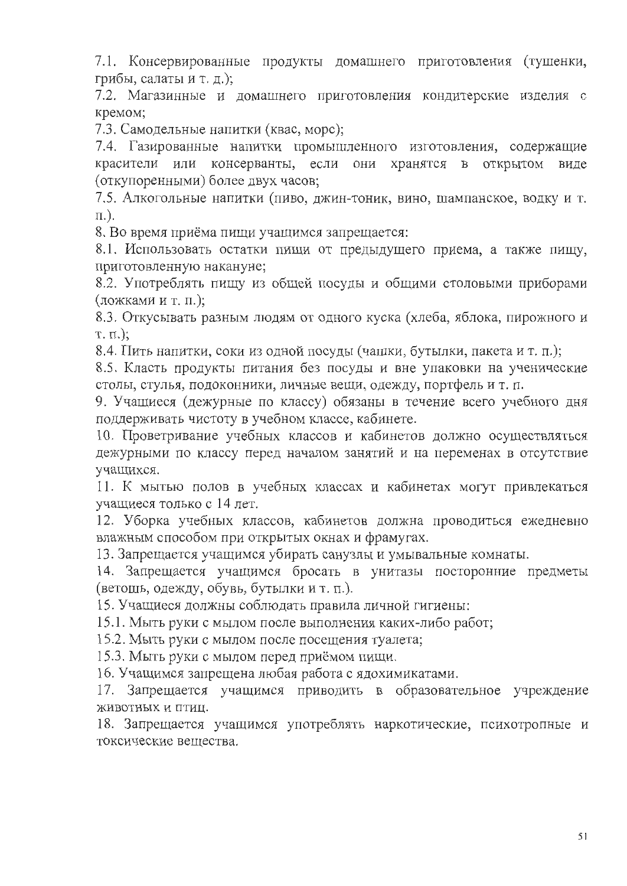7.1. Консервированные продукты домашнего приготовления (тушенки, грибы, салаты и т. д.);

7.2. Магазинные и домашнего приготовления кондитерские изделия с кремом;

7.3. Самодельные напитки (квас, морс);

7.4. Газированные напитки промышленного изготовления, содержащие красители или консерванты, если они хранятся в открытом виде (откупоренными) более двух часов;

7.5. Алкогольные напитки (пиво, джин-тоник, вино, шампанское, водку и т. п.).

8. Во время приёма пищи учащимся запрещается:

8.1. Использовать остатки пищи от предыдущего приема, а также пищу, приготовленную накануне;

8.2. Употреблять пищу из общей посуды и общими столовыми приборами (ложками и т. п.);

8.3. Откусывать разным людям от одного куска (хлеба, яблока, пирожного и т. п.);

8.4. Пить напитки, соки из одной посуды (чашки, бутылки, пакета и т. п.);

8.5. Класть продукты питания без посуды и вне упаковки на ученические столы, стулья, подоконники, личные вещи, одежду, портфель и т. п.

9. Учащиеся (дежурные по классу) обязаны в течение всего учебного дня поддерживать чистоту в учебном классе, кабинете.

10. Проветривание учебных классов и кабинетов должно осуществляться дежурными по классу перед началом занятий и на переменах в отсутствие учащихся.

11. К мытью полов в учебных классах и кабинетах могут привлекаться учащиеся только с 14 лет.

12. Уборка учебных классов, кабинетов должна проводиться ежедневно влажным способом при открытых окнах и фрамугах.

13. Запрещается учащимся убирать санузлы и умывальные комнаты.

14. Запрещается учащимся бросать в унитазы посторонние предметы (ветошь, одежду, обувь, бутылки и т. п.).

15. Учащиеся должны соблюдать правила личной гигиены:

15.1. Мыть руки с мылом после выполнения каких-либо работ;

15.2. Мыть руки с мылом после посещения туалета;

15.3. Мыть руки с мылом перед приёмом пищи.

16. Учащимся запрещена любая работа с ядохимикатами.

17. Запрещается учащимся приводить в образовательное учреждение животных и птиц.

18. Запрещается учащимся употреблять наркотические, психотропные и токсические вещества.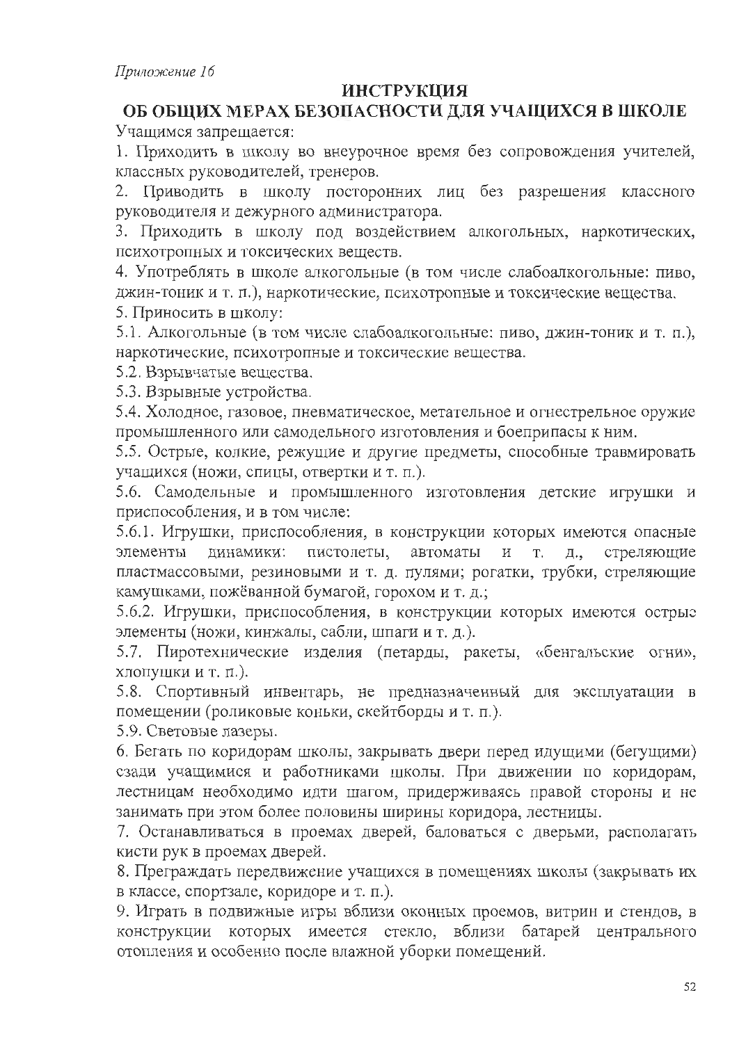*Приложение 16*

# ИНСТРУКЦИЯ
# ОБ ОБЩИХ МЕРАХ БЕЗОПАСНОСТИ ДЛЯ УЧАЩИХСЯ В ШКОЛЕ

Учащимся запрещается:

1. Приходить в школу во внеурочное время без сопровождения учителей, классных руководителей, тренеров.
2. Приводить в школу посторонних лиц без разрешения классного руководителя и дежурного администратора.
3. Приходить в школу под воздействием алкогольных, наркотических, психотропных и токсических веществ.
4. Употреблять в школе алкогольные (в том числе слабоалкогольные: пиво, джин-тоник и т. п.), наркотические, психотропные и токсические вещества.
5. Приносить в школу:

5.1. Алкогольные (в том числе слабоалкогольные: пиво, джин-тоник и т. п.), наркотические, психотропные и токсические вещества.

5.2. Взрывчатые вещества.

5.3. Взрывные устройства.

5.4. Холодное, газовое, пневматическое, метательное и огнестрельное оружие промышленного или самодельного изготовления и боеприпасы к ним.

5.5. Острые, колкие, режущие и другие предметы, способные травмировать учащихся (ножи, спицы, отвертки и т. п.).

5.6. Самодельные и промышленного изготовления детские игрушки и приспособления, и в том числе:

5.6.1. Игрушки, приспособления, в конструкции которых имеются опасные элементы динамики: пистолеты, автоматы и т. д., стреляющие пластмассовыми, резиновыми и т. д. пулями; рогатки, трубки, стреляющие камушками, пожёванной бумагой, горохом и т. д.;

5.6.2. Игрушки, приспособления, в конструкции которых имеются острые элементы (ножи, кинжалы, сабли, шпаги и т. д.).

5.7. Пиротехнические изделия (петарды, ракеты, «бенгальские огни», хлопушки и т. п.).

5.8. Спортивный инвентарь, не предназначенный для эксплуатации в помещении (роликовые коньки, скейтборды и т. п.).

5.9. Световые лазеры.

6. Бегать по коридорам школы, закрывать двери перед идущими (бегущими) сзади учащимися и работниками школы. При движении по коридорам, лестницам необходимо идти шагом, придерживаясь правой стороны и не занимать при этом более половины ширины коридора, лестницы.
7. Останавливаться в проемах дверей, баловаться с дверьми, располагать кисти рук в проемах дверей.
8. Преграждать передвижение учащихся в помещениях школы (закрывать их в классе, спортзале, коридоре и т. п.).
9. Играть в подвижные игры вблизи оконных проемов, витрин и стендов, в конструкции которых имеется стекло, вблизи батарей центрального отопления и особенно после влажной уборки помещений.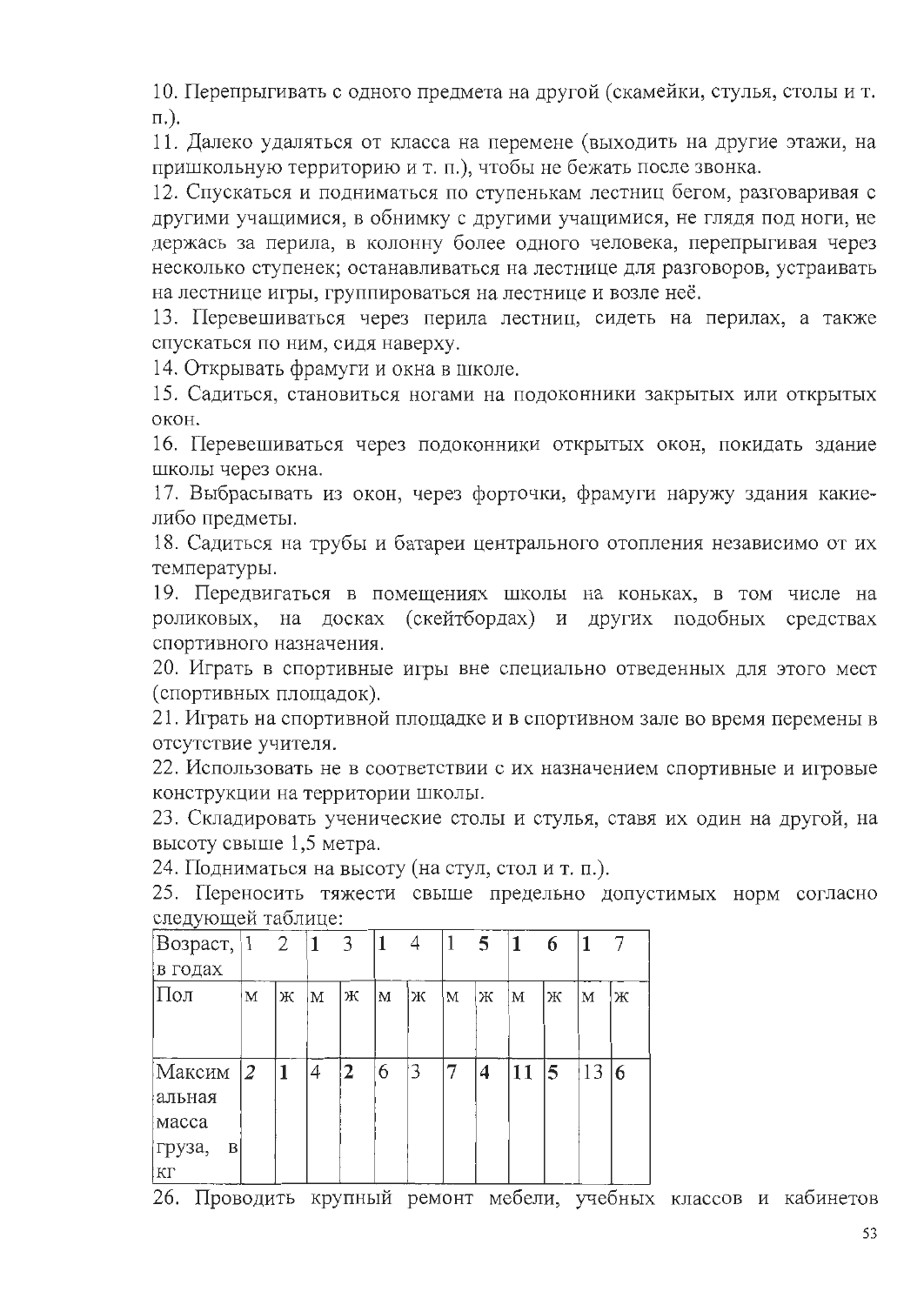10. Перепрыгивать с одного предмета на другой (скамейки, стулья, столы и т. п.).

11. Далеко удаляться от класса на перемене (выходить на другие этажи, на пришкольную территорию и т. п.), чтобы не бежать после звонка.

12. Спускаться и подниматься по ступенькам лестниц бегом, разговаривая с другими учащимися, в обнимку с другими учащимися, не глядя под ноги, не держась за перила, в колонну более одного человека, перепрыгивая через несколько ступенек; останавливаться на лестнице для разговоров, устраивать на лестнице игры, группироваться на лестнице и возле неё.

13. Перевешиваться через перила лестниц, сидеть на перилах, а также спускаться по ним, сидя наверху.

14. Открывать фрамуги и окна в школе.

15. Садиться, становиться ногами на подоконники закрытых или открытых окон.

16. Перевешиваться через подоконники открытых окон, покидать здание школы через окна.

17. Выбрасывать из окон, через форточки, фрамуги наружу здания какие-либо предметы.

18. Садиться на трубы и батареи центрального отопления независимо от их температуры.

19. Передвигаться в помещениях школы на коньках, в том числе на роликовых, на досках (скейтбордах) и других подобных средствах спортивного назначения.

20. Играть в спортивные игры вне специально отведенных для этого мест (спортивных площадок).

21. Играть на спортивной площадке и в спортивном зале во время перемены в отсутствие учителя.

22. Использовать не в соответствии с их назначением спортивные и игровые конструкции на территории школы.

23. Складировать ученические столы и стулья, ставя их один на другой, на высоту свыше 1,5 метра.

24. Подниматься на высоту (на стул, стол и т. п.).

25. Переносить тяжести свыше предельно допустимых норм согласно следующей таблице:

| Возраст, в годах | 12 | | 13 | | 14 | | 15 | | 16 | | 17 | |
|---|---|---|---|---|---|---|---|---|---|---|---|---|
| Пол | м | ж | м | ж | м | ж | м | ж | м | ж | м | ж |
| Максимальная масса груза, в кг | 2 | 1 | 4 | 2 | 6 | 3 | 7 | 4 | 11 | 5 | 13 | 6 |

26. Проводить крупный ремонт мебели, учебных классов и кабинетов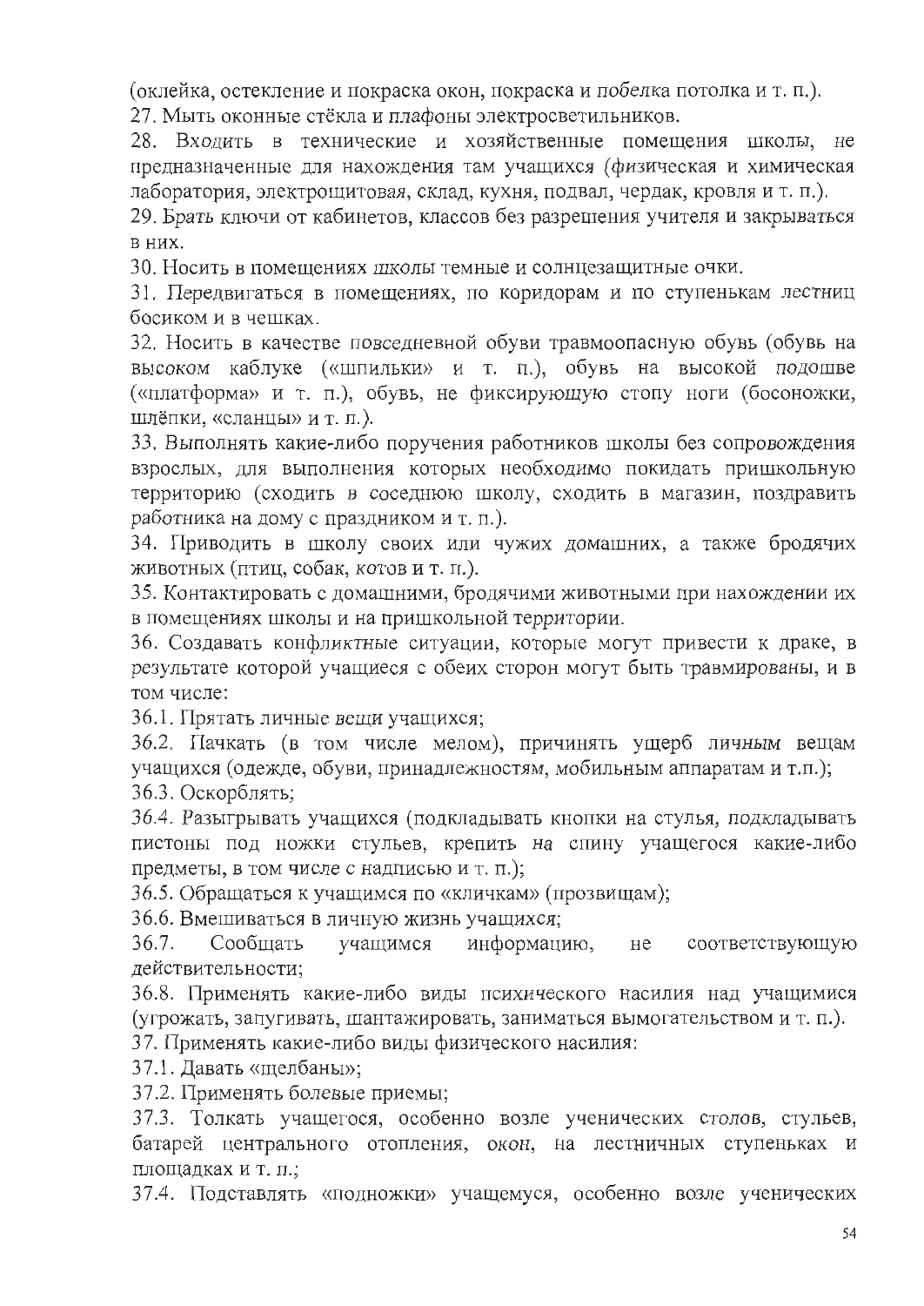(оклейка, остекление и покраска окон, покраска и побелка потолка и т. п.).

27. Мыть оконные стёкла и плафоны электросветильников.

28. Входить в технические и хозяйственные помещения школы, не предназначенные для нахождения там учащихся (физическая и химическая лаборатория, электрощитовая, склад, кухня, подвал, чердак, кровля и т. п.).

29. Брать ключи от кабинетов, классов без разрешения учителя и закрываться в них.

30. Носить в помещениях школы темные и солнцезащитные очки.

31. Передвигаться в помещениях, по коридорам и по ступенькам лестниц босиком и в чешках.

32. Носить в качестве повседневной обуви травмоопасную обувь (обувь на высоком каблуке («шпильки» и т. п.), обувь на высокой подошве («платформа» и т. п.), обувь, не фиксирующую стопу ноги (босоножки, шлёпки, «сланцы» и т. п.).

33. Выполнять какие-либо поручения работников школы без сопровождения взрослых, для выполнения которых необходимо покидать пришкольную территорию (сходить в соседнюю школу, сходить в магазин, поздравить работника на дому с праздником и т. п.).

34. Приводить в школу своих или чужих домашних, а также бродячих животных (птиц, собак, котов и т. п.).

35. Контактировать с домашними, бродячими животными при нахождении их в помещениях школы и на пришкольной территории.

36. Создавать конфликтные ситуации, которые могут привести к драке, в результате которой учащиеся с обеих сторон могут быть травмированы, и в том числе:

36.1. Прятать личные вещи учащихся;

36.2. Пачкать (в том числе мелом), причинять ущерб личным вещам учащихся (одежде, обуви, принадлежностям, мобильным аппаратам и т.п.);

36.3. Оскорблять;

36.4. Разыгрывать учащихся (подкладывать кнопки на стулья, подкладывать пистоны под ножки стульев, крепить на спину учащегося какие-либо предметы, в том числе с надписью и т. п.);

36.5. Обращаться к учащимся по «кличкам» (прозвищам);

36.6. Вмешиваться в личную жизнь учащихся;

36.7. Сообщать учащимся информацию, не соответствующую действительности;

36.8. Применять какие-либо виды психического насилия над учащимися (угрожать, запугивать, шантажировать, заниматься вымогательством и т. п.).

37. Применять какие-либо виды физического насилия:

37.1. Давать «щелбаны»;

37.2. Применять болевые приемы;

37.3. Толкать учащегося, особенно возле ученических столов, стульев, батарей центрального отопления, окон, на лестничных ступеньках и площадках и т. п.;

37.4. Подставлять «подножки» учащемуся, особенно возле ученических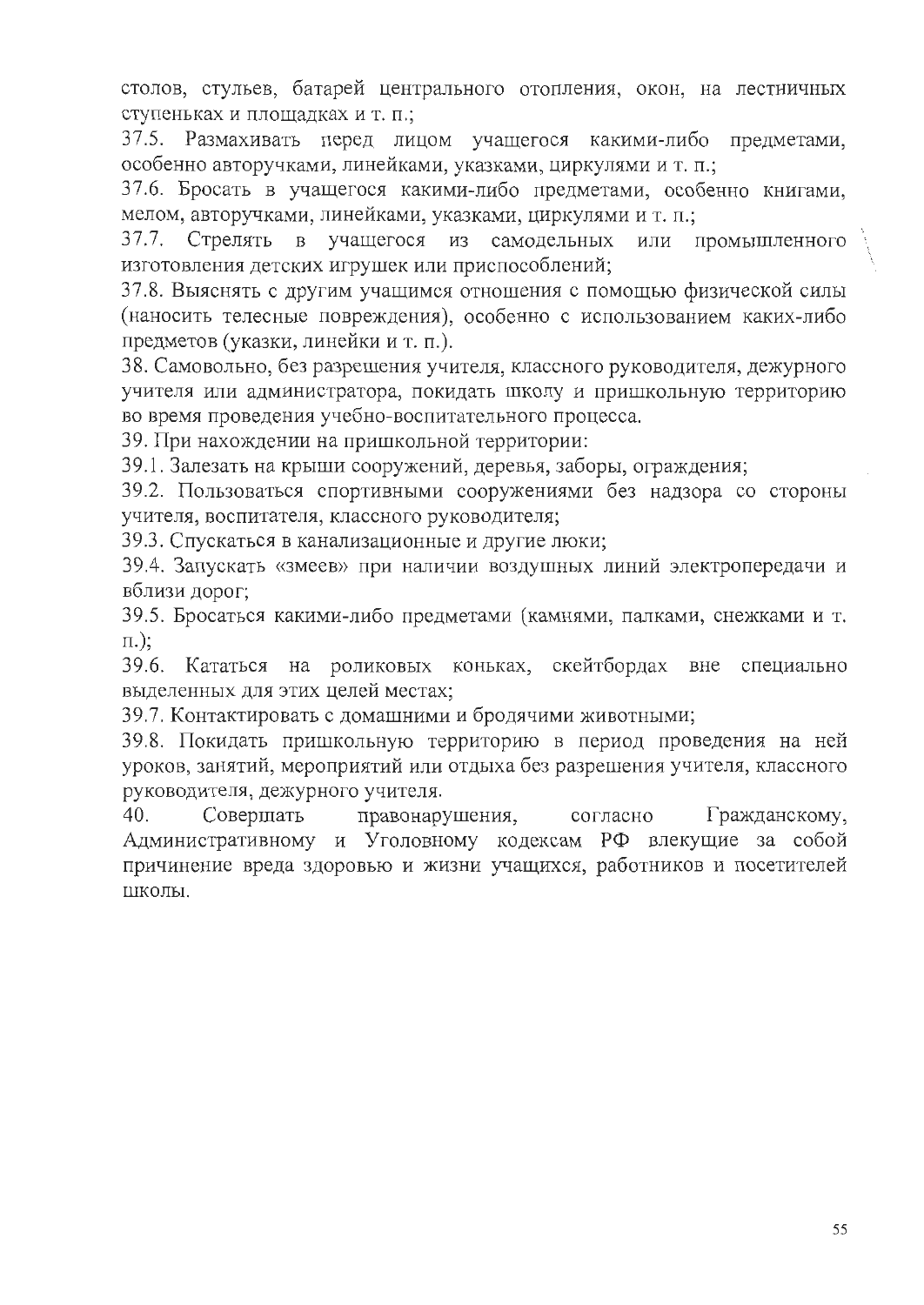столов, стульев, батарей центрального отопления, окон, на лестничных ступеньках и площадках и т. п.;

37.5. Размахивать перед лицом учащегося какими-либо предметами, особенно авторучками, линейками, указками, циркулями и т. п.;

37.6. Бросать в учащегося какими-либо предметами, особенно книгами, мелом, авторучками, линейками, указками, циркулями и т. п.;

37.7. Стрелять в учащегося из самодельных или промышленного изготовления детских игрушек или приспособлений;

37.8. Выяснять с другим учащимся отношения с помощью физической силы (наносить телесные повреждения), особенно с использованием каких-либо предметов (указки, линейки и т. п.).

38. Самовольно, без разрешения учителя, классного руководителя, дежурного учителя или администратора, покидать школу и пришкольную территорию во время проведения учебно-воспитательного процесса.

39. При нахождении на пришкольной территории:

39.1. Залезать на крыши сооружений, деревья, заборы, ограждения;

39.2. Пользоваться спортивными сооружениями без надзора со стороны учителя, воспитателя, классного руководителя;

39.3. Спускаться в канализационные и другие люки;

39.4. Запускать «змеев» при наличии воздушных линий электропередачи и вблизи дорог;

39.5. Бросаться какими-либо предметами (камнями, палками, снежками и т. п.);

39.6. Кататься на роликовых коньках, скейтбордах вне специально выделенных для этих целей местах;

39.7. Контактировать с домашними и бродячими животными;

39.8. Покидать пришкольную территорию в период проведения на ней уроков, занятий, мероприятий или отдыха без разрешения учителя, классного руководителя, дежурного учителя.

40. Совершать правонарушения, согласно Гражданскому, Административному и Уголовному кодексам РФ влекущие за собой причинение вреда здоровью и жизни учащихся, работников и посетителей школы.